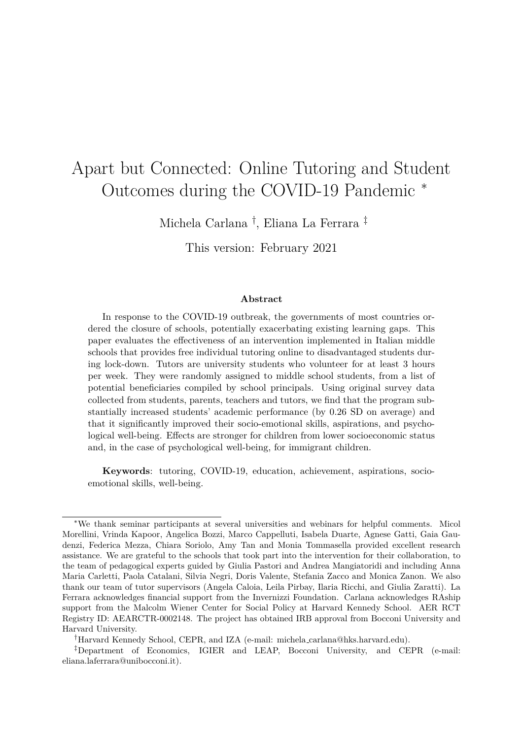# Apart but Connected: Online Tutoring and Student Outcomes during the COVID-19 Pandemic *

Michela Carlana †, Eliana La Ferrara ‡

This version: February 2021

### Abstract

In response to the COVID-19 outbreak, the governments of most countries ordered the closure of schools, potentially exacerbating existing learning gaps. This paper evaluates the effectiveness of an intervention implemented in Italian middle schools that provides free individual tutoring online to disadvantaged students during lock-down. Tutors are university students who volunteer for at least 3 hours per week. They were randomly assigned to middle school students, from a list of potential beneficiaries compiled by school principals. Using original survey data collected from students, parents, teachers and tutors, we find that the program substantially increased students' academic performance (by 0.26 SD on average) and that it significantly improved their socio-emotional skills, aspirations, and psychological well-being. Effects are stronger for children from lower socioeconomic status and, in the case of psychological well-being, for immigrant children.

**Keywords**: tutoring, COVID-19, education, achievement, aspirations, socio-emotional skills, well-being.

---

*We thank seminar participants at several universities and webinars for helpful comments. Micol Morellini, Vrinda Kapoor, Angelica Bozzi, Marco Cappelluti, Isabela Duarte, Agnese Gatti, Gaia Gaudenzi, Federica Mezza, Chiara Soriolo, Amy Tan and Monia Tommasella provided excellent research assistance. We are grateful to the schools that took part into the intervention for their collaboration, to the team of pedagogical experts guided by Giulia Pastori and Andrea Mangiatoridi and including Anna Maria Carletti, Paola Catalani, Silvia Negri, Doris Valente, Stefania Zacco and Monica Zanon. We also thank our team of tutor supervisors (Angela Caloia, Leila Pirbay, Ilaria Ricchi, and Giulia Zaratti). La Ferrara acknowledges financial support from the Invernizzi Foundation. Carlana acknowledges RAship support from the Malcolm Wiener Center for Social Policy at Harvard Kennedy School. AER RCT Registry ID: AEARCTR-0002148. The project has obtained IRB approval from Bocconi University and Harvard University.

†Harvard Kennedy School, CEPR, and IZA (e-mail: michela_carlana@hks.harvard.edu).

‡Department of Economics, IGIER and LEAP, Bocconi University, and CEPR (e-mail: eliana.laferrara@unibocconi.it).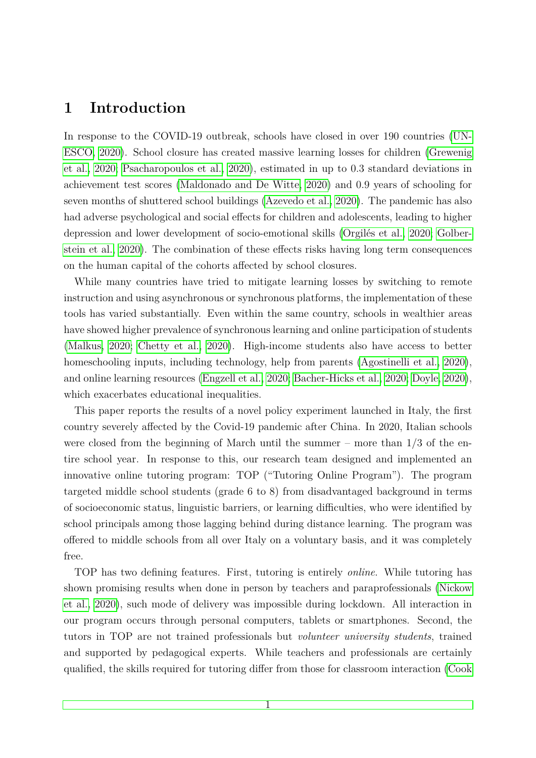# 1 Introduction

In response to the COVID-19 outbreak, schools have closed in over 190 countries (UNESCO, 2020). School closure has created massive learning losses for children (Grewenig et al., 2020; Psacharopoulos et al., 2020), estimated in up to 0.3 standard deviations in achievement test scores (Maldonado and De Witte, 2020) and 0.9 years of schooling for seven months of shuttered school buildings (Azevedo et al., 2020). The pandemic has also had adverse psychological and social effects for children and adolescents, leading to higher depression and lower development of socio-emotional skills (Orgilés et al., 2020; Golberstein et al., 2020). The combination of these effects risks having long term consequences on the human capital of the cohorts affected by school closures.

While many countries have tried to mitigate learning losses by switching to remote instruction and using asynchronous or synchronous platforms, the implementation of these tools has varied substantially. Even within the same country, schools in wealthier areas have showed higher prevalence of synchronous learning and online participation of students (Malkus, 2020; Chetty et al., 2020). High-income students also have access to better homeschooling inputs, including technology, help from parents (Agostinelli et al., 2020), and online learning resources (Engzell et al., 2020; Bacher-Hicks et al., 2020; Doyle, 2020), which exacerbates educational inequalities.

This paper reports the results of a novel policy experiment launched in Italy, the first country severely affected by the Covid-19 pandemic after China. In 2020, Italian schools were closed from the beginning of March until the summer – more than 1/3 of the entire school year. In response to this, our research team designed and implemented an innovative online tutoring program: TOP ("Tutoring Online Program"). The program targeted middle school students (grade 6 to 8) from disadvantaged background in terms of socioeconomic status, linguistic barriers, or learning difficulties, who were identified by school principals among those lagging behind during distance learning. The program was offered to middle schools from all over Italy on a voluntary basis, and it was completely free.

TOP has two defining features. First, tutoring is entirely *online*. While tutoring has shown promising results when done in person by teachers and paraprofessionals (Nickow et al., 2020), such mode of delivery was impossible during lockdown. All interaction in our program occurs through personal computers, tablets or smartphones. Second, the tutors in TOP are not trained professionals but *volunteer university students*, trained and supported by pedagogical experts. While teachers and professionals are certainly qualified, the skills required for tutoring differ from those for classroom interaction (Cook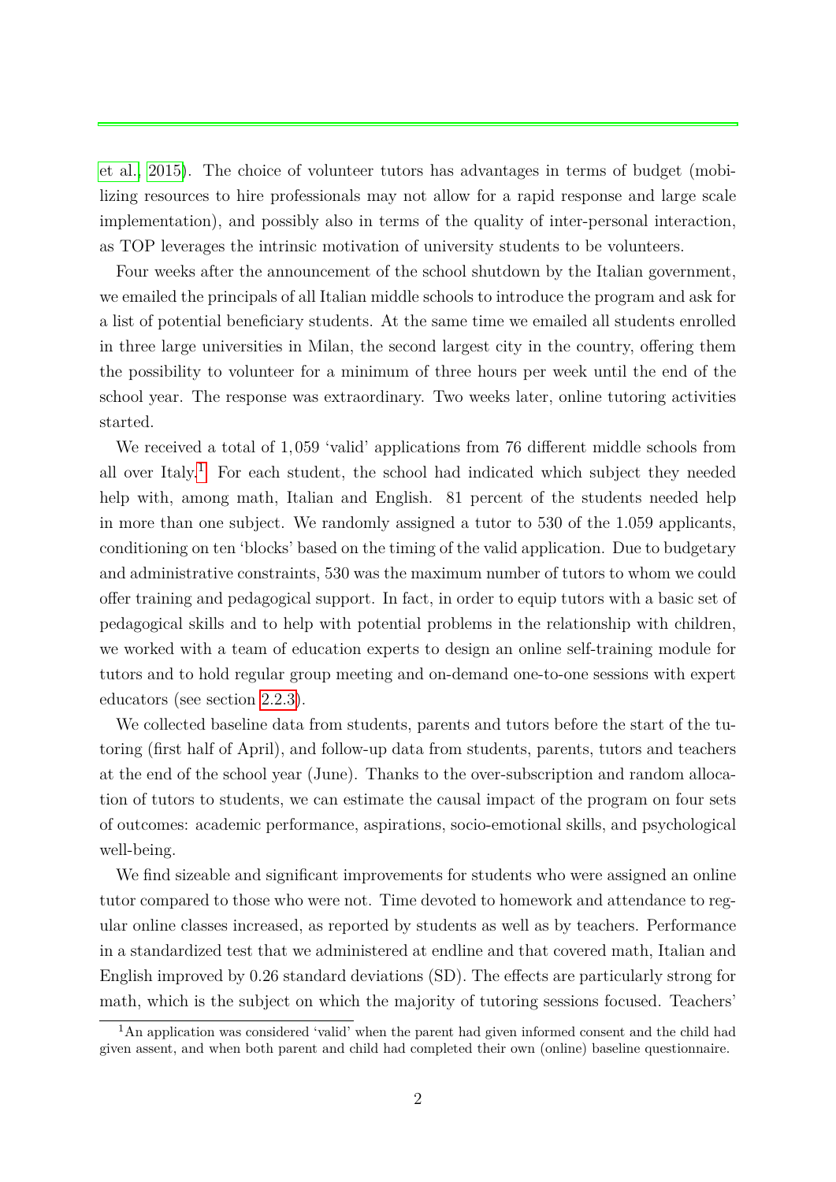et al., 2015). The choice of volunteer tutors has advantages in terms of budget (mobilizing resources to hire professionals may not allow for a rapid response and large scale implementation), and possibly also in terms of the quality of inter-personal interaction, as TOP leverages the intrinsic motivation of university students to be volunteers.

Four weeks after the announcement of the school shutdown by the Italian government, we emailed the principals of all Italian middle schools to introduce the program and ask for a list of potential beneficiary students. At the same time we emailed all students enrolled in three large universities in Milan, the second largest city in the country, offering them the possibility to volunteer for a minimum of three hours per week until the end of the school year. The response was extraordinary. Two weeks later, online tutoring activities started.

We received a total of 1,059 'valid' applications from 76 different middle schools from all over Italy.[1] For each student, the school had indicated which subject they needed help with, among math, Italian and English. 81 percent of the students needed help in more than one subject. We randomly assigned a tutor to 530 of the 1.059 applicants, conditioning on ten 'blocks' based on the timing of the valid application. Due to budgetary and administrative constraints, 530 was the maximum number of tutors to whom we could offer training and pedagogical support. In fact, in order to equip tutors with a basic set of pedagogical skills and to help with potential problems in the relationship with children, we worked with a team of education experts to design an online self-training module for tutors and to hold regular group meeting and on-demand one-to-one sessions with expert educators (see section 2.2.3).

We collected baseline data from students, parents and tutors before the start of the tutoring (first half of April), and follow-up data from students, parents, tutors and teachers at the end of the school year (June). Thanks to the over-subscription and random allocation of tutors to students, we can estimate the causal impact of the program on four sets of outcomes: academic performance, aspirations, socio-emotional skills, and psychological well-being.

We find sizeable and significant improvements for students who were assigned an online tutor compared to those who were not. Time devoted to homework and attendance to regular online classes increased, as reported by students as well as by teachers. Performance in a standardized test that we administered at endline and that covered math, Italian and English improved by 0.26 standard deviations (SD). The effects are particularly strong for math, which is the subject on which the majority of tutoring sessions focused. Teachers'

[1] An application was considered 'valid' when the parent had given informed consent and the child had given assent, and when both parent and child had completed their own (online) baseline questionnaire.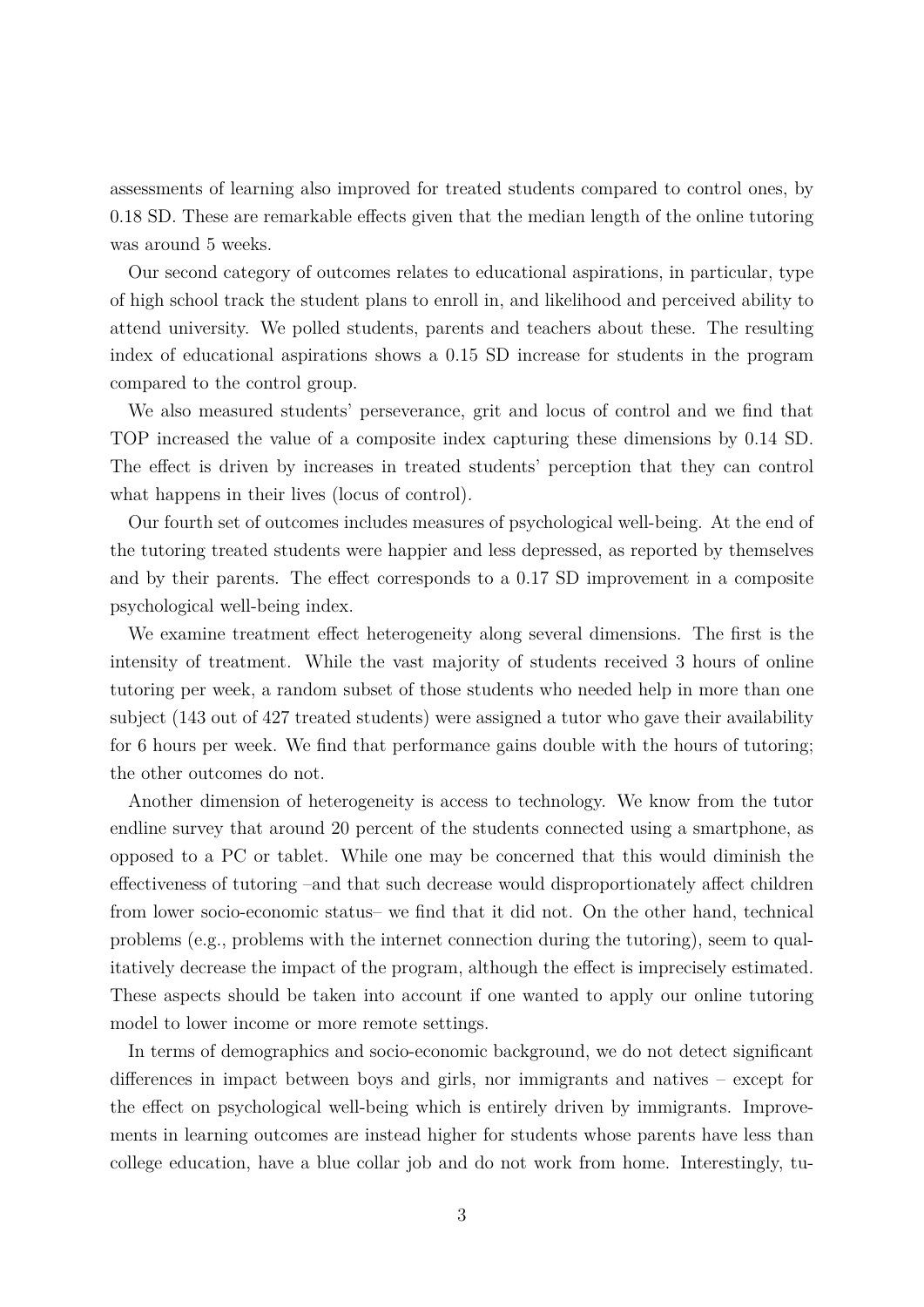assessments of learning also improved for treated students compared to control ones, by 0.18 SD. These are remarkable effects given that the median length of the online tutoring was around 5 weeks.

Our second category of outcomes relates to educational aspirations, in particular, type of high school track the student plans to enroll in, and likelihood and perceived ability to attend university. We polled students, parents and teachers about these. The resulting index of educational aspirations shows a 0.15 SD increase for students in the program compared to the control group.

We also measured students' perseverance, grit and locus of control and we find that TOP increased the value of a composite index capturing these dimensions by 0.14 SD. The effect is driven by increases in treated students' perception that they can control what happens in their lives (locus of control).

Our fourth set of outcomes includes measures of psychological well-being. At the end of the tutoring treated students were happier and less depressed, as reported by themselves and by their parents. The effect corresponds to a 0.17 SD improvement in a composite psychological well-being index.

We examine treatment effect heterogeneity along several dimensions. The first is the intensity of treatment. While the vast majority of students received 3 hours of online tutoring per week, a random subset of those students who needed help in more than one subject (143 out of 427 treated students) were assigned a tutor who gave their availability for 6 hours per week. We find that performance gains double with the hours of tutoring; the other outcomes do not.

Another dimension of heterogeneity is access to technology. We know from the tutor endline survey that around 20 percent of the students connected using a smartphone, as opposed to a PC or tablet. While one may be concerned that this would diminish the effectiveness of tutoring –and that such decrease would disproportionately affect children from lower socio-economic status– we find that it did not. On the other hand, technical problems (e.g., problems with the internet connection during the tutoring), seem to qualitatively decrease the impact of the program, although the effect is imprecisely estimated. These aspects should be taken into account if one wanted to apply our online tutoring model to lower income or more remote settings.

In terms of demographics and socio-economic background, we do not detect significant differences in impact between boys and girls, nor immigrants and natives – except for the effect on psychological well-being which is entirely driven by immigrants. Improvements in learning outcomes are instead higher for students whose parents have less than college education, have a blue collar job and do not work from home. Interestingly, tu-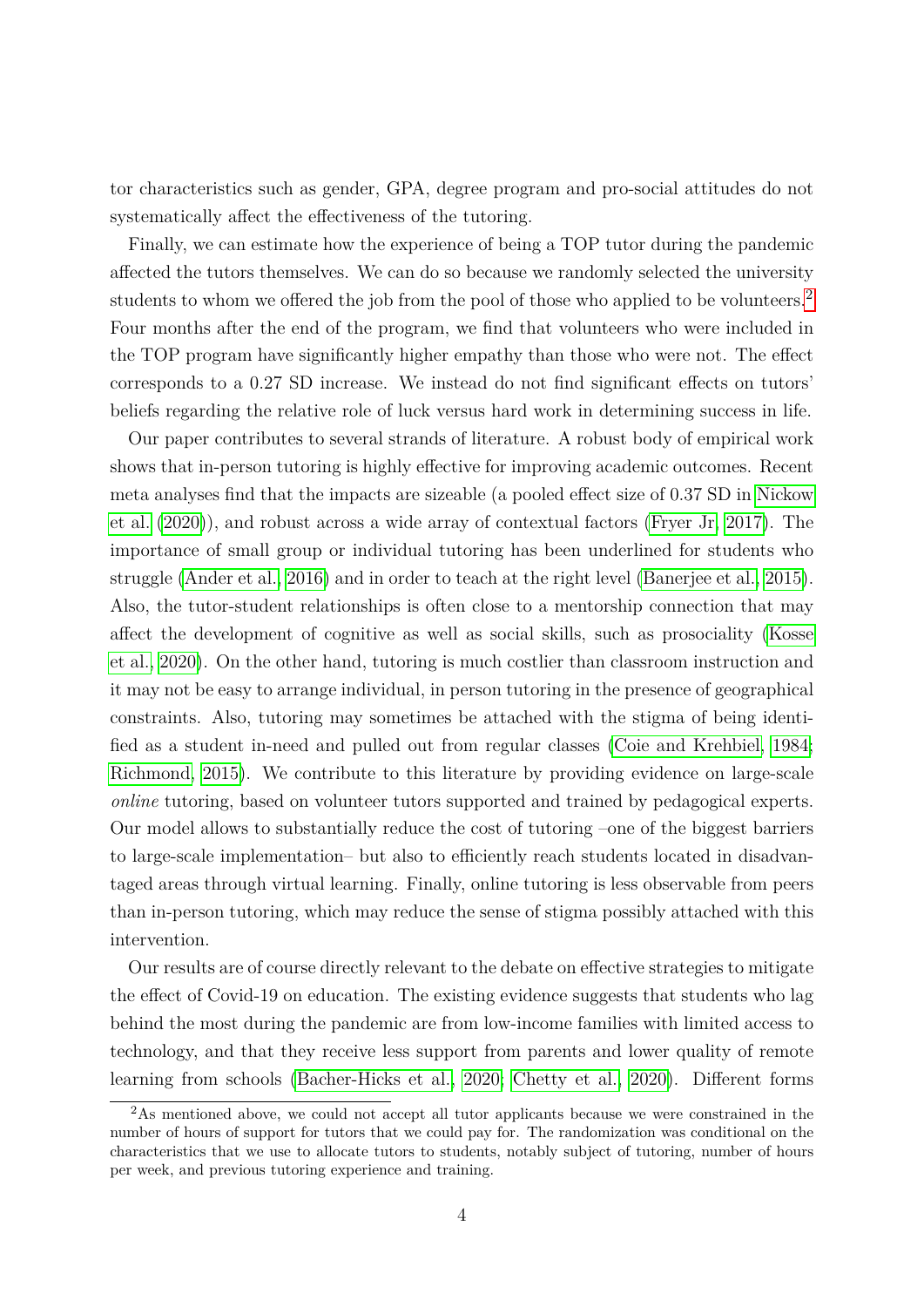tor characteristics such as gender, GPA, degree program and pro-social attitudes do not systematically affect the effectiveness of the tutoring.

Finally, we can estimate how the experience of being a TOP tutor during the pandemic affected the tutors themselves. We can do so because we randomly selected the university students to whom we offered the job from the pool of those who applied to be volunteers.[2] Four months after the end of the program, we find that volunteers who were included in the TOP program have significantly higher empathy than those who were not. The effect corresponds to a 0.27 SD increase. We instead do not find significant effects on tutors' beliefs regarding the relative role of luck versus hard work in determining success in life.

Our paper contributes to several strands of literature. A robust body of empirical work shows that in-person tutoring is highly effective for improving academic outcomes. Recent meta analyses find that the impacts are sizeable (a pooled effect size of 0.37 SD in Nickow et al. (2020)), and robust across a wide array of contextual factors (Fryer Jr, 2017). The importance of small group or individual tutoring has been underlined for students who struggle (Ander et al., 2016) and in order to teach at the right level (Banerjee et al., 2015). Also, the tutor-student relationships is often close to a mentorship connection that may affect the development of cognitive as well as social skills, such as prosociality (Kosse et al., 2020). On the other hand, tutoring is much costlier than classroom instruction and it may not be easy to arrange individual, in person tutoring in the presence of geographical constraints. Also, tutoring may sometimes be attached with the stigma of being identified as a student in-need and pulled out from regular classes (Coie and Krehbiel, 1984; Richmond, 2015). We contribute to this literature by providing evidence on large-scale *online* tutoring, based on volunteer tutors supported and trained by pedagogical experts. Our model allows to substantially reduce the cost of tutoring –one of the biggest barriers to large-scale implementation– but also to efficiently reach students located in disadvantaged areas through virtual learning. Finally, online tutoring is less observable from peers than in-person tutoring, which may reduce the sense of stigma possibly attached with this intervention.

Our results are of course directly relevant to the debate on effective strategies to mitigate the effect of Covid-19 on education. The existing evidence suggests that students who lag behind the most during the pandemic are from low-income families with limited access to technology, and that they receive less support from parents and lower quality of remote learning from schools (Bacher-Hicks et al., 2020; Chetty et al., 2020). Different forms

[2]As mentioned above, we could not accept all tutor applicants because we were constrained in the number of hours of support for tutors that we could pay for. The randomization was conditional on the characteristics that we use to allocate tutors to students, notably subject of tutoring, number of hours per week, and previous tutoring experience and training.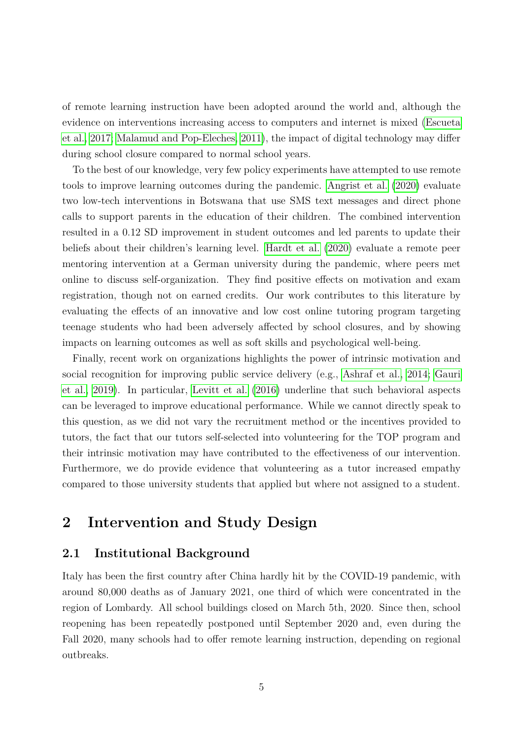of remote learning instruction have been adopted around the world and, although the evidence on interventions increasing access to computers and internet is mixed (Escueta et al., 2017; Malamud and Pop-Eleches, 2011), the impact of digital technology may differ during school closure compared to normal school years.

To the best of our knowledge, very few policy experiments have attempted to use remote tools to improve learning outcomes during the pandemic. Angrist et al. (2020) evaluate two low-tech interventions in Botswana that use SMS text messages and direct phone calls to support parents in the education of their children. The combined intervention resulted in a 0.12 SD improvement in student outcomes and led parents to update their beliefs about their children's learning level. Hardt et al. (2020) evaluate a remote peer mentoring intervention at a German university during the pandemic, where peers met online to discuss self-organization. They find positive effects on motivation and exam registration, though not on earned credits. Our work contributes to this literature by evaluating the effects of an innovative and low cost online tutoring program targeting teenage students who had been adversely affected by school closures, and by showing impacts on learning outcomes as well as soft skills and psychological well-being.

Finally, recent work on organizations highlights the power of intrinsic motivation and social recognition for improving public service delivery (e.g., Ashraf et al., 2014; Gauri et al., 2019). In particular, Levitt et al. (2016) underline that such behavioral aspects can be leveraged to improve educational performance. While we cannot directly speak to this question, as we did not vary the recruitment method or the incentives provided to tutors, the fact that our tutors self-selected into volunteering for the TOP program and their intrinsic motivation may have contributed to the effectiveness of our intervention. Furthermore, we do provide evidence that volunteering as a tutor increased empathy compared to those university students that applied but where not assigned to a student.

## 2 Intervention and Study Design

### 2.1 Institutional Background

Italy has been the first country after China hardly hit by the COVID-19 pandemic, with around 80,000 deaths as of January 2021, one third of which were concentrated in the region of Lombardy. All school buildings closed on March 5th, 2020. Since then, school reopening has been repeatedly postponed until September 2020 and, even during the Fall 2020, many schools had to offer remote learning instruction, depending on regional outbreaks.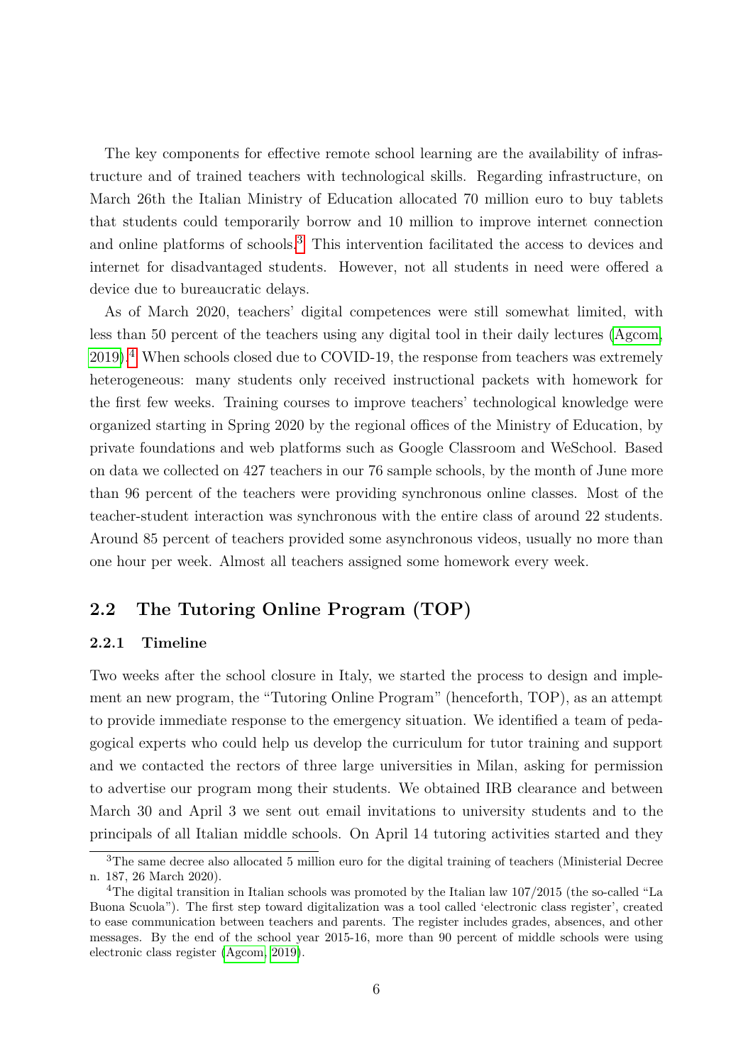The key components for effective remote school learning are the availability of infrastructure and of trained teachers with technological skills. Regarding infrastructure, on March 26th the Italian Ministry of Education allocated 70 million euro to buy tablets that students could temporarily borrow and 10 million to improve internet connection and online platforms of schools.[3] This intervention facilitated the access to devices and internet for disadvantaged students. However, not all students in need were offered a device due to bureaucratic delays.

As of March 2020, teachers' digital competences were still somewhat limited, with less than 50 percent of the teachers using any digital tool in their daily lectures (Agcom, 2019).[4] When schools closed due to COVID-19, the response from teachers was extremely heterogeneous: many students only received instructional packets with homework for the first few weeks. Training courses to improve teachers' technological knowledge were organized starting in Spring 2020 by the regional offices of the Ministry of Education, by private foundations and web platforms such as Google Classroom and WeSchool. Based on data we collected on 427 teachers in our 76 sample schools, by the month of June more than 96 percent of the teachers were providing synchronous online classes. Most of the teacher-student interaction was synchronous with the entire class of around 22 students. Around 85 percent of teachers provided some asynchronous videos, usually no more than one hour per week. Almost all teachers assigned some homework every week.

## 2.2 The Tutoring Online Program (TOP)

### 2.2.1 Timeline

Two weeks after the school closure in Italy, we started the process to design and implement an new program, the "Tutoring Online Program" (henceforth, TOP), as an attempt to provide immediate response to the emergency situation. We identified a team of pedagogical experts who could help us develop the curriculum for tutor training and support and we contacted the rectors of three large universities in Milan, asking for permission to advertise our program mong their students. We obtained IRB clearance and between March 30 and April 3 we sent out email invitations to university students and to the principals of all Italian middle schools. On April 14 tutoring activities started and they

[3] The same decree also allocated 5 million euro for the digital training of teachers (Ministerial Decree n. 187, 26 March 2020).

[4] The digital transition in Italian schools was promoted by the Italian law 107/2015 (the so-called "La Buona Scuola"). The first step toward digitalization was a tool called 'electronic class register', created to ease communication between teachers and parents. The register includes grades, absences, and other messages. By the end of the school year 2015-16, more than 90 percent of middle schools were using electronic class register (Agcom, 2019).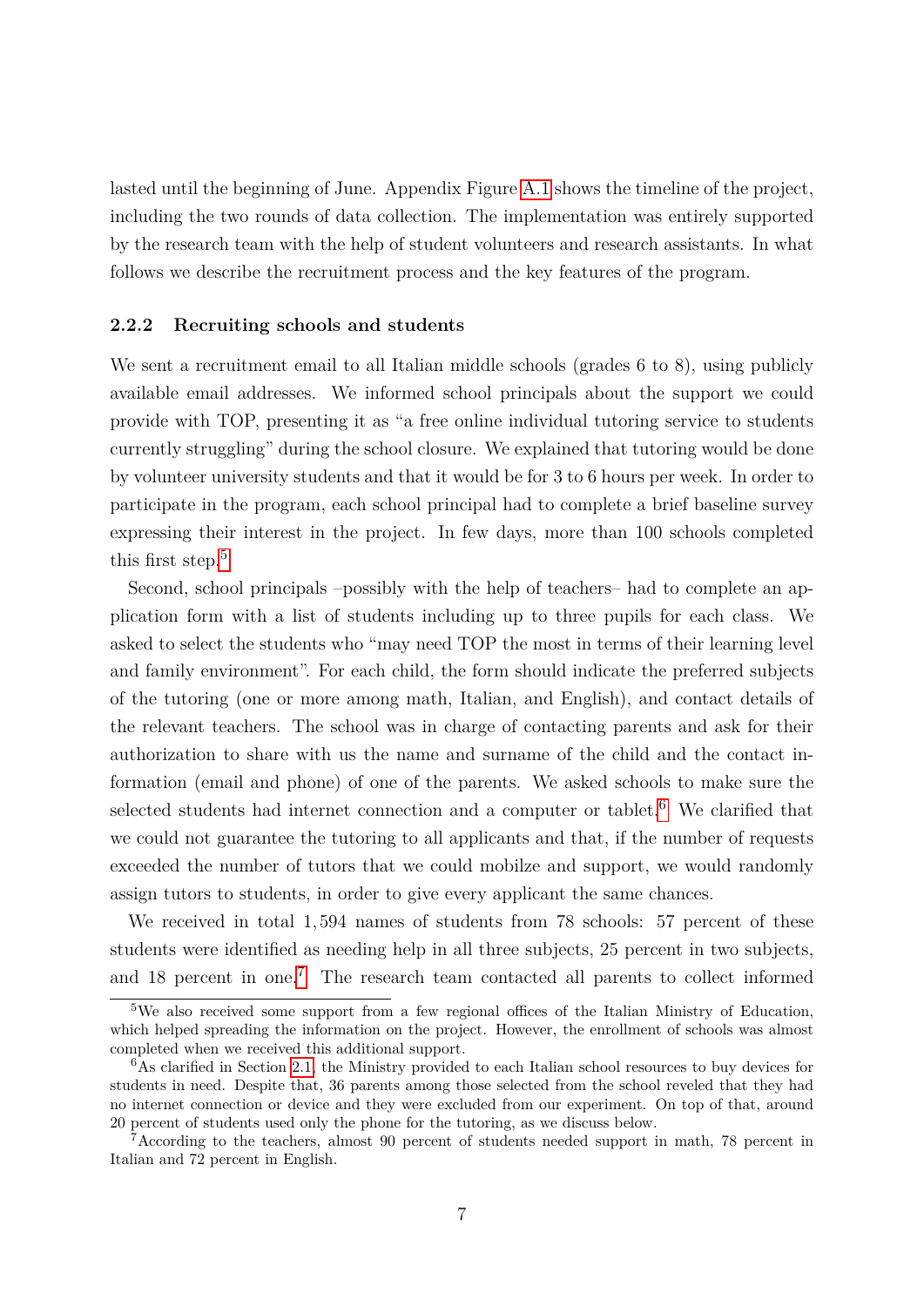lasted until the beginning of June. Appendix Figure A.1 shows the timeline of the project, including the two rounds of data collection. The implementation was entirely supported by the research team with the help of student volunteers and research assistants. In what follows we describe the recruitment process and the key features of the program.

#### 2.2.2 Recruiting schools and students

We sent a recruitment email to all Italian middle schools (grades 6 to 8), using publicly available email addresses. We informed school principals about the support we could provide with TOP, presenting it as "a free online individual tutoring service to students currently struggling" during the school closure. We explained that tutoring would be done by volunteer university students and that it would be for 3 to 6 hours per week. In order to participate in the program, each school principal had to complete a brief baseline survey expressing their interest in the project. In few days, more than 100 schools completed this first step.[5]

Second, school principals –possibly with the help of teachers– had to complete an application form with a list of students including up to three pupils for each class. We asked to select the students who "may need TOP the most in terms of their learning level and family environment". For each child, the form should indicate the preferred subjects of the tutoring (one or more among math, Italian, and English), and contact details of the relevant teachers. The school was in charge of contacting parents and ask for their authorization to share with us the name and surname of the child and the contact information (email and phone) of one of the parents. We asked schools to make sure the selected students had internet connection and a computer or tablet.[6] We clarified that we could not guarantee the tutoring to all applicants and that, if the number of requests exceeded the number of tutors that we could mobilze and support, we would randomly assign tutors to students, in order to give every applicant the same chances.

We received in total 1,594 names of students from 78 schools: 57 percent of these students were identified as needing help in all three subjects, 25 percent in two subjects, and 18 percent in one.[7] The research team contacted all parents to collect informed

[5] We also received some support from a few regional offices of the Italian Ministry of Education, which helped spreading the information on the project. However, the enrollment of schools was almost completed when we received this additional support.

[6] As clarified in Section 2.1, the Ministry provided to each Italian school resources to buy devices for students in need. Despite that, 36 parents among those selected from the school reveled that they had no internet connection or device and they were excluded from our experiment. On top of that, around 20 percent of students used only the phone for the tutoring, as we discuss below.

[7] According to the teachers, almost 90 percent of students needed support in math, 78 percent in Italian and 72 percent in English.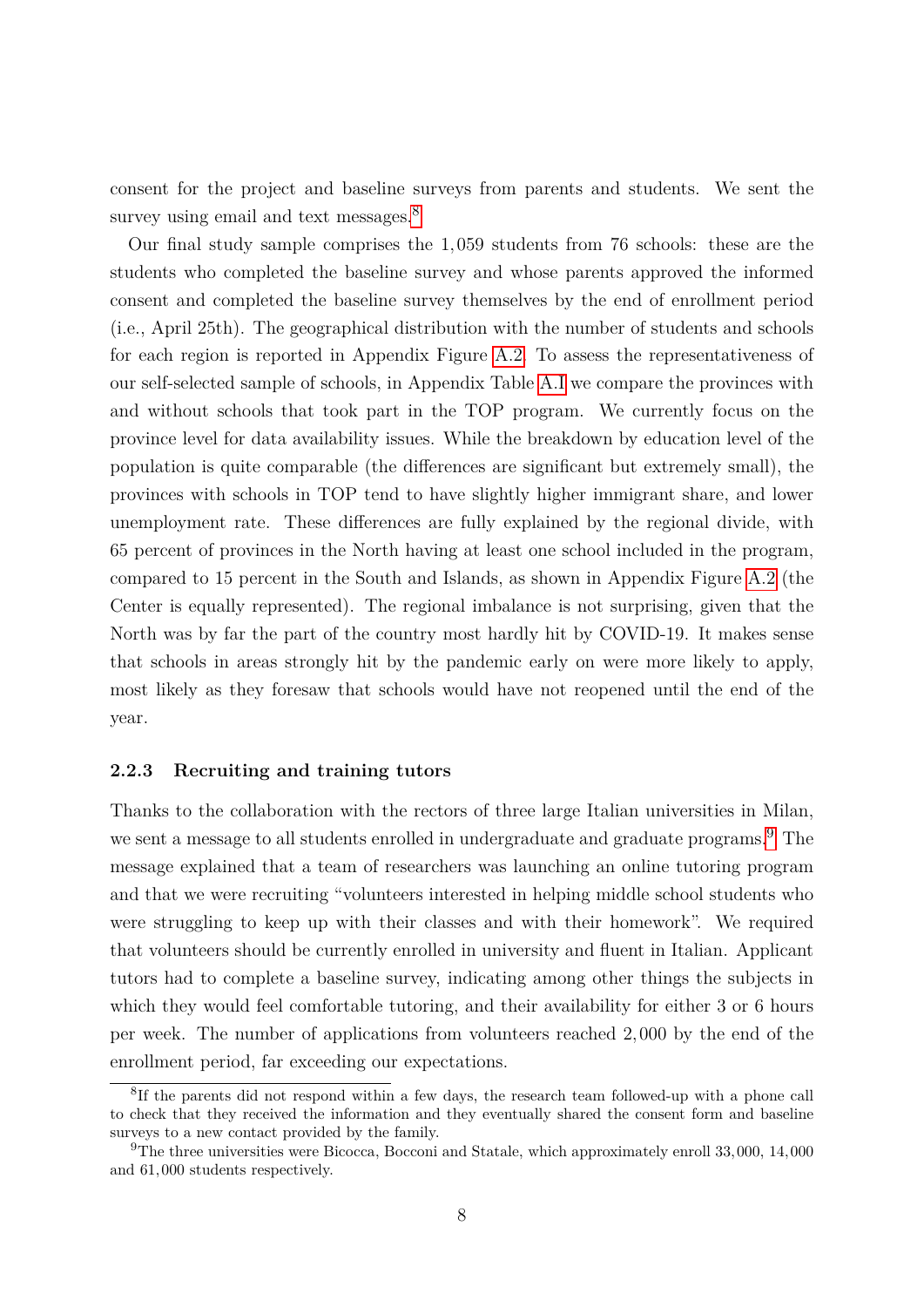consent for the project and baseline surveys from parents and students. We sent the survey using email and text messages.[8]

Our final study sample comprises the 1,059 students from 76 schools: these are the students who completed the baseline survey and whose parents approved the informed consent and completed the baseline survey themselves by the end of enrollment period (i.e., April 25th). The geographical distribution with the number of students and schools for each region is reported in Appendix Figure A.2. To assess the representativeness of our self-selected sample of schools, in Appendix Table A.I we compare the provinces with and without schools that took part in the TOP program. We currently focus on the province level for data availability issues. While the breakdown by education level of the population is quite comparable (the differences are significant but extremely small), the provinces with schools in TOP tend to have slightly higher immigrant share, and lower unemployment rate. These differences are fully explained by the regional divide, with 65 percent of provinces in the North having at least one school included in the program, compared to 15 percent in the South and Islands, as shown in Appendix Figure A.2 (the Center is equally represented). The regional imbalance is not surprising, given that the North was by far the part of the country most hardly hit by COVID-19. It makes sense that schools in areas strongly hit by the pandemic early on were more likely to apply, most likely as they foresaw that schools would have not reopened until the end of the year.

### 2.2.3 Recruiting and training tutors

Thanks to the collaboration with the rectors of three large Italian universities in Milan, we sent a message to all students enrolled in undergraduate and graduate programs.[9] The message explained that a team of researchers was launching an online tutoring program and that we were recruiting "volunteers interested in helping middle school students who were struggling to keep up with their classes and with their homework". We required that volunteers should be currently enrolled in university and fluent in Italian. Applicant tutors had to complete a baseline survey, indicating among other things the subjects in which they would feel comfortable tutoring, and their availability for either 3 or 6 hours per week. The number of applications from volunteers reached 2,000 by the end of the enrollment period, far exceeding our expectations.

[8] If the parents did not respond within a few days, the research team followed-up with a phone call to check that they received the information and they eventually shared the consent form and baseline surveys to a new contact provided by the family.

[9] The three universities were Bicocca, Bocconi and Statale, which approximately enroll 33,000, 14,000 and 61,000 students respectively.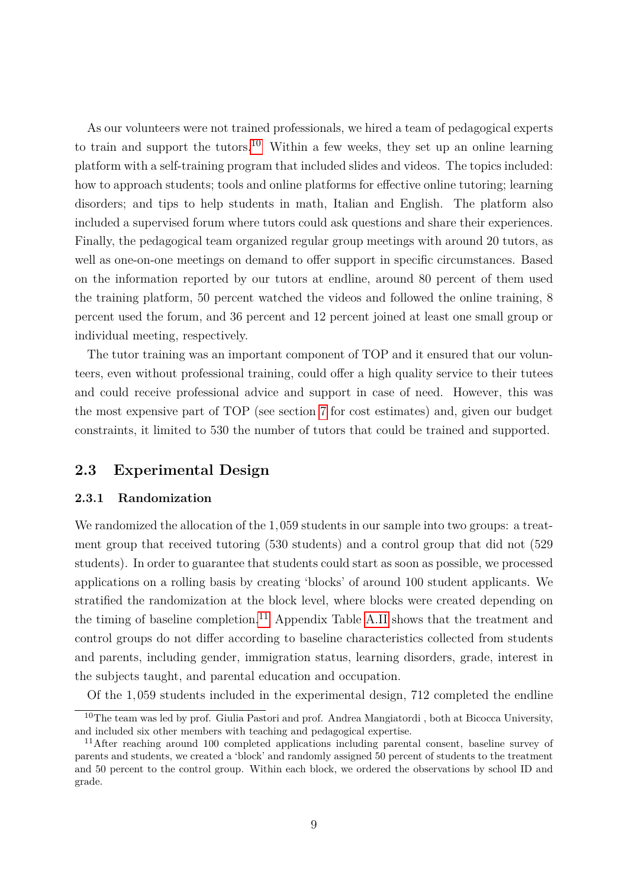As our volunteers were not trained professionals, we hired a team of pedagogical experts to train and support the tutors.[10] Within a few weeks, they set up an online learning platform with a self-training program that included slides and videos. The topics included: how to approach students; tools and online platforms for effective online tutoring; learning disorders; and tips to help students in math, Italian and English. The platform also included a supervised forum where tutors could ask questions and share their experiences. Finally, the pedagogical team organized regular group meetings with around 20 tutors, as well as one-on-one meetings on demand to offer support in specific circumstances. Based on the information reported by our tutors at endline, around 80 percent of them used the training platform, 50 percent watched the videos and followed the online training, 8 percent used the forum, and 36 percent and 12 percent joined at least one small group or individual meeting, respectively.

The tutor training was an important component of TOP and it ensured that our volunteers, even without professional training, could offer a high quality service to their tutees and could receive professional advice and support in case of need. However, this was the most expensive part of TOP (see section 7 for cost estimates) and, given our budget constraints, it limited to 530 the number of tutors that could be trained and supported.

## 2.3 Experimental Design

### 2.3.1 Randomization

We randomized the allocation of the $1,059$ students in our sample into two groups: a treatment group that received tutoring (530 students) and a control group that did not (529 students). In order to guarantee that students could start as soon as possible, we processed applications on a rolling basis by creating 'blocks' of around 100 student applicants. We stratified the randomization at the block level, where blocks were created depending on the timing of baseline completion.[11] Appendix Table A.II shows that the treatment and control groups do not differ according to baseline characteristics collected from students and parents, including gender, immigration status, learning disorders, grade, interest in the subjects taught, and parental education and occupation.

Of the $1,059$ students included in the experimental design, 712 completed the endline

[10] The team was led by prof. Giulia Pastori and prof. Andrea Mangiatordi , both at Bicocca University, and included six other members with teaching and pedagogical expertise.

[11] After reaching around 100 completed applications including parental consent, baseline survey of parents and students, we created a 'block' and randomly assigned 50 percent of students to the treatment and 50 percent to the control group. Within each block, we ordered the observations by school ID and grade.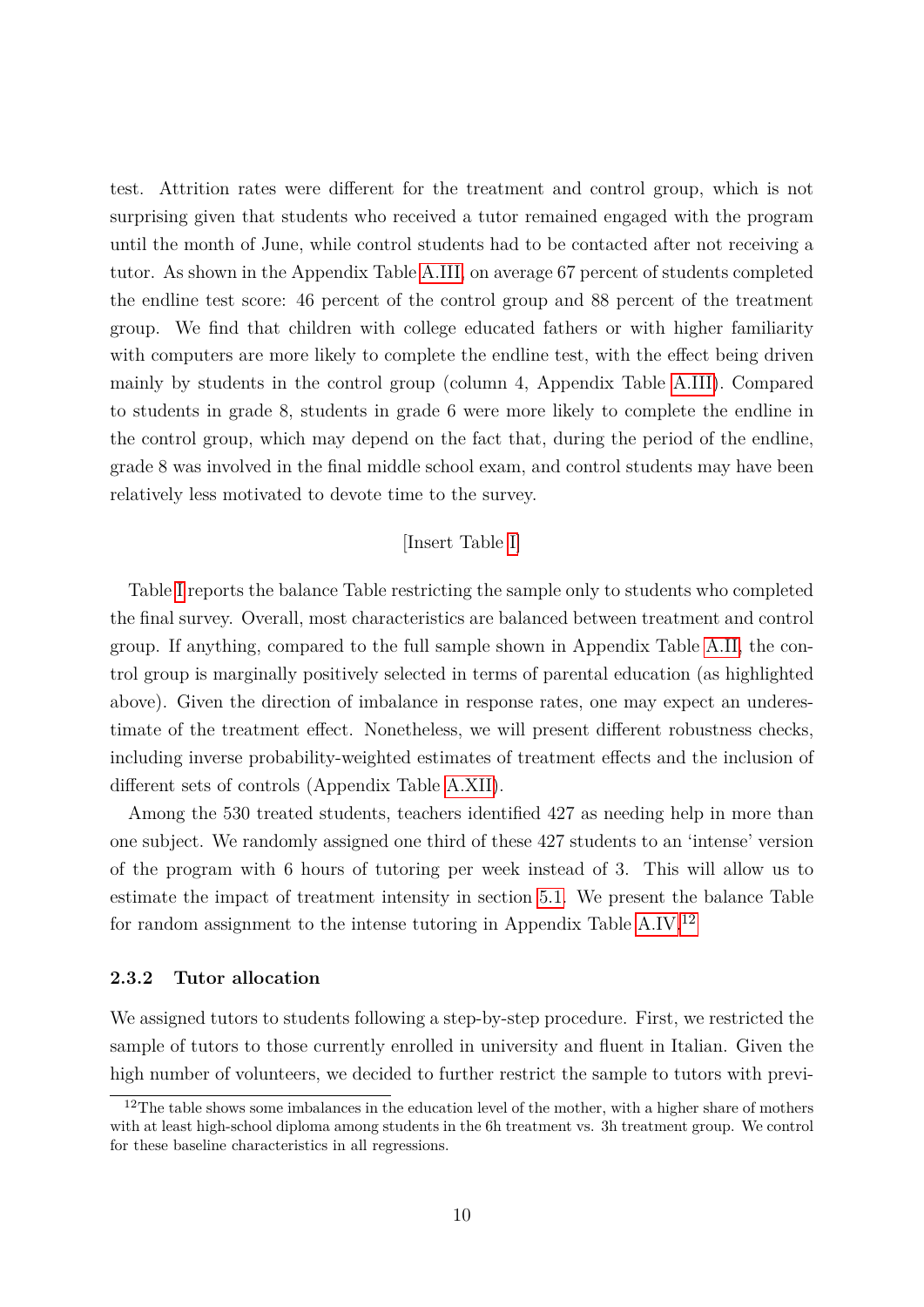test. Attrition rates were different for the treatment and control group, which is not surprising given that students who received a tutor remained engaged with the program until the month of June, while control students had to be contacted after not receiving a tutor. As shown in the Appendix Table A.III, on average 67 percent of students completed the endline test score: 46 percent of the control group and 88 percent of the treatment group. We find that children with college educated fathers or with higher familiarity with computers are more likely to complete the endline test, with the effect being driven mainly by students in the control group (column 4, Appendix Table A.III). Compared to students in grade 8, students in grade 6 were more likely to complete the endline in the control group, which may depend on the fact that, during the period of the endline, grade 8 was involved in the final middle school exam, and control students may have been relatively less motivated to devote time to the survey.

[Insert Table I]

Table I reports the balance Table restricting the sample only to students who completed the final survey. Overall, most characteristics are balanced between treatment and control group. If anything, compared to the full sample shown in Appendix Table A.II, the control group is marginally positively selected in terms of parental education (as highlighted above). Given the direction of imbalance in response rates, one may expect an underestimate of the treatment effect. Nonetheless, we will present different robustness checks, including inverse probability-weighted estimates of treatment effects and the inclusion of different sets of controls (Appendix Table A.XII).

Among the 530 treated students, teachers identified 427 as needing help in more than one subject. We randomly assigned one third of these 427 students to an 'intense' version of the program with 6 hours of tutoring per week instead of 3. This will allow us to estimate the impact of treatment intensity in section 5.1. We present the balance Table for random assignment to the intense tutoring in Appendix Table A.IV.[12]

### 2.3.2 Tutor allocation

We assigned tutors to students following a step-by-step procedure. First, we restricted the sample of tutors to those currently enrolled in university and fluent in Italian. Given the high number of volunteers, we decided to further restrict the sample to tutors with previ-

[12] The table shows some imbalances in the education level of the mother, with a higher share of mothers with at least high-school diploma among students in the 6h treatment vs. 3h treatment group. We control for these baseline characteristics in all regressions.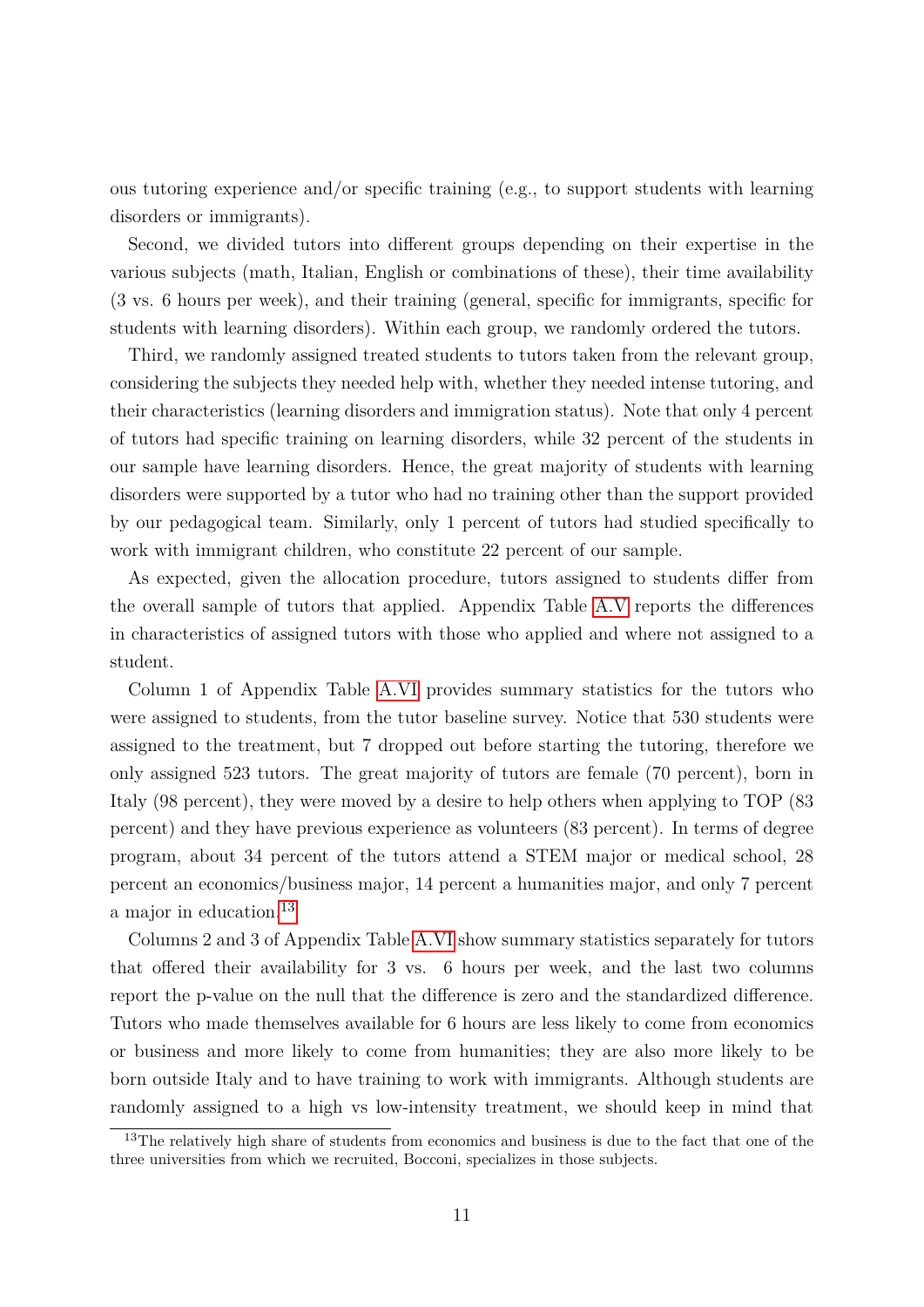ous tutoring experience and/or specific training (e.g., to support students with learning disorders or immigrants).

Second, we divided tutors into different groups depending on their expertise in the various subjects (math, Italian, English or combinations of these), their time availability (3 vs. 6 hours per week), and their training (general, specific for immigrants, specific for students with learning disorders). Within each group, we randomly ordered the tutors.

Third, we randomly assigned treated students to tutors taken from the relevant group, considering the subjects they needed help with, whether they needed intense tutoring, and their characteristics (learning disorders and immigration status). Note that only 4 percent of tutors had specific training on learning disorders, while 32 percent of the students in our sample have learning disorders. Hence, the great majority of students with learning disorders were supported by a tutor who had no training other than the support provided by our pedagogical team. Similarly, only 1 percent of tutors had studied specifically to work with immigrant children, who constitute 22 percent of our sample.

As expected, given the allocation procedure, tutors assigned to students differ from the overall sample of tutors that applied. Appendix Table A.V reports the differences in characteristics of assigned tutors with those who applied and where not assigned to a student.

Column 1 of Appendix Table A.VI provides summary statistics for the tutors who were assigned to students, from the tutor baseline survey. Notice that 530 students were assigned to the treatment, but 7 dropped out before starting the tutoring, therefore we only assigned 523 tutors. The great majority of tutors are female (70 percent), born in Italy (98 percent), they were moved by a desire to help others when applying to TOP (83 percent) and they have previous experience as volunteers (83 percent). In terms of degree program, about 34 percent of the tutors attend a STEM major or medical school, 28 percent an economics/business major, 14 percent a humanities major, and only 7 percent a major in education.[13]

Columns 2 and 3 of Appendix Table A.VI show summary statistics separately for tutors that offered their availability for 3 vs. 6 hours per week, and the last two columns report the p-value on the null that the difference is zero and the standardized difference. Tutors who made themselves available for 6 hours are less likely to come from economics or business and more likely to come from humanities; they are also more likely to be born outside Italy and to have training to work with immigrants. Although students are randomly assigned to a high vs low-intensity treatment, we should keep in mind that

[13]The relatively high share of students from economics and business is due to the fact that one of the three universities from which we recruited, Bocconi, specializes in those subjects.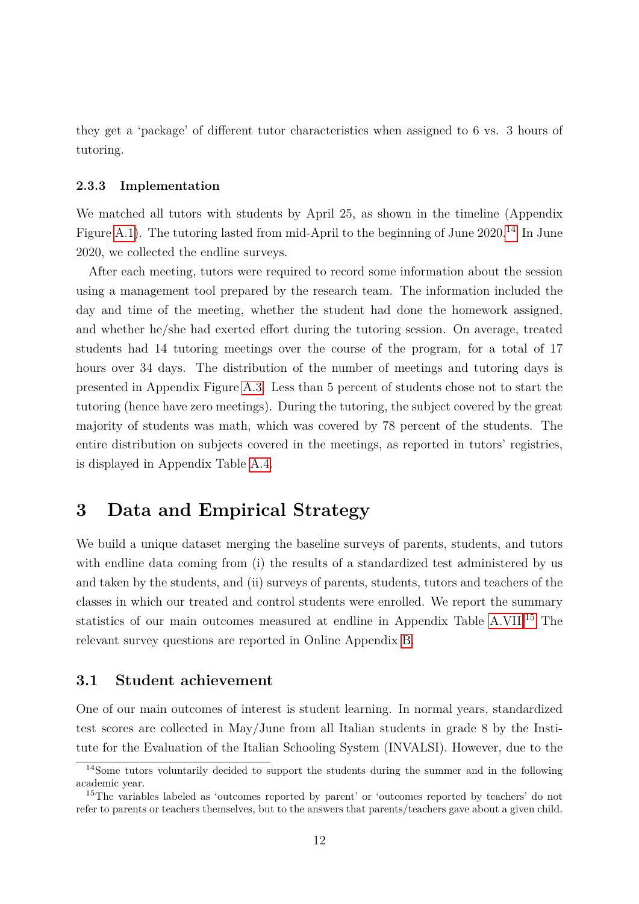they get a 'package' of different tutor characteristics when assigned to 6 vs. 3 hours of tutoring.

#### 2.3.3 Implementation

We matched all tutors with students by April 25, as shown in the timeline (Appendix Figure A.1). The tutoring lasted from mid-April to the beginning of June 2020.[14] In June 2020, we collected the endline surveys.

After each meeting, tutors were required to record some information about the session using a management tool prepared by the research team. The information included the day and time of the meeting, whether the student had done the homework assigned, and whether he/she had exerted effort during the tutoring session. On average, treated students had 14 tutoring meetings over the course of the program, for a total of 17 hours over 34 days. The distribution of the number of meetings and tutoring days is presented in Appendix Figure A.3. Less than 5 percent of students chose not to start the tutoring (hence have zero meetings). During the tutoring, the subject covered by the great majority of students was math, which was covered by 78 percent of the students. The entire distribution on subjects covered in the meetings, as reported in tutors' registries, is displayed in Appendix Table A.4.

## 3 Data and Empirical Strategy

We build a unique dataset merging the baseline surveys of parents, students, and tutors with endline data coming from (i) the results of a standardized test administered by us and taken by the students, and (ii) surveys of parents, students, tutors and teachers of the classes in which our treated and control students were enrolled. We report the summary statistics of our main outcomes measured at endline in Appendix Table A.VII.[15] The relevant survey questions are reported in Online Appendix B.

### 3.1 Student achievement

One of our main outcomes of interest is student learning. In normal years, standardized test scores are collected in May/June from all Italian students in grade 8 by the Institute for the Evaluation of the Italian Schooling System (INVALSI). However, due to the

[14] Some tutors voluntarily decided to support the students during the summer and in the following academic year.

[15] The variables labeled as 'outcomes reported by parent' or 'outcomes reported by teachers' do not refer to parents or teachers themselves, but to the answers that parents/teachers gave about a given child.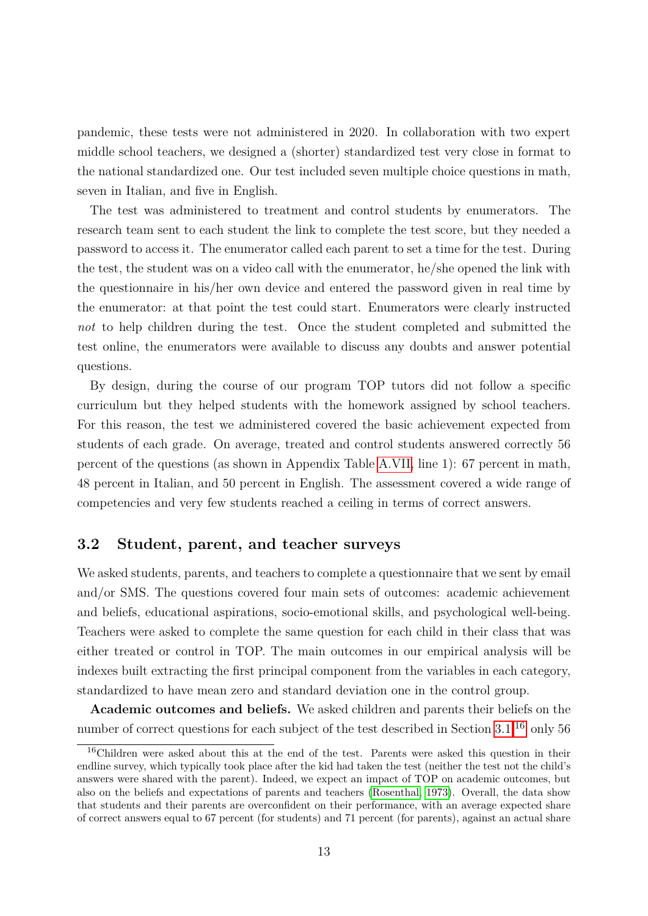pandemic, these tests were not administered in 2020. In collaboration with two expert middle school teachers, we designed a (shorter) standardized test very close in format to the national standardized one. Our test included seven multiple choice questions in math, seven in Italian, and five in English.

The test was administered to treatment and control students by enumerators. The research team sent to each student the link to complete the test score, but they needed a password to access it. The enumerator called each parent to set a time for the test. During the test, the student was on a video call with the enumerator, he/she opened the link with the questionnaire in his/her own device and entered the password given in real time by the enumerator: at that point the test could start. Enumerators were clearly instructed *not* to help children during the test. Once the student completed and submitted the test online, the enumerators were available to discuss any doubts and answer potential questions.

By design, during the course of our program TOP tutors did not follow a specific curriculum but they helped students with the homework assigned by school teachers. For this reason, the test we administered covered the basic achievement expected from students of each grade. On average, treated and control students answered correctly 56 percent of the questions (as shown in Appendix Table A.VII, line 1): 67 percent in math, 48 percent in Italian, and 50 percent in English. The assessment covered a wide range of competencies and very few students reached a ceiling in terms of correct answers.

## 3.2 Student, parent, and teacher surveys

We asked students, parents, and teachers to complete a questionnaire that we sent by email and/or SMS. The questions covered four main sets of outcomes: academic achievement and beliefs, educational aspirations, socio-emotional skills, and psychological well-being. Teachers were asked to complete the same question for each child in their class that was either treated or control in TOP. The main outcomes in our empirical analysis will be indexes built extracting the first principal component from the variables in each category, standardized to have mean zero and standard deviation one in the control group.

**Academic outcomes and beliefs.** We asked children and parents their beliefs on the number of correct questions for each subject of the test described in Section 3.1;[16] only 56

[16] Children were asked about this at the end of the test. Parents were asked this question in their endline survey, which typically took place after the kid had taken the test (neither the test not the child's answers were shared with the parent). Indeed, we expect an impact of TOP on academic outcomes, but also on the beliefs and expectations of parents and teachers (Rosenthal, 1973). Overall, the data show that students and their parents are overconfident on their performance, with an average expected share of correct answers equal to 67 percent (for students) and 71 percent (for parents), against an actual share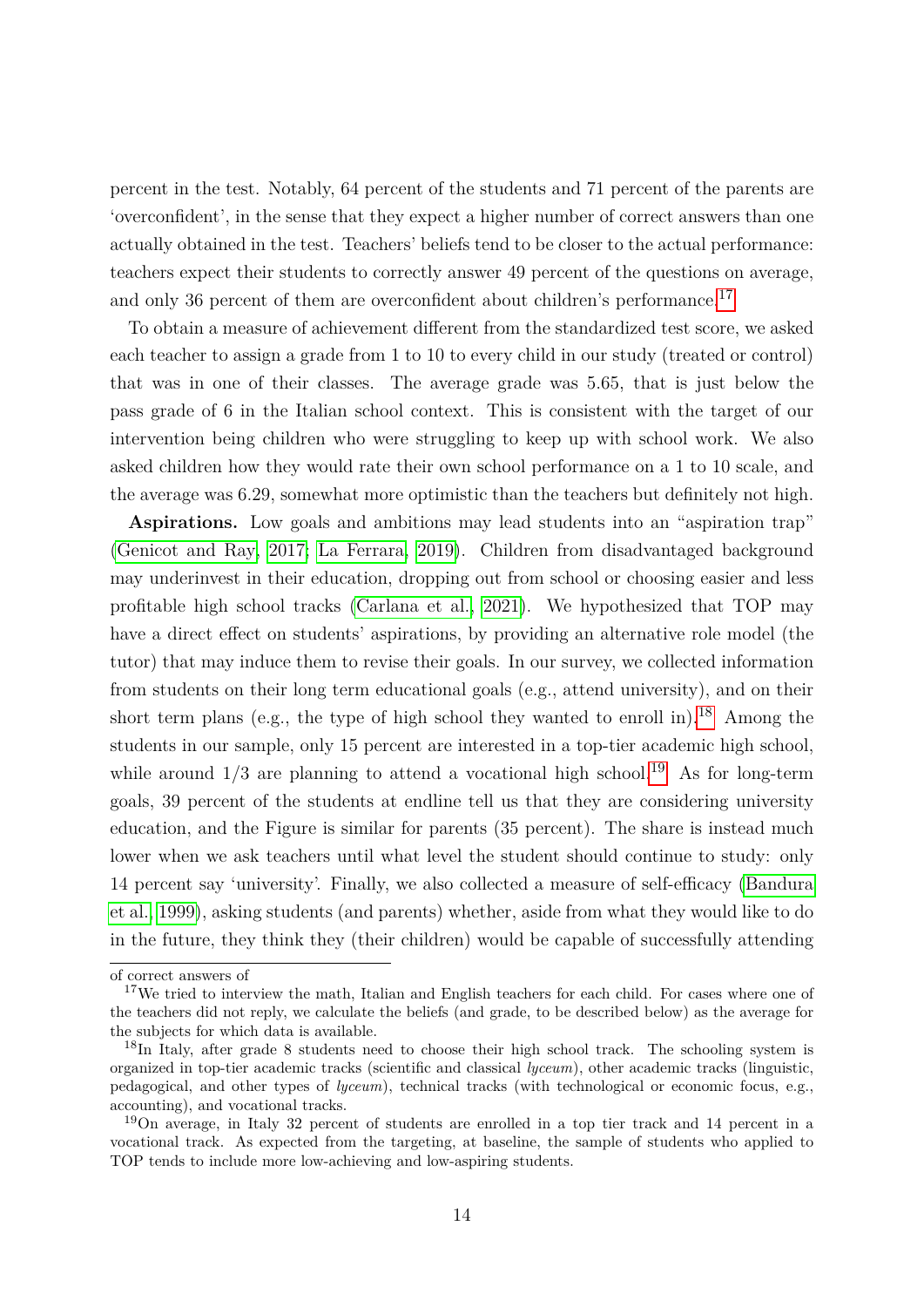percent in the test. Notably, 64 percent of the students and 71 percent of the parents are 'overconfident', in the sense that they expect a higher number of correct answers than one actually obtained in the test. Teachers' beliefs tend to be closer to the actual performance: teachers expect their students to correctly answer 49 percent of the questions on average, and only 36 percent of them are overconfident about children's performance.[17]

To obtain a measure of achievement different from the standardized test score, we asked each teacher to assign a grade from 1 to 10 to every child in our study (treated or control) that was in one of their classes. The average grade was 5.65, that is just below the pass grade of 6 in the Italian school context. This is consistent with the target of our intervention being children who were struggling to keep up with school work. We also asked children how they would rate their own school performance on a 1 to 10 scale, and the average was 6.29, somewhat more optimistic than the teachers but definitely not high.

**Aspirations.** Low goals and ambitions may lead students into an "aspiration trap" (Genicot and Ray, 2017; La Ferrara, 2019). Children from disadvantaged background may underinvest in their education, dropping out from school or choosing easier and less profitable high school tracks (Carlana et al., 2021). We hypothesized that TOP may have a direct effect on students' aspirations, by providing an alternative role model (the tutor) that may induce them to revise their goals. In our survey, we collected information from students on their long term educational goals (e.g., attend university), and on their short term plans (e.g., the type of high school they wanted to enroll in).[18] Among the students in our sample, only 15 percent are interested in a top-tier academic high school, while around 1/3 are planning to attend a vocational high school.[19] As for long-term goals, 39 percent of the students at endline tell us that they are considering university education, and the Figure is similar for parents (35 percent). The share is instead much lower when we ask teachers until what level the student should continue to study: only 14 percent say 'university'. Finally, we also collected a measure of self-efficacy (Bandura et al., 1999), asking students (and parents) whether, aside from what they would like to do in the future, they think they (their children) would be capable of successfully attending

of correct answers of

[17]We tried to interview the math, Italian and English teachers for each child. For cases where one of the teachers did not reply, we calculate the beliefs (and grade, to be described below) as the average for the subjects for which data is available.

[18]In Italy, after grade 8 students need to choose their high school track. The schooling system is organized in top-tier academic tracks (scientific and classical *lyceum*), other academic tracks (linguistic, pedagogical, and other types of *lyceum*), technical tracks (with technological or economic focus, e.g., accounting), and vocational tracks.

[19]On average, in Italy 32 percent of students are enrolled in a top tier track and 14 percent in a vocational track. As expected from the targeting, at baseline, the sample of students who applied to TOP tends to include more low-achieving and low-aspiring students.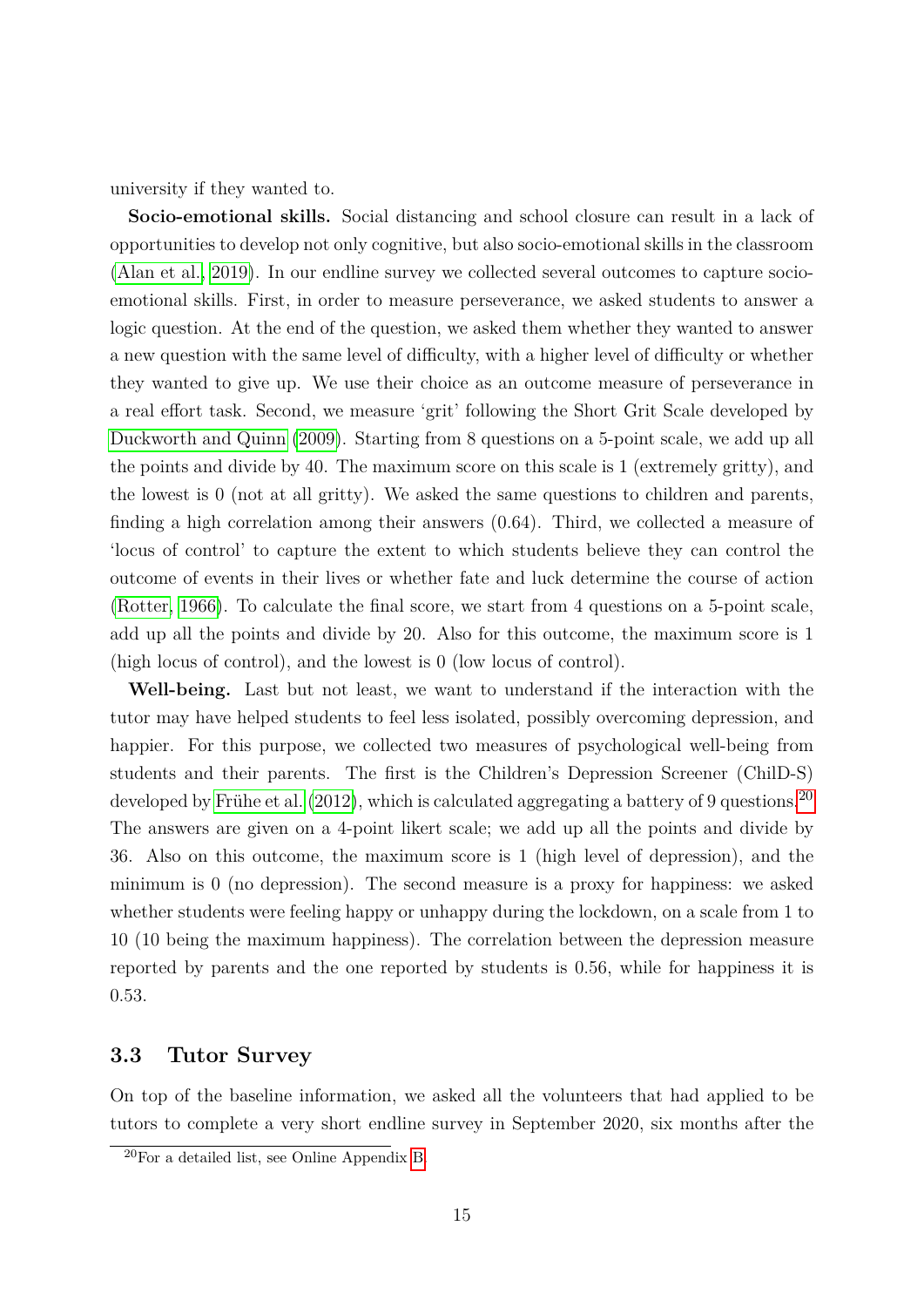university if they wanted to.

**Socio-emotional skills.** Social distancing and school closure can result in a lack of opportunities to develop not only cognitive, but also socio-emotional skills in the classroom (Alan et al., 2019). In our endline survey we collected several outcomes to capture socio-emotional skills. First, in order to measure perseverance, we asked students to answer a logic question. At the end of the question, we asked them whether they wanted to answer a new question with the same level of difficulty, with a higher level of difficulty or whether they wanted to give up. We use their choice as an outcome measure of perseverance in a real effort task. Second, we measure 'grit' following the Short Grit Scale developed by Duckworth and Quinn (2009). Starting from 8 questions on a 5-point scale, we add up all the points and divide by 40. The maximum score on this scale is 1 (extremely gritty), and the lowest is 0 (not at all gritty). We asked the same questions to children and parents, finding a high correlation among their answers (0.64). Third, we collected a measure of 'locus of control' to capture the extent to which students believe they can control the outcome of events in their lives or whether fate and luck determine the course of action (Rotter, 1966). To calculate the final score, we start from 4 questions on a 5-point scale, add up all the points and divide by 20. Also for this outcome, the maximum score is 1 (high locus of control), and the lowest is 0 (low locus of control).

**Well-being.** Last but not least, we want to understand if the interaction with the tutor may have helped students to feel less isolated, possibly overcoming depression, and happier. For this purpose, we collected two measures of psychological well-being from students and their parents. The first is the Children's Depression Screener (ChilD-S) developed by Frühe et al. (2012), which is calculated aggregating a battery of 9 questions.[20] The answers are given on a 4-point likert scale; we add up all the points and divide by 36. Also on this outcome, the maximum score is 1 (high level of depression), and the minimum is 0 (no depression). The second measure is a proxy for happiness: we asked whether students were feeling happy or unhappy during the lockdown, on a scale from 1 to 10 (10 being the maximum happiness). The correlation between the depression measure reported by parents and the one reported by students is 0.56, while for happiness it is 0.53.

### 3.3 Tutor Survey

On top of the baseline information, we asked all the volunteers that had applied to be tutors to complete a very short endline survey in September 2020, six months after the

[20] For a detailed list, see Online Appendix B.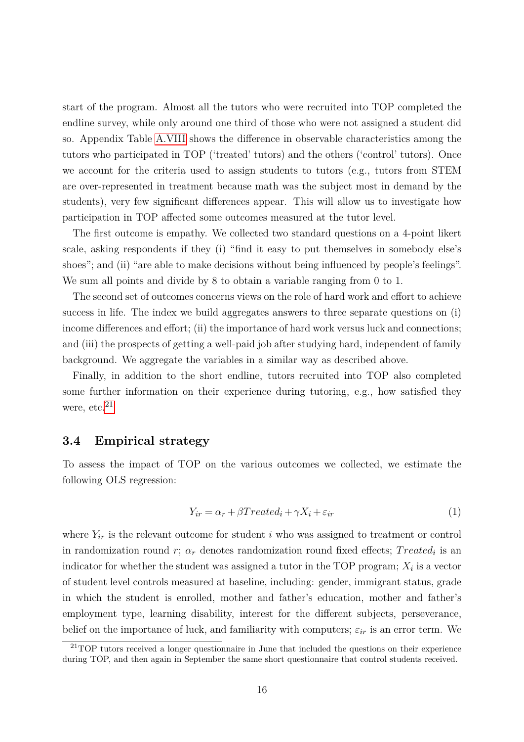start of the program. Almost all the tutors who were recruited into TOP completed the endline survey, while only around one third of those who were not assigned a student did so. Appendix Table A.VIII shows the difference in observable characteristics among the tutors who participated in TOP ('treated' tutors) and the others ('control' tutors). Once we account for the criteria used to assign students to tutors (e.g., tutors from STEM are over-represented in treatment because math was the subject most in demand by the students), very few significant differences appear. This will allow us to investigate how participation in TOP affected some outcomes measured at the tutor level.

The first outcome is empathy. We collected two standard questions on a 4-point likert scale, asking respondents if they (i) "find it easy to put themselves in somebody else's shoes"; and (ii) "are able to make decisions without being influenced by people's feelings". We sum all points and divide by 8 to obtain a variable ranging from 0 to 1.

The second set of outcomes concerns views on the role of hard work and effort to achieve success in life. The index we build aggregates answers to three separate questions on (i) income differences and effort; (ii) the importance of hard work versus luck and connections; and (iii) the prospects of getting a well-paid job after studying hard, independent of family background. We aggregate the variables in a similar way as described above.

Finally, in addition to the short endline, tutors recruited into TOP also completed some further information on their experience during tutoring, e.g., how satisfied they were, etc.[21]

### 3.4 Empirical strategy

To assess the impact of TOP on the various outcomes we collected, we estimate the following OLS regression:

$$Y_{ir} = \alpha_r + \beta Treated_i + \gamma X_i + \varepsilon_{ir} \tag{1}$$

where $Y_{ir}$ is the relevant outcome for student $i$ who was assigned to treatment or control in randomization round $r$; $\alpha_r$ denotes randomization round fixed effects; $Treated_i$ is an indicator for whether the student was assigned a tutor in the TOP program; $X_i$ is a vector of student level controls measured at baseline, including: gender, immigrant status, grade in which the student is enrolled, mother and father's education, mother and father's employment type, learning disability, interest for the different subjects, perseverance, belief on the importance of luck, and familiarity with computers; $\varepsilon_{ir}$ is an error term. We

[21] TOP tutors received a longer questionnaire in June that included the questions on their experience during TOP, and then again in September the same short questionnaire that control students received.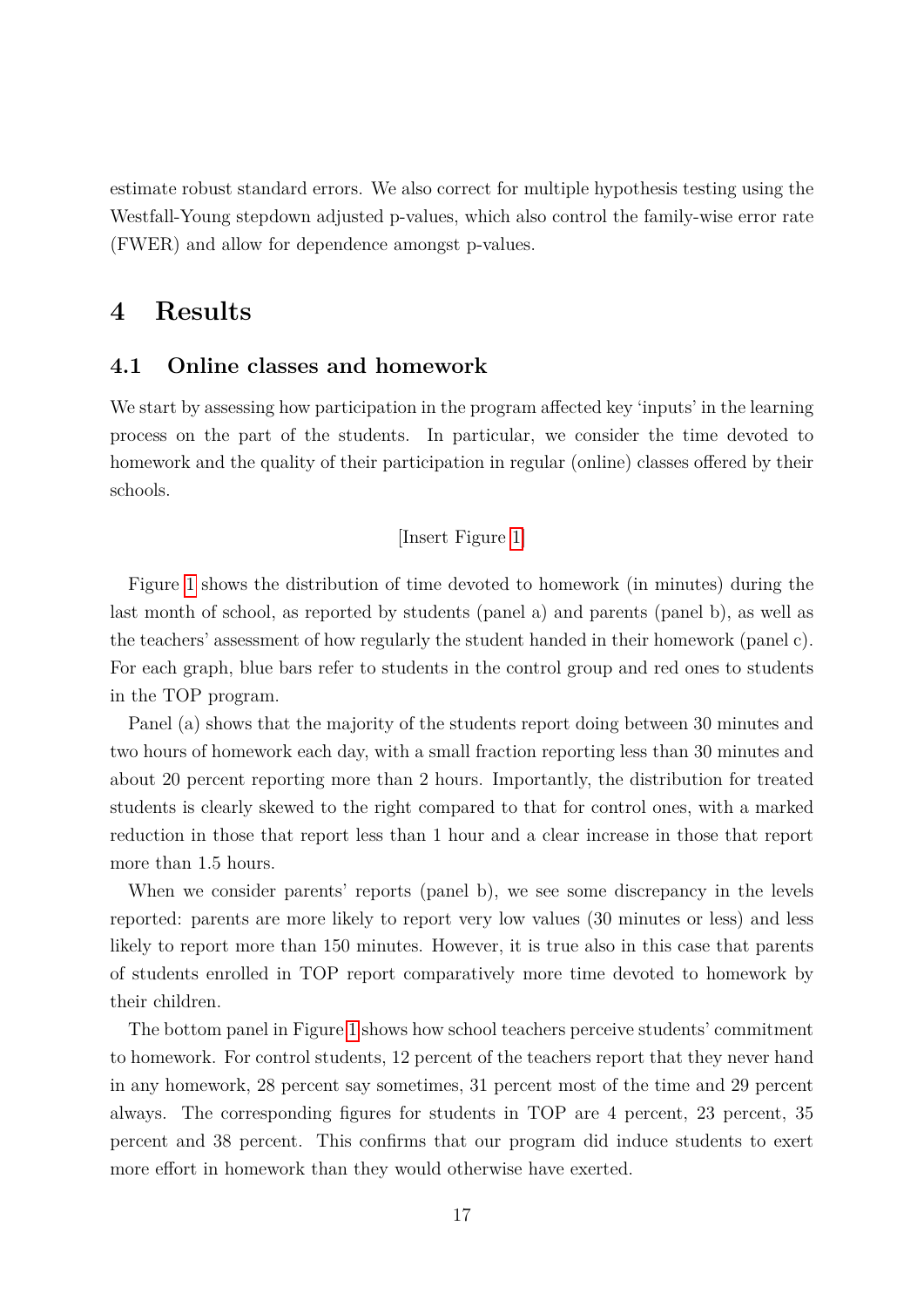estimate robust standard errors. We also correct for multiple hypothesis testing using the Westfall-Young stepdown adjusted p-values, which also control the family-wise error rate (FWER) and allow for dependence amongst p-values.

# 4 Results

## 4.1 Online classes and homework

We start by assessing how participation in the program affected key 'inputs' in the learning process on the part of the students. In particular, we consider the time devoted to homework and the quality of their participation in regular (online) classes offered by their schools.

[Insert Figure 1]

Figure 1 shows the distribution of time devoted to homework (in minutes) during the last month of school, as reported by students (panel a) and parents (panel b), as well as the teachers' assessment of how regularly the student handed in their homework (panel c). For each graph, blue bars refer to students in the control group and red ones to students in the TOP program.

Panel (a) shows that the majority of the students report doing between 30 minutes and two hours of homework each day, with a small fraction reporting less than 30 minutes and about 20 percent reporting more than 2 hours. Importantly, the distribution for treated students is clearly skewed to the right compared to that for control ones, with a marked reduction in those that report less than 1 hour and a clear increase in those that report more than 1.5 hours.

When we consider parents' reports (panel b), we see some discrepancy in the levels reported: parents are more likely to report very low values (30 minutes or less) and less likely to report more than 150 minutes. However, it is true also in this case that parents of students enrolled in TOP report comparatively more time devoted to homework by their children.

The bottom panel in Figure 1 shows how school teachers perceive students' commitment to homework. For control students, 12 percent of the teachers report that they never hand in any homework, 28 percent say sometimes, 31 percent most of the time and 29 percent always. The corresponding figures for students in TOP are 4 percent, 23 percent, 35 percent and 38 percent. This confirms that our program did induce students to exert more effort in homework than they would otherwise have exerted.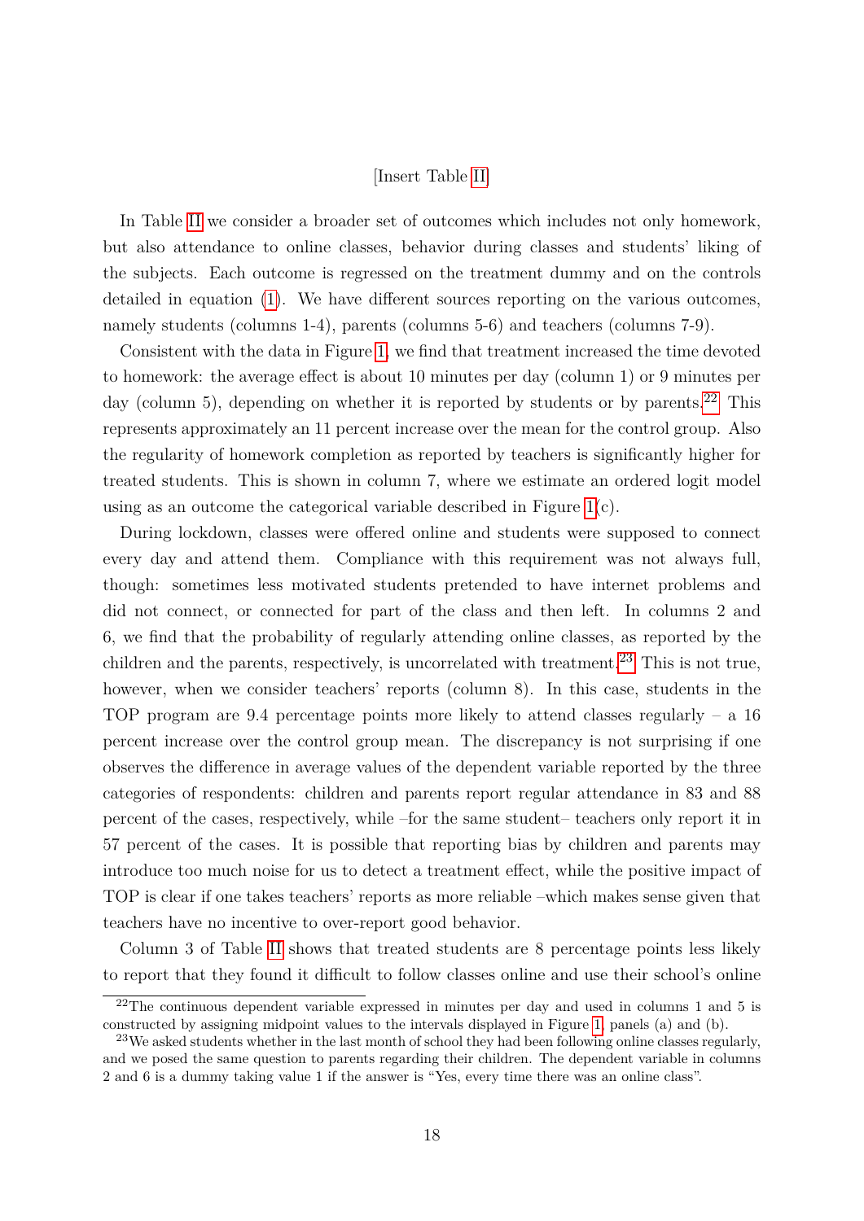[Insert Table II]

In Table II we consider a broader set of outcomes which includes not only homework, but also attendance to online classes, behavior during classes and students' liking of the subjects. Each outcome is regressed on the treatment dummy and on the controls detailed in equation (1). We have different sources reporting on the various outcomes, namely students (columns 1-4), parents (columns 5-6) and teachers (columns 7-9).

Consistent with the data in Figure 1, we find that treatment increased the time devoted to homework: the average effect is about 10 minutes per day (column 1) or 9 minutes per day (column 5), depending on whether it is reported by students or by parents.[22] This represents approximately an 11 percent increase over the mean for the control group. Also the regularity of homework completion as reported by teachers is significantly higher for treated students. This is shown in column 7, where we estimate an ordered logit model using as an outcome the categorical variable described in Figure 1(c).

During lockdown, classes were offered online and students were supposed to connect every day and attend them. Compliance with this requirement was not always full, though: sometimes less motivated students pretended to have internet problems and did not connect, or connected for part of the class and then left. In columns 2 and 6, we find that the probability of regularly attending online classes, as reported by the children and the parents, respectively, is uncorrelated with treatment.[23] This is not true, however, when we consider teachers' reports (column 8). In this case, students in the TOP program are 9.4 percentage points more likely to attend classes regularly – a 16 percent increase over the control group mean. The discrepancy is not surprising if one observes the difference in average values of the dependent variable reported by the three categories of respondents: children and parents report regular attendance in 83 and 88 percent of the cases, respectively, while –for the same student– teachers only report it in 57 percent of the cases. It is possible that reporting bias by children and parents may introduce too much noise for us to detect a treatment effect, while the positive impact of TOP is clear if one takes teachers' reports as more reliable –which makes sense given that teachers have no incentive to over-report good behavior.

Column 3 of Table II shows that treated students are 8 percentage points less likely to report that they found it difficult to follow classes online and use their school's online

[22] The continuous dependent variable expressed in minutes per day and used in columns 1 and 5 is constructed by assigning midpoint values to the intervals displayed in Figure 1, panels (a) and (b).

[23] We asked students whether in the last month of school they had been following online classes regularly, and we posed the same question to parents regarding their children. The dependent variable in columns 2 and 6 is a dummy taking value 1 if the answer is "Yes, every time there was an online class".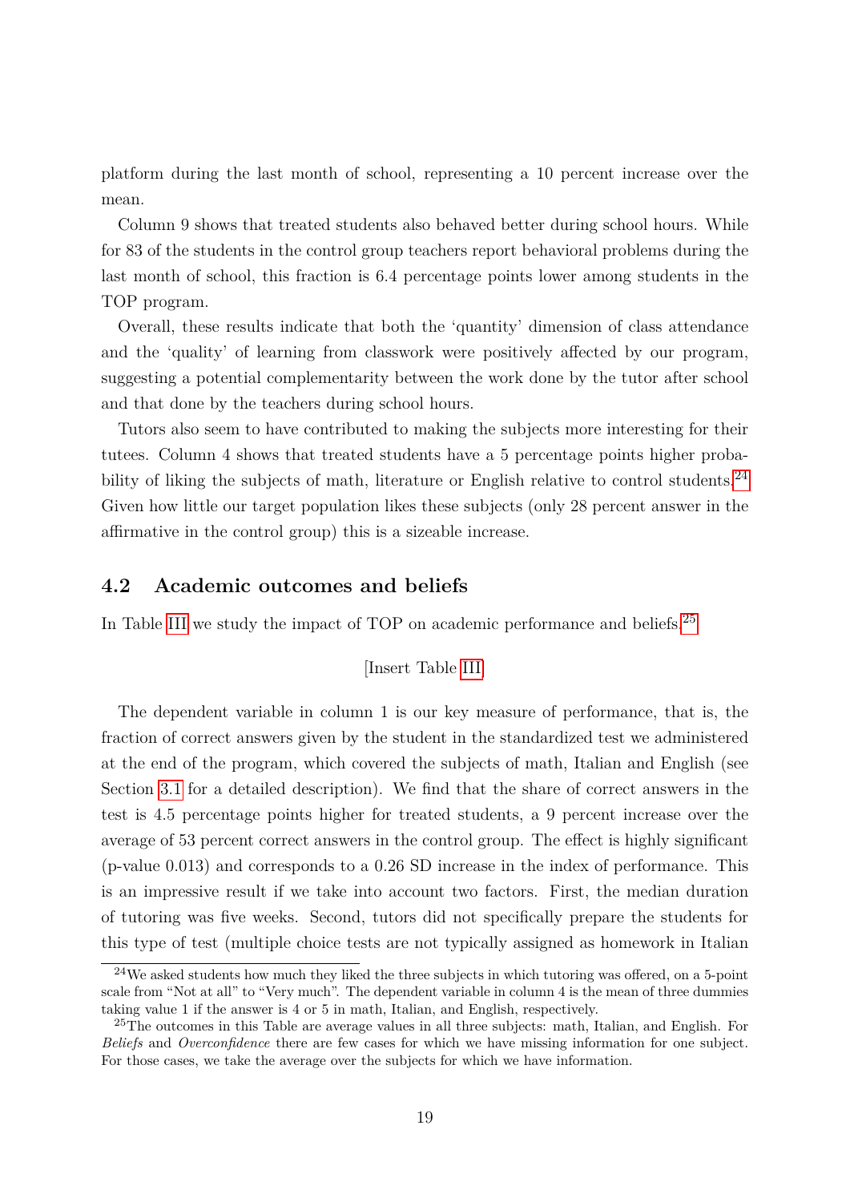platform during the last month of school, representing a 10 percent increase over the mean.

Column 9 shows that treated students also behaved better during school hours. While for 83 of the students in the control group teachers report behavioral problems during the last month of school, this fraction is 6.4 percentage points lower among students in the TOP program.

Overall, these results indicate that both the 'quantity' dimension of class attendance and the 'quality' of learning from classwork were positively affected by our program, suggesting a potential complementarity between the work done by the tutor after school and that done by the teachers during school hours.

Tutors also seem to have contributed to making the subjects more interesting for their tutees. Column 4 shows that treated students have a 5 percentage points higher probability of liking the subjects of math, literature or English relative to control students.[24] Given how little our target population likes these subjects (only 28 percent answer in the affirmative in the control group) this is a sizeable increase.

## 4.2 Academic outcomes and beliefs

In Table III we study the impact of TOP on academic performance and beliefs.[25]

[Insert Table III]

The dependent variable in column 1 is our key measure of performance, that is, the fraction of correct answers given by the student in the standardized test we administered at the end of the program, which covered the subjects of math, Italian and English (see Section 3.1 for a detailed description). We find that the share of correct answers in the test is 4.5 percentage points higher for treated students, a 9 percent increase over the average of 53 percent correct answers in the control group. The effect is highly significant (p-value 0.013) and corresponds to a 0.26 SD increase in the index of performance. This is an impressive result if we take into account two factors. First, the median duration of tutoring was five weeks. Second, tutors did not specifically prepare the students for this type of test (multiple choice tests are not typically assigned as homework in Italian

[24] We asked students how much they liked the three subjects in which tutoring was offered, on a 5-point scale from "Not at all" to "Very much". The dependent variable in column 4 is the mean of three dummies taking value 1 if the answer is 4 or 5 in math, Italian, and English, respectively.

[25] The outcomes in this Table are average values in all three subjects: math, Italian, and English. For *Beliefs* and *Overconfidence* there are few cases for which we have missing information for one subject. For those cases, we take the average over the subjects for which we have information.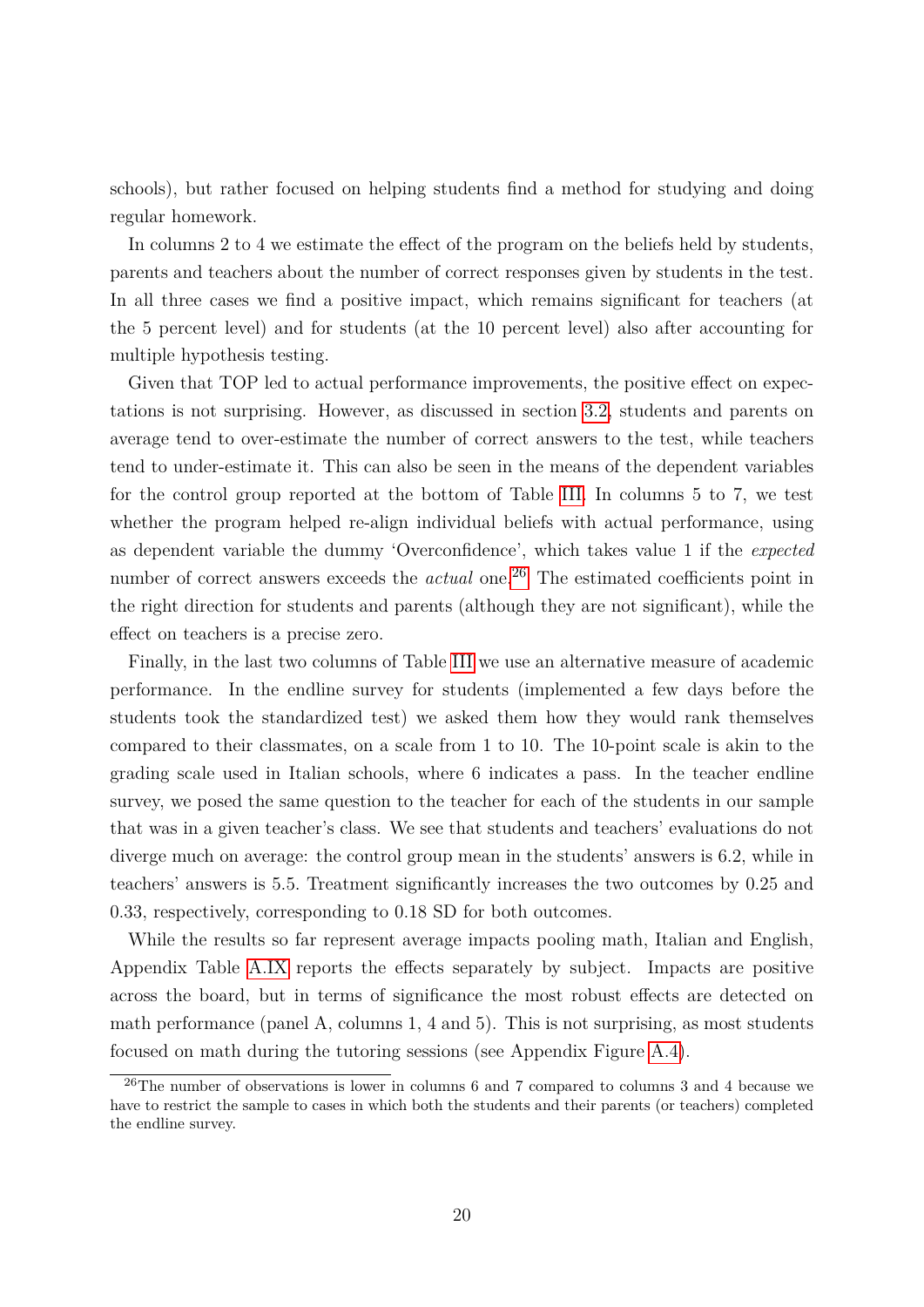schools), but rather focused on helping students find a method for studying and doing regular homework.

In columns 2 to 4 we estimate the effect of the program on the beliefs held by students, parents and teachers about the number of correct responses given by students in the test. In all three cases we find a positive impact, which remains significant for teachers (at the 5 percent level) and for students (at the 10 percent level) also after accounting for multiple hypothesis testing.

Given that TOP led to actual performance improvements, the positive effect on expectations is not surprising. However, as discussed in section 3.2, students and parents on average tend to over-estimate the number of correct answers to the test, while teachers tend to under-estimate it. This can also be seen in the means of the dependent variables for the control group reported at the bottom of Table III. In columns 5 to 7, we test whether the program helped re-align individual beliefs with actual performance, using as dependent variable the dummy 'Overconfidence', which takes value 1 if the *expected* number of correct answers exceeds the *actual* one.[26] The estimated coefficients point in the right direction for students and parents (although they are not significant), while the effect on teachers is a precise zero.

Finally, in the last two columns of Table III we use an alternative measure of academic performance. In the endline survey for students (implemented a few days before the students took the standardized test) we asked them how they would rank themselves compared to their classmates, on a scale from 1 to 10. The 10-point scale is akin to the grading scale used in Italian schools, where 6 indicates a pass. In the teacher endline survey, we posed the same question to the teacher for each of the students in our sample that was in a given teacher's class. We see that students and teachers' evaluations do not diverge much on average: the control group mean in the students' answers is 6.2, while in teachers' answers is 5.5. Treatment significantly increases the two outcomes by 0.25 and 0.33, respectively, corresponding to 0.18 SD for both outcomes.

While the results so far represent average impacts pooling math, Italian and English, Appendix Table A.IX reports the effects separately by subject. Impacts are positive across the board, but in terms of significance the most robust effects are detected on math performance (panel A, columns 1, 4 and 5). This is not surprising, as most students focused on math during the tutoring sessions (see Appendix Figure A.4).

[26] The number of observations is lower in columns 6 and 7 compared to columns 3 and 4 because we have to restrict the sample to cases in which both the students and their parents (or teachers) completed the endline survey.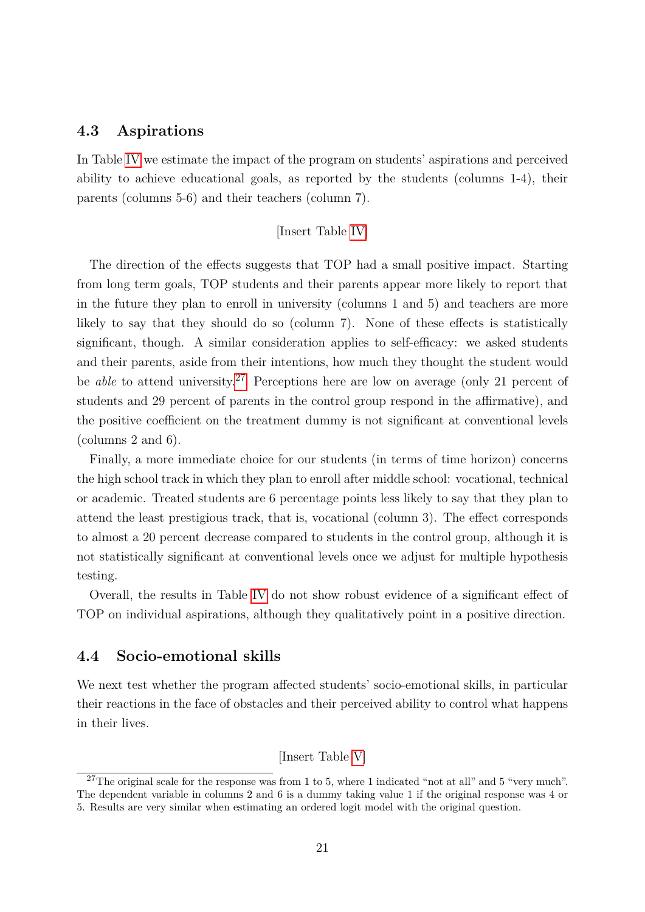## 4.3 Aspirations

In Table IV we estimate the impact of the program on students' aspirations and perceived ability to achieve educational goals, as reported by the students (columns 1-4), their parents (columns 5-6) and their teachers (column 7).

[Insert Table IV]

The direction of the effects suggests that TOP had a small positive impact. Starting from long term goals, TOP students and their parents appear more likely to report that in the future they plan to enroll in university (columns 1 and 5) and teachers are more likely to say that they should do so (column 7). None of these effects is statistically significant, though. A similar consideration applies to self-efficacy: we asked students and their parents, aside from their intentions, how much they thought the student would be *able* to attend university.[27] Perceptions here are low on average (only 21 percent of students and 29 percent of parents in the control group respond in the affirmative), and the positive coefficient on the treatment dummy is not significant at conventional levels (columns 2 and 6).

Finally, a more immediate choice for our students (in terms of time horizon) concerns the high school track in which they plan to enroll after middle school: vocational, technical or academic. Treated students are 6 percentage points less likely to say that they plan to attend the least prestigious track, that is, vocational (column 3). The effect corresponds to almost a 20 percent decrease compared to students in the control group, although it is not statistically significant at conventional levels once we adjust for multiple hypothesis testing.

Overall, the results in Table IV do not show robust evidence of a significant effect of TOP on individual aspirations, although they qualitatively point in a positive direction.

## 4.4 Socio-emotional skills

We next test whether the program affected students' socio-emotional skills, in particular their reactions in the face of obstacles and their perceived ability to control what happens in their lives.

[Insert Table V]

---

[27] The original scale for the response was from 1 to 5, where 1 indicated "not at all" and 5 "very much". The dependent variable in columns 2 and 6 is a dummy taking value 1 if the original response was 4 or 5. Results are very similar when estimating an ordered logit model with the original question.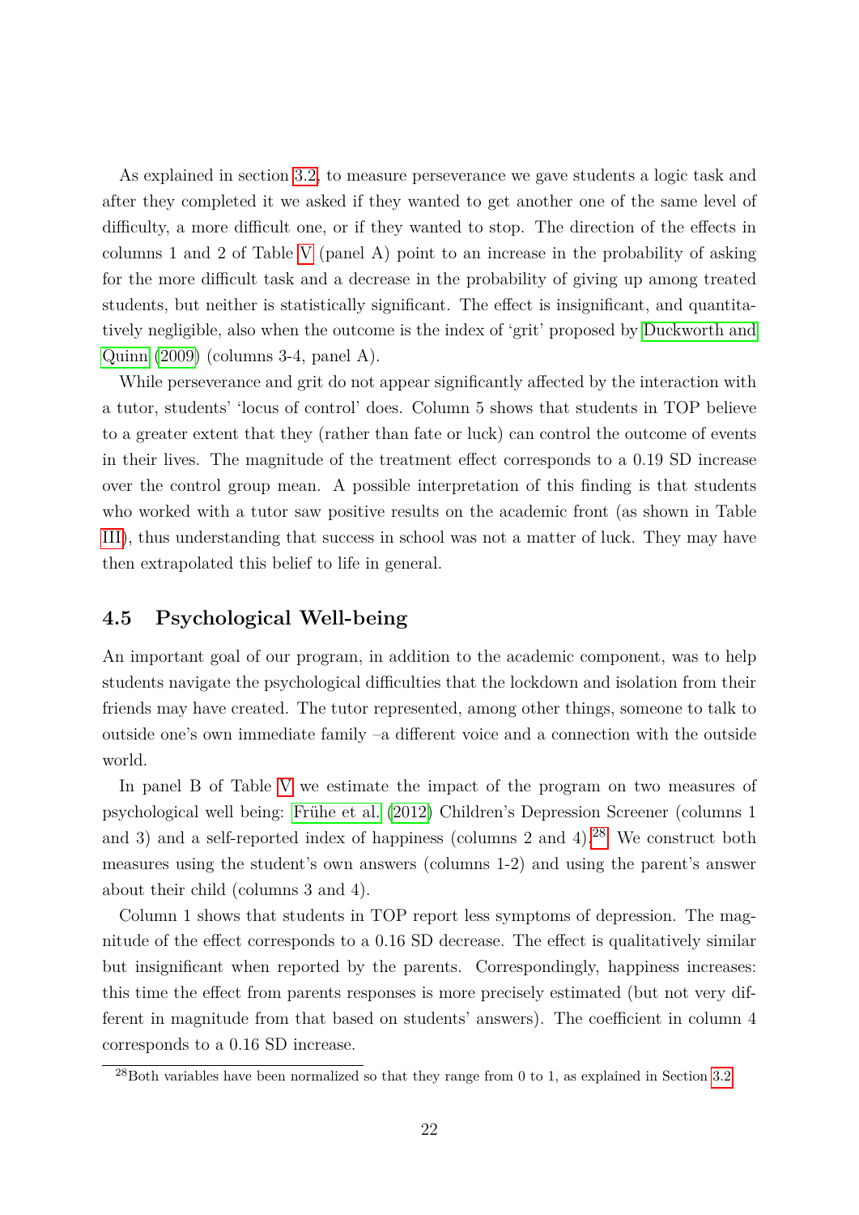As explained in section 3.2, to measure perseverance we gave students a logic task and after they completed it we asked if they wanted to get another one of the same level of difficulty, a more difficult one, or if they wanted to stop. The direction of the effects in columns 1 and 2 of Table V (panel A) point to an increase in the probability of asking for the more difficult task and a decrease in the probability of giving up among treated students, but neither is statistically significant. The effect is insignificant, and quantitatively negligible, also when the outcome is the index of 'grit' proposed by Duckworth and Quinn (2009) (columns 3-4, panel A).

While perseverance and grit do not appear significantly affected by the interaction with a tutor, students' 'locus of control' does. Column 5 shows that students in TOP believe to a greater extent that they (rather than fate or luck) can control the outcome of events in their lives. The magnitude of the treatment effect corresponds to a 0.19 SD increase over the control group mean. A possible interpretation of this finding is that students who worked with a tutor saw positive results on the academic front (as shown in Table III), thus understanding that success in school was not a matter of luck. They may have then extrapolated this belief to life in general.

## 4.5 Psychological Well-being

An important goal of our program, in addition to the academic component, was to help students navigate the psychological difficulties that the lockdown and isolation from their friends may have created. The tutor represented, among other things, someone to talk to outside one's own immediate family –a different voice and a connection with the outside world.

In panel B of Table V we estimate the impact of the program on two measures of psychological well being: Frühe et al. (2012) Children's Depression Screener (columns 1 and 3) and a self-reported index of happiness (columns 2 and 4).[28] We construct both measures using the student's own answers (columns 1-2) and using the parent's answer about their child (columns 3 and 4).

Column 1 shows that students in TOP report less symptoms of depression. The magnitude of the effect corresponds to a 0.16 SD decrease. The effect is qualitatively similar but insignificant when reported by the parents. Correspondingly, happiness increases: this time the effect from parents responses is more precisely estimated (but not very different in magnitude from that based on students' answers). The coefficient in column 4 corresponds to a 0.16 SD increase.

[28] Both variables have been normalized so that they range from 0 to 1, as explained in Section 3.2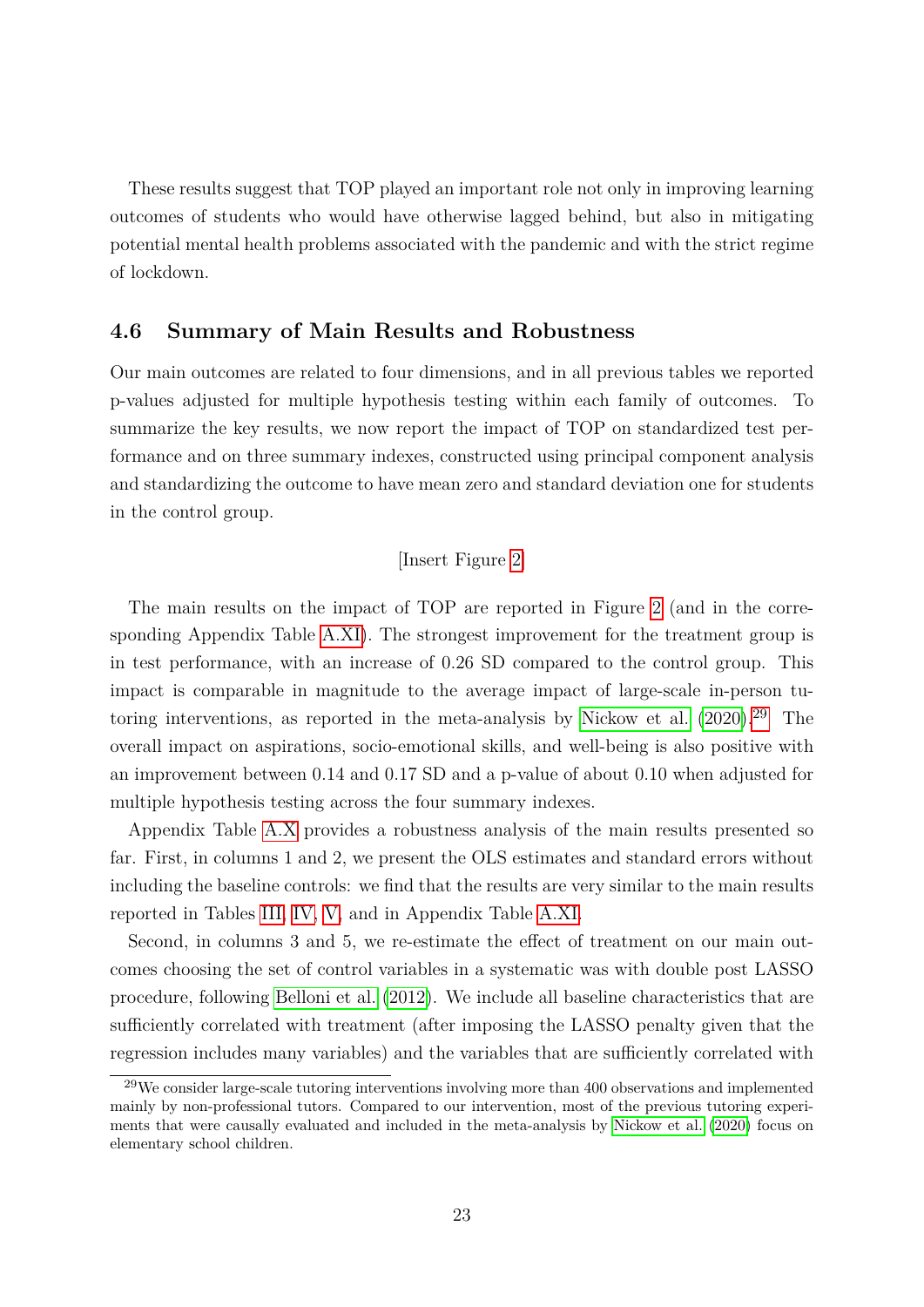These results suggest that TOP played an important role not only in improving learning outcomes of students who would have otherwise lagged behind, but also in mitigating potential mental health problems associated with the pandemic and with the strict regime of lockdown.

### 4.6 Summary of Main Results and Robustness

Our main outcomes are related to four dimensions, and in all previous tables we reported p-values adjusted for multiple hypothesis testing within each family of outcomes. To summarize the key results, we now report the impact of TOP on standardized test performance and on three summary indexes, constructed using principal component analysis and standardizing the outcome to have mean zero and standard deviation one for students in the control group.

[Insert Figure 2]

The main results on the impact of TOP are reported in Figure 2 (and in the corresponding Appendix Table A.XI). The strongest improvement for the treatment group is in test performance, with an increase of 0.26 SD compared to the control group. This impact is comparable in magnitude to the average impact of large-scale in-person tutoring interventions, as reported in the meta-analysis by Nickow et al. (2020).[29] The overall impact on aspirations, socio-emotional skills, and well-being is also positive with an improvement between 0.14 and 0.17 SD and a p-value of about 0.10 when adjusted for multiple hypothesis testing across the four summary indexes.

Appendix Table A.X provides a robustness analysis of the main results presented so far. First, in columns 1 and 2, we present the OLS estimates and standard errors without including the baseline controls: we find that the results are very similar to the main results reported in Tables III, IV, V, and in Appendix Table A.XI.

Second, in columns 3 and 5, we re-estimate the effect of treatment on our main outcomes choosing the set of control variables in a systematic was with double post LASSO procedure, following Belloni et al. (2012). We include all baseline characteristics that are sufficiently correlated with treatment (after imposing the LASSO penalty given that the regression includes many variables) and the variables that are sufficiently correlated with

[29] We consider large-scale tutoring interventions involving more than 400 observations and implemented mainly by non-professional tutors. Compared to our intervention, most of the previous tutoring experiments that were causally evaluated and included in the meta-analysis by Nickow et al. (2020) focus on elementary school children.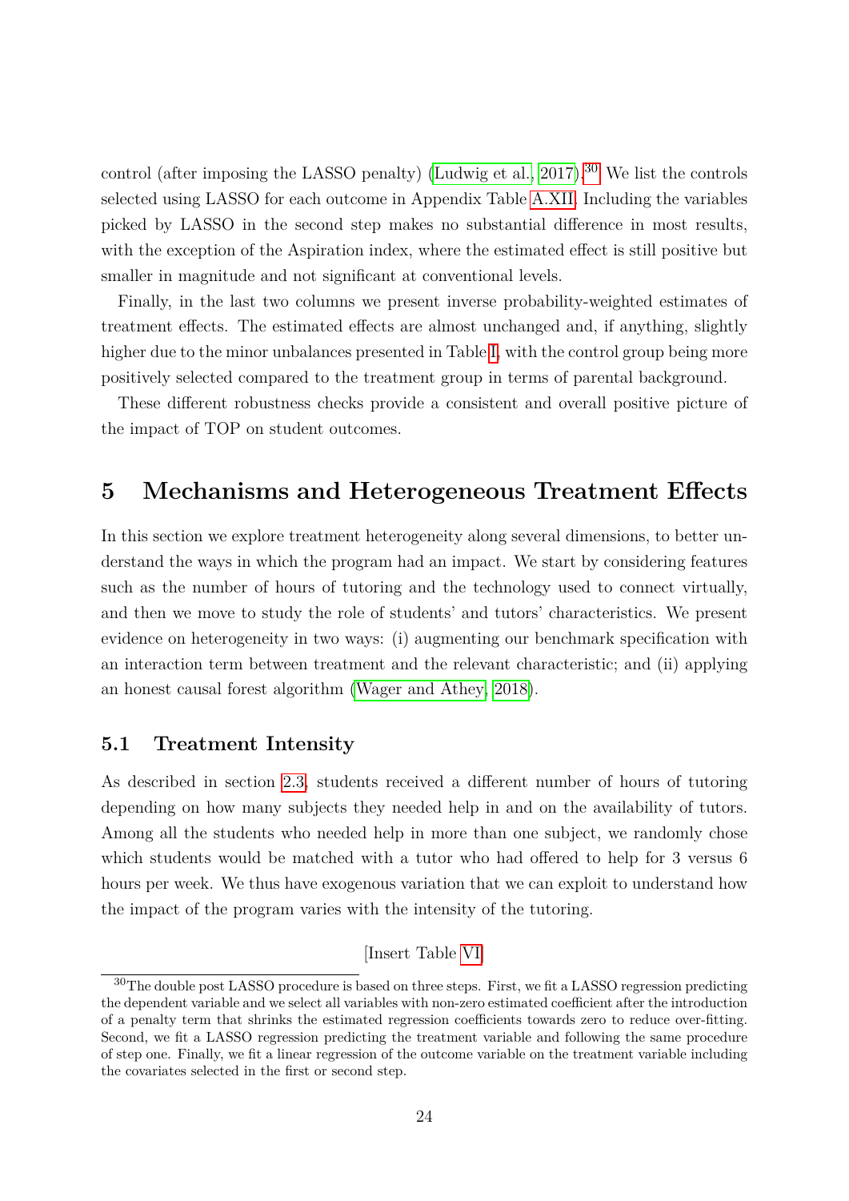control (after imposing the LASSO penalty) (Ludwig et al., 2017).[30] We list the controls selected using LASSO for each outcome in Appendix Table A.XII. Including the variables picked by LASSO in the second step makes no substantial difference in most results, with the exception of the Aspiration index, where the estimated effect is still positive but smaller in magnitude and not significant at conventional levels.

Finally, in the last two columns we present inverse probability-weighted estimates of treatment effects. The estimated effects are almost unchanged and, if anything, slightly higher due to the minor unbalances presented in Table I, with the control group being more positively selected compared to the treatment group in terms of parental background.

These different robustness checks provide a consistent and overall positive picture of the impact of TOP on student outcomes.

# 5 Mechanisms and Heterogeneous Treatment Effects

In this section we explore treatment heterogeneity along several dimensions, to better understand the ways in which the program had an impact. We start by considering features such as the number of hours of tutoring and the technology used to connect virtually, and then we move to study the role of students' and tutors' characteristics. We present evidence on heterogeneity in two ways: (i) augmenting our benchmark specification with an interaction term between treatment and the relevant characteristic; and (ii) applying an honest causal forest algorithm (Wager and Athey, 2018).

## 5.1 Treatment Intensity

As described in section 2.3, students received a different number of hours of tutoring depending on how many subjects they needed help in and on the availability of tutors. Among all the students who needed help in more than one subject, we randomly chose which students would be matched with a tutor who had offered to help for 3 versus 6 hours per week. We thus have exogenous variation that we can exploit to understand how the impact of the program varies with the intensity of the tutoring.

[Insert Table VI]

[30] The double post LASSO procedure is based on three steps. First, we fit a LASSO regression predicting the dependent variable and we select all variables with non-zero estimated coefficient after the introduction of a penalty term that shrinks the estimated regression coefficients towards zero to reduce over-fitting. Second, we fit a LASSO regression predicting the treatment variable and following the same procedure of step one. Finally, we fit a linear regression of the outcome variable on the treatment variable including the covariates selected in the first or second step.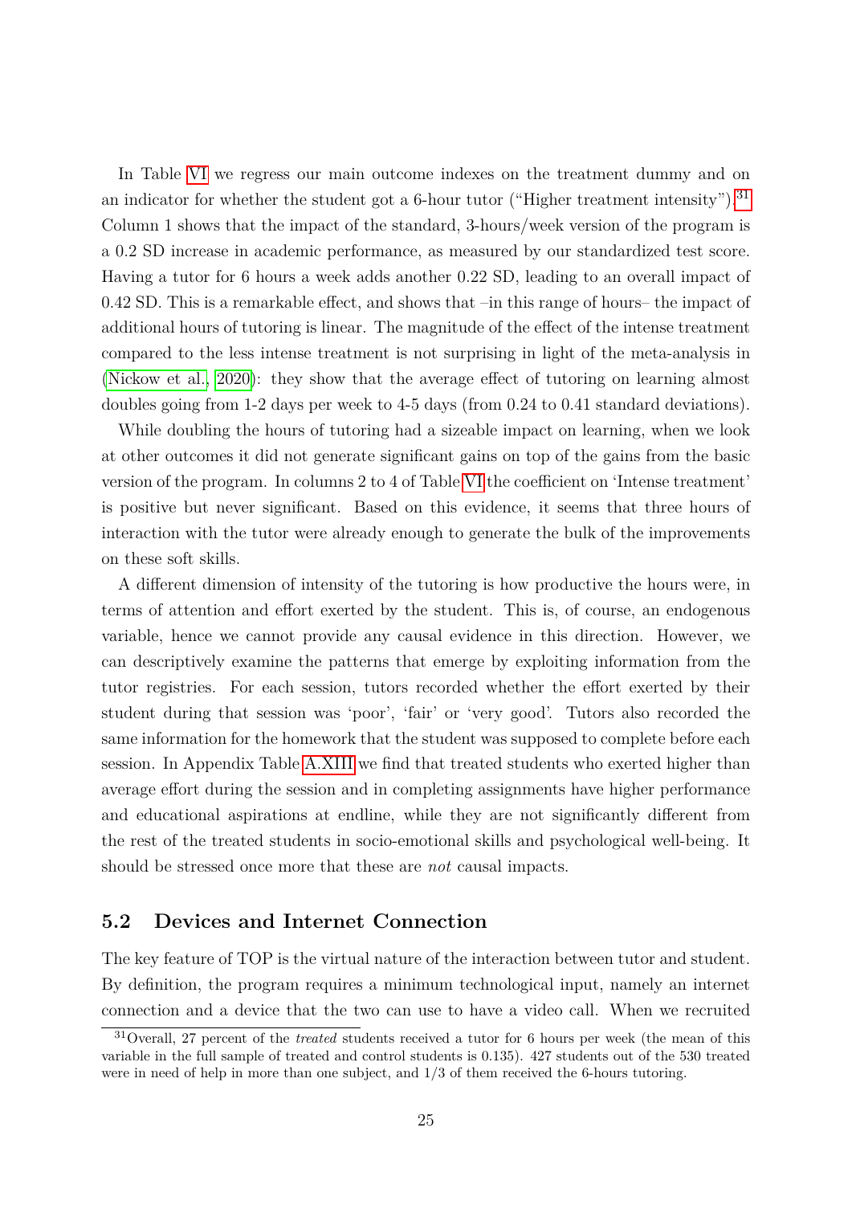In Table VI we regress our main outcome indexes on the treatment dummy and on an indicator for whether the student got a 6-hour tutor ("Higher treatment intensity").[31] Column 1 shows that the impact of the standard, 3-hours/week version of the program is a 0.2 SD increase in academic performance, as measured by our standardized test score. Having a tutor for 6 hours a week adds another 0.22 SD, leading to an overall impact of 0.42 SD. This is a remarkable effect, and shows that –in this range of hours– the impact of additional hours of tutoring is linear. The magnitude of the effect of the intense treatment compared to the less intense treatment is not surprising in light of the meta-analysis in (Nickow et al., 2020): they show that the average effect of tutoring on learning almost doubles going from 1-2 days per week to 4-5 days (from 0.24 to 0.41 standard deviations).

While doubling the hours of tutoring had a sizeable impact on learning, when we look at other outcomes it did not generate significant gains on top of the gains from the basic version of the program. In columns 2 to 4 of Table VI the coefficient on 'Intense treatment' is positive but never significant. Based on this evidence, it seems that three hours of interaction with the tutor were already enough to generate the bulk of the improvements on these soft skills.

A different dimension of intensity of the tutoring is how productive the hours were, in terms of attention and effort exerted by the student. This is, of course, an endogenous variable, hence we cannot provide any causal evidence in this direction. However, we can descriptively examine the patterns that emerge by exploiting information from the tutor registries. For each session, tutors recorded whether the effort exerted by their student during that session was 'poor', 'fair' or 'very good'. Tutors also recorded the same information for the homework that the student was supposed to complete before each session. In Appendix Table A.XIII we find that treated students who exerted higher than average effort during the session and in completing assignments have higher performance and educational aspirations at endline, while they are not significantly different from the rest of the treated students in socio-emotional skills and psychological well-being. It should be stressed once more that these are *not* causal impacts.

## 5.2 Devices and Internet Connection

The key feature of TOP is the virtual nature of the interaction between tutor and student. By definition, the program requires a minimum technological input, namely an internet connection and a device that the two can use to have a video call. When we recruited

[31] Overall, 27 percent of the *treated* students received a tutor for 6 hours per week (the mean of this variable in the full sample of treated and control students is 0.135). 427 students out of the 530 treated were in need of help in more than one subject, and 1/3 of them received the 6-hours tutoring.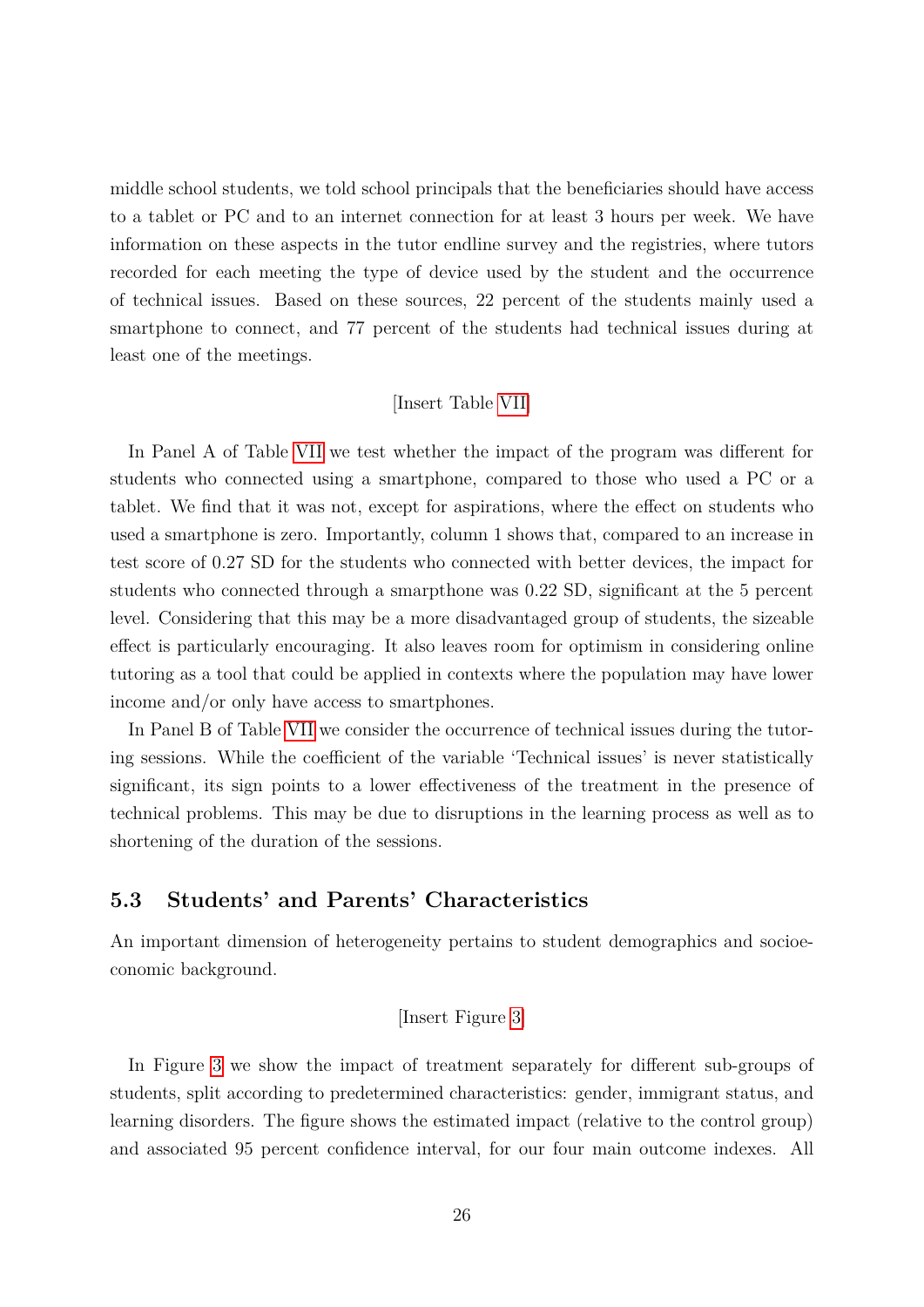middle school students, we told school principals that the beneficiaries should have access to a tablet or PC and to an internet connection for at least 3 hours per week. We have information on these aspects in the tutor endline survey and the registries, where tutors recorded for each meeting the type of device used by the student and the occurrence of technical issues. Based on these sources, 22 percent of the students mainly used a smartphone to connect, and 77 percent of the students had technical issues during at least one of the meetings.

[Insert Table VII]

In Panel A of Table VII we test whether the impact of the program was different for students who connected using a smartphone, compared to those who used a PC or a tablet. We find that it was not, except for aspirations, where the effect on students who used a smartphone is zero. Importantly, column 1 shows that, compared to an increase in test score of 0.27 SD for the students who connected with better devices, the impact for students who connected through a smarpthone was 0.22 SD, significant at the 5 percent level. Considering that this may be a more disadvantaged group of students, the sizeable effect is particularly encouraging. It also leaves room for optimism in considering online tutoring as a tool that could be applied in contexts where the population may have lower income and/or only have access to smartphones.

In Panel B of Table VII we consider the occurrence of technical issues during the tutoring sessions. While the coefficient of the variable 'Technical issues' is never statistically significant, its sign points to a lower effectiveness of the treatment in the presence of technical problems. This may be due to disruptions in the learning process as well as to shortening of the duration of the sessions.

## 5.3 Students' and Parents' Characteristics

An important dimension of heterogeneity pertains to student demographics and socioeconomic background.

[Insert Figure 3]

In Figure 3 we show the impact of treatment separately for different sub-groups of students, split according to predetermined characteristics: gender, immigrant status, and learning disorders. The figure shows the estimated impact (relative to the control group) and associated 95 percent confidence interval, for our four main outcome indexes. All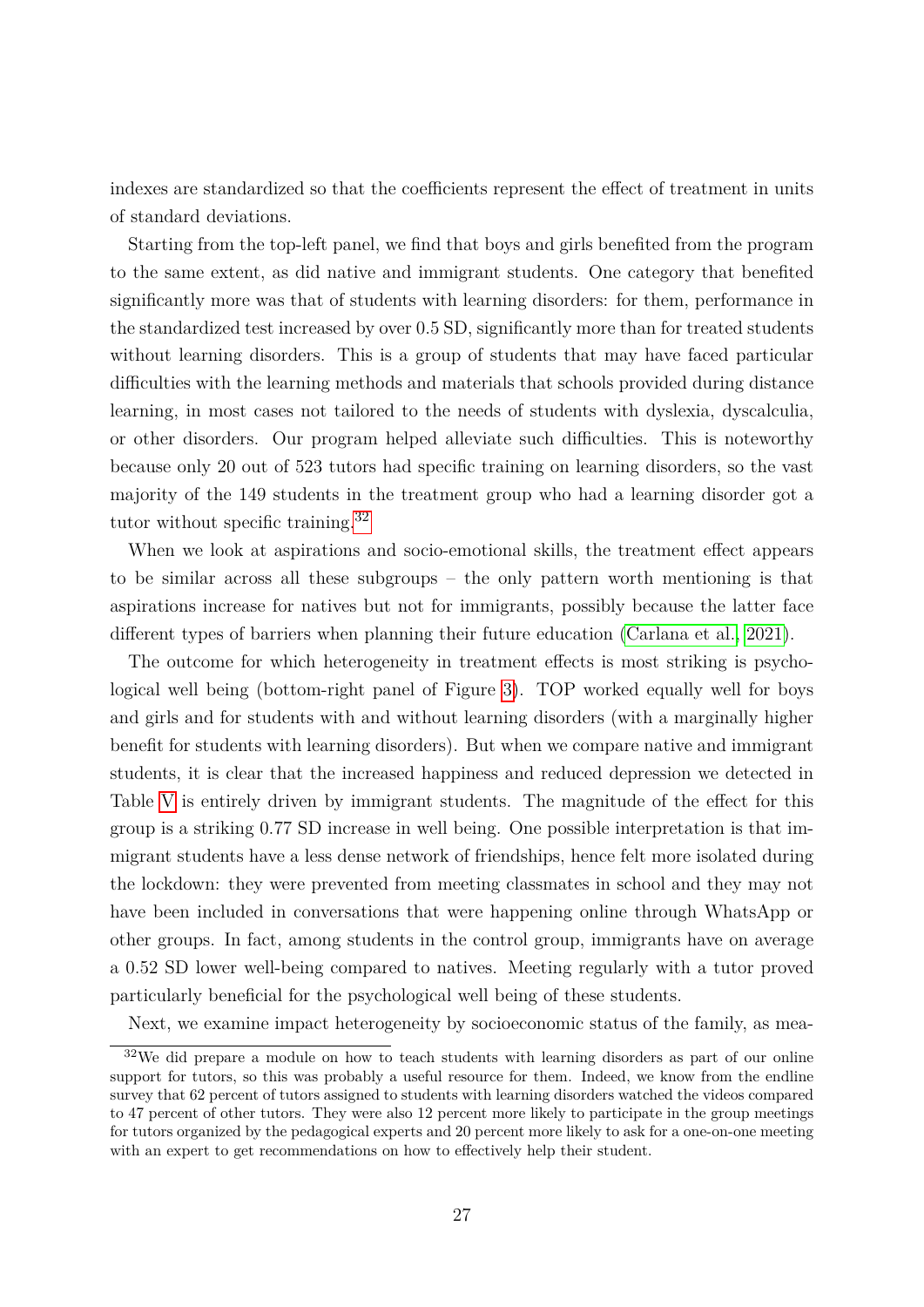indexes are standardized so that the coefficients represent the effect of treatment in units of standard deviations.

Starting from the top-left panel, we find that boys and girls benefited from the program to the same extent, as did native and immigrant students. One category that benefited significantly more was that of students with learning disorders: for them, performance in the standardized test increased by over 0.5 SD, significantly more than for treated students without learning disorders. This is a group of students that may have faced particular difficulties with the learning methods and materials that schools provided during distance learning, in most cases not tailored to the needs of students with dyslexia, dyscalculia, or other disorders. Our program helped alleviate such difficulties. This is noteworthy because only 20 out of 523 tutors had specific training on learning disorders, so the vast majority of the 149 students in the treatment group who had a learning disorder got a tutor without specific training.[32]

When we look at aspirations and socio-emotional skills, the treatment effect appears to be similar across all these subgroups – the only pattern worth mentioning is that aspirations increase for natives but not for immigrants, possibly because the latter face different types of barriers when planning their future education (Carlana et al., 2021).

The outcome for which heterogeneity in treatment effects is most striking is psychological well being (bottom-right panel of Figure 3). TOP worked equally well for boys and girls and for students with and without learning disorders (with a marginally higher benefit for students with learning disorders). But when we compare native and immigrant students, it is clear that the increased happiness and reduced depression we detected in Table V is entirely driven by immigrant students. The magnitude of the effect for this group is a striking 0.77 SD increase in well being. One possible interpretation is that immigrant students have a less dense network of friendships, hence felt more isolated during the lockdown: they were prevented from meeting classmates in school and they may not have been included in conversations that were happening online through WhatsApp or other groups. In fact, among students in the control group, immigrants have on average a 0.52 SD lower well-being compared to natives. Meeting regularly with a tutor proved particularly beneficial for the psychological well being of these students.

Next, we examine impact heterogeneity by socioeconomic status of the family, as mea-

[32]We did prepare a module on how to teach students with learning disorders as part of our online support for tutors, so this was probably a useful resource for them. Indeed, we know from the endline survey that 62 percent of tutors assigned to students with learning disorders watched the videos compared to 47 percent of other tutors. They were also 12 percent more likely to participate in the group meetings for tutors organized by the pedagogical experts and 20 percent more likely to ask for a one-on-one meeting with an expert to get recommendations on how to effectively help their student.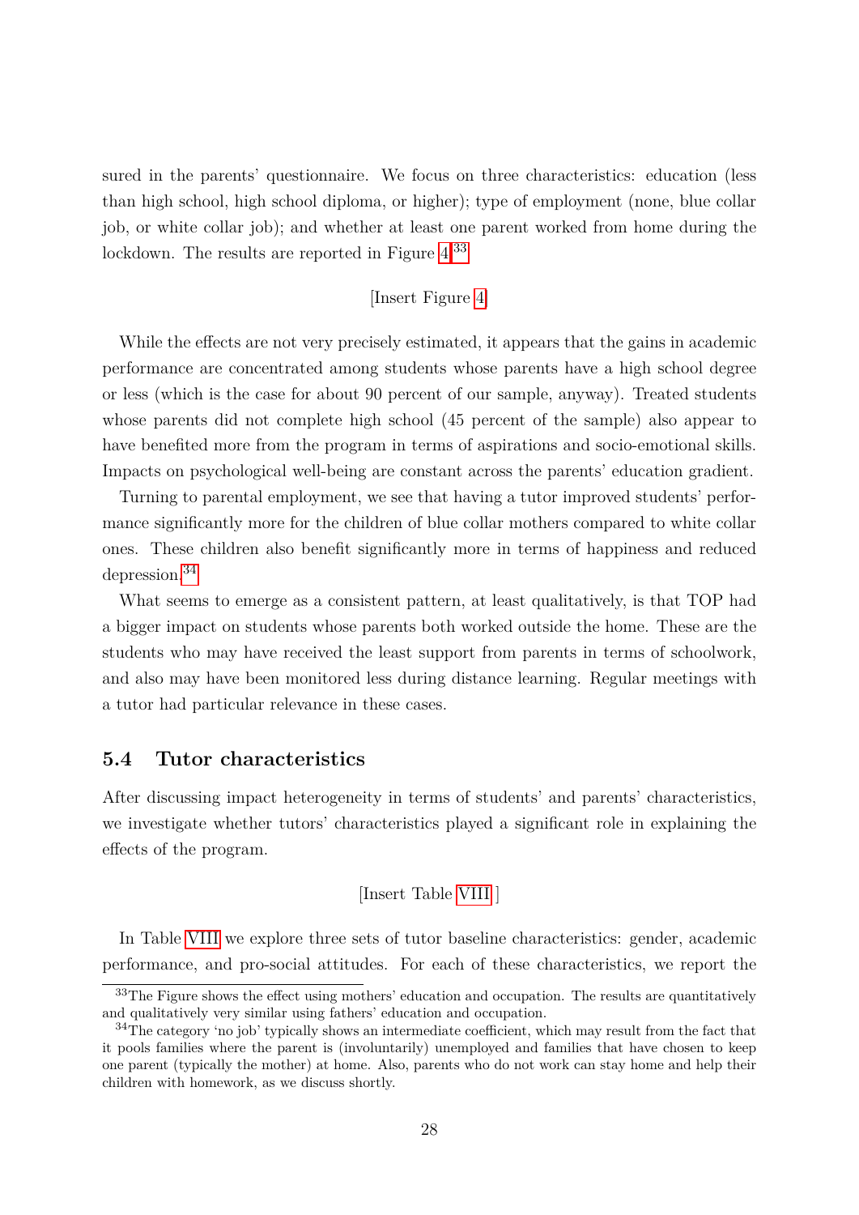sured in the parents' questionnaire. We focus on three characteristics: education (less than high school, high school diploma, or higher); type of employment (none, blue collar job, or white collar job); and whether at least one parent worked from home during the lockdown. The results are reported in Figure 4.[33]

[Insert Figure 4]

While the effects are not very precisely estimated, it appears that the gains in academic performance are concentrated among students whose parents have a high school degree or less (which is the case for about 90 percent of our sample, anyway). Treated students whose parents did not complete high school (45 percent of the sample) also appear to have benefited more from the program in terms of aspirations and socio-emotional skills. Impacts on psychological well-being are constant across the parents' education gradient.

Turning to parental employment, we see that having a tutor improved students' performance significantly more for the children of blue collar mothers compared to white collar ones. These children also benefit significantly more in terms of happiness and reduced depression.[34]

What seems to emerge as a consistent pattern, at least qualitatively, is that TOP had a bigger impact on students whose parents both worked outside the home. These are the students who may have received the least support from parents in terms of schoolwork, and also may have been monitored less during distance learning. Regular meetings with a tutor had particular relevance in these cases.

### 5.4 Tutor characteristics

After discussing impact heterogeneity in terms of students' and parents' characteristics, we investigate whether tutors' characteristics played a significant role in explaining the effects of the program.

[Insert Table VIII ]

In Table VIII we explore three sets of tutor baseline characteristics: gender, academic performance, and pro-social attitudes. For each of these characteristics, we report the

[33] The Figure shows the effect using mothers' education and occupation. The results are quantitatively and qualitatively very similar using fathers' education and occupation.

[34] The category 'no job' typically shows an intermediate coefficient, which may result from the fact that it pools families where the parent is (involuntarily) unemployed and families that have chosen to keep one parent (typically the mother) at home. Also, parents who do not work can stay home and help their children with homework, as we discuss shortly.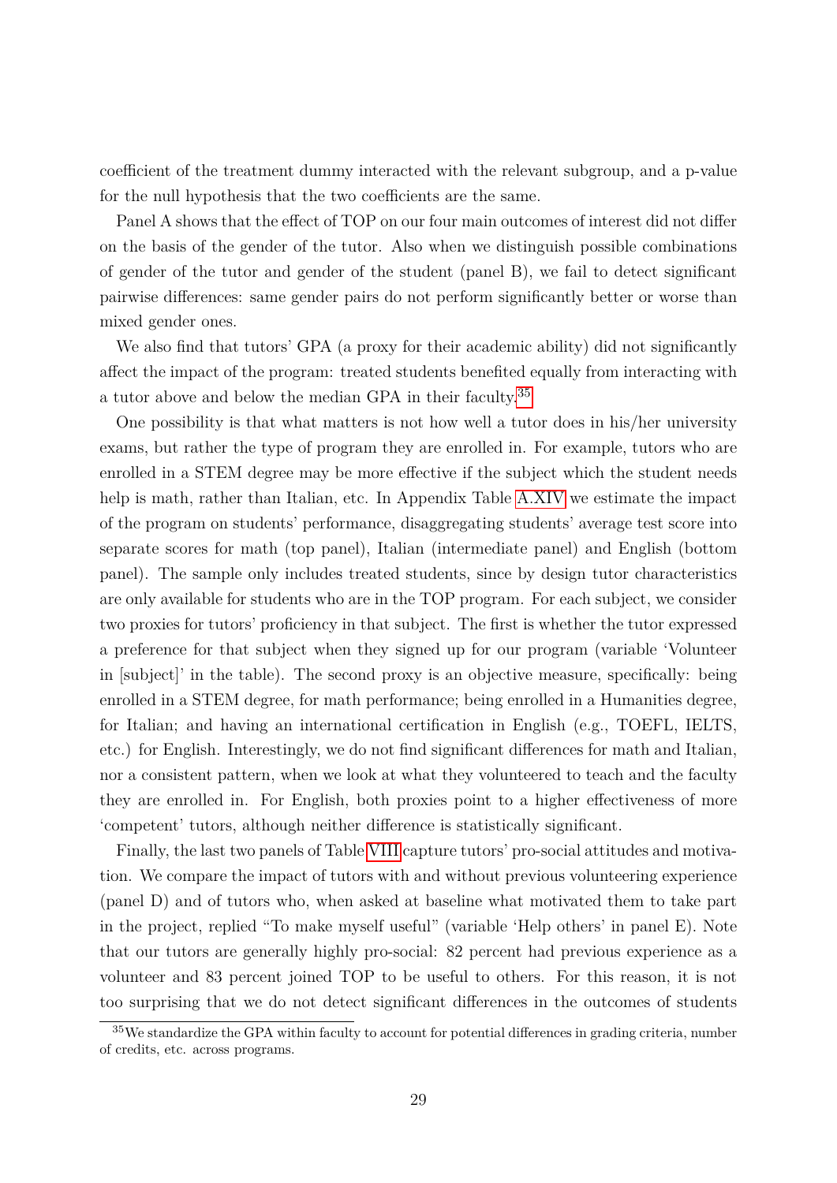coefficient of the treatment dummy interacted with the relevant subgroup, and a p-value for the null hypothesis that the two coefficients are the same.

Panel A shows that the effect of TOP on our four main outcomes of interest did not differ on the basis of the gender of the tutor. Also when we distinguish possible combinations of gender of the tutor and gender of the student (panel B), we fail to detect significant pairwise differences: same gender pairs do not perform significantly better or worse than mixed gender ones.

We also find that tutors' GPA (a proxy for their academic ability) did not significantly affect the impact of the program: treated students benefited equally from interacting with a tutor above and below the median GPA in their faculty.[35]

One possibility is that what matters is not how well a tutor does in his/her university exams, but rather the type of program they are enrolled in. For example, tutors who are enrolled in a STEM degree may be more effective if the subject which the student needs help is math, rather than Italian, etc. In Appendix Table A.XIV we estimate the impact of the program on students' performance, disaggregating students' average test score into separate scores for math (top panel), Italian (intermediate panel) and English (bottom panel). The sample only includes treated students, since by design tutor characteristics are only available for students who are in the TOP program. For each subject, we consider two proxies for tutors' proficiency in that subject. The first is whether the tutor expressed a preference for that subject when they signed up for our program (variable 'Volunteer in [subject]' in the table). The second proxy is an objective measure, specifically: being enrolled in a STEM degree, for math performance; being enrolled in a Humanities degree, for Italian; and having an international certification in English (e.g., TOEFL, IELTS, etc.) for English. Interestingly, we do not find significant differences for math and Italian, nor a consistent pattern, when we look at what they volunteered to teach and the faculty they are enrolled in. For English, both proxies point to a higher effectiveness of more 'competent' tutors, although neither difference is statistically significant.

Finally, the last two panels of Table VIII capture tutors' pro-social attitudes and motivation. We compare the impact of tutors with and without previous volunteering experience (panel D) and of tutors who, when asked at baseline what motivated them to take part in the project, replied "To make myself useful" (variable 'Help others' in panel E). Note that our tutors are generally highly pro-social: 82 percent had previous experience as a volunteer and 83 percent joined TOP to be useful to others. For this reason, it is not too surprising that we do not detect significant differences in the outcomes of students

[35] We standardize the GPA within faculty to account for potential differences in grading criteria, number of credits, etc. across programs.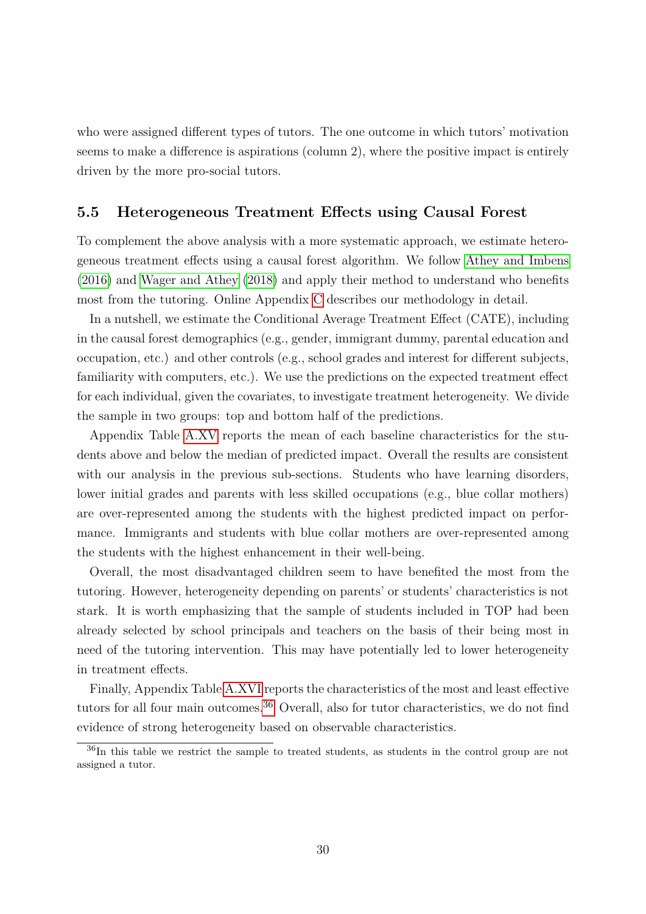who were assigned different types of tutors. The one outcome in which tutors' motivation seems to make a difference is aspirations (column 2), where the positive impact is entirely driven by the more pro-social tutors.

## 5.5 Heterogeneous Treatment Effects using Causal Forest

To complement the above analysis with a more systematic approach, we estimate heterogeneous treatment effects using a causal forest algorithm. We follow Athey and Imbens (2016) and Wager and Athey (2018) and apply their method to understand who benefits most from the tutoring. Online Appendix C describes our methodology in detail.

In a nutshell, we estimate the Conditional Average Treatment Effect (CATE), including in the causal forest demographics (e.g., gender, immigrant dummy, parental education and occupation, etc.) and other controls (e.g., school grades and interest for different subjects, familiarity with computers, etc.). We use the predictions on the expected treatment effect for each individual, given the covariates, to investigate treatment heterogeneity. We divide the sample in two groups: top and bottom half of the predictions.

Appendix Table A.XV reports the mean of each baseline characteristics for the students above and below the median of predicted impact. Overall the results are consistent with our analysis in the previous sub-sections. Students who have learning disorders, lower initial grades and parents with less skilled occupations (e.g., blue collar mothers) are over-represented among the students with the highest predicted impact on performance. Immigrants and students with blue collar mothers are over-represented among the students with the highest enhancement in their well-being.

Overall, the most disadvantaged children seem to have benefited the most from the tutoring. However, heterogeneity depending on parents' or students' characteristics is not stark. It is worth emphasizing that the sample of students included in TOP had been already selected by school principals and teachers on the basis of their being most in need of the tutoring intervention. This may have potentially led to lower heterogeneity in treatment effects.

Finally, Appendix Table A.XVI reports the characteristics of the most and least effective tutors for all four main outcomes.[36] Overall, also for tutor characteristics, we do not find evidence of strong heterogeneity based on observable characteristics.

[36] In this table we restrict the sample to treated students, as students in the control group are not assigned a tutor.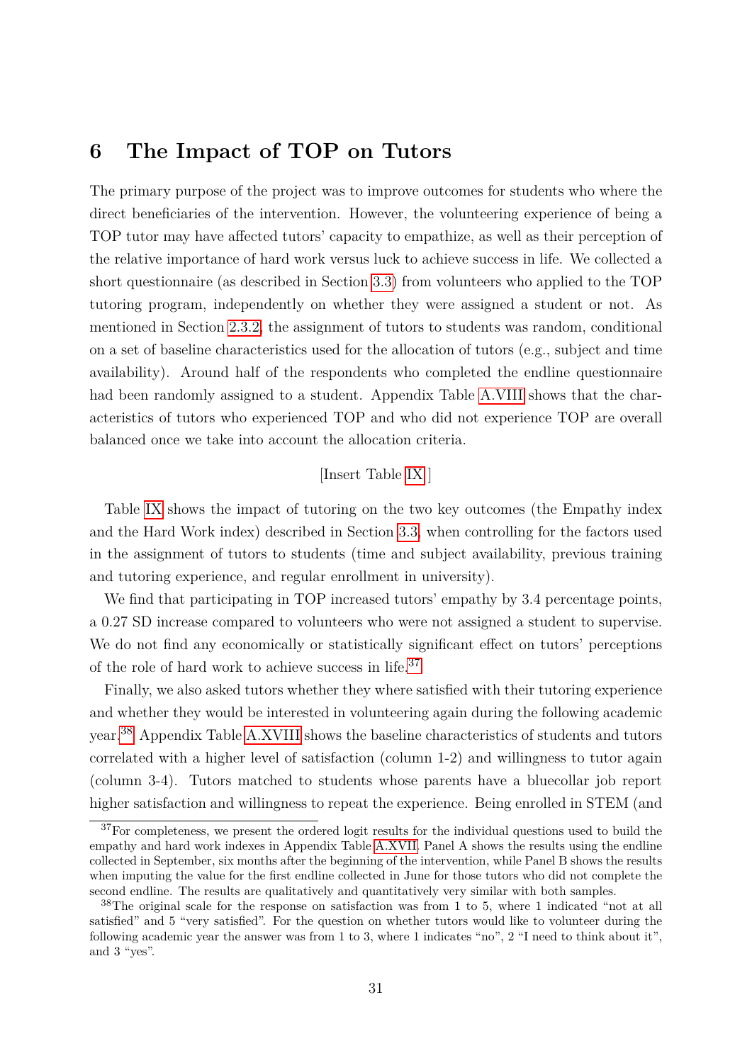# 6 The Impact of TOP on Tutors

The primary purpose of the project was to improve outcomes for students who where the direct beneficiaries of the intervention. However, the volunteering experience of being a TOP tutor may have affected tutors' capacity to empathize, as well as their perception of the relative importance of hard work versus luck to achieve success in life. We collected a short questionnaire (as described in Section 3.3) from volunteers who applied to the TOP tutoring program, independently on whether they were assigned a student or not. As mentioned in Section 2.3.2, the assignment of tutors to students was random, conditional on a set of baseline characteristics used for the allocation of tutors (e.g., subject and time availability). Around half of the respondents who completed the endline questionnaire had been randomly assigned to a student. Appendix Table A.VIII shows that the characteristics of tutors who experienced TOP and who did not experience TOP are overall balanced once we take into account the allocation criteria.

[Insert Table IX ]

Table IX shows the impact of tutoring on the two key outcomes (the Empathy index and the Hard Work index) described in Section 3.3, when controlling for the factors used in the assignment of tutors to students (time and subject availability, previous training and tutoring experience, and regular enrollment in university).

We find that participating in TOP increased tutors' empathy by 3.4 percentage points, a 0.27 SD increase compared to volunteers who were not assigned a student to supervise. We do not find any economically or statistically significant effect on tutors' perceptions of the role of hard work to achieve success in life.[37]

Finally, we also asked tutors whether they where satisfied with their tutoring experience and whether they would be interested in volunteering again during the following academic year.[38] Appendix Table A.XVIII shows the baseline characteristics of students and tutors correlated with a higher level of satisfaction (column 1-2) and willingness to tutor again (column 3-4). Tutors matched to students whose parents have a bluecollar job report higher satisfaction and willingness to repeat the experience. Being enrolled in STEM (and

[37]For completeness, we present the ordered logit results for the individual questions used to build the empathy and hard work indexes in Appendix Table A.XVII. Panel A shows the results using the endline collected in September, six months after the beginning of the intervention, while Panel B shows the results when imputing the value for the first endline collected in June for those tutors who did not complete the second endline. The results are qualitatively and quantitatively very similar with both samples.

[38]The original scale for the response on satisfaction was from 1 to 5, where 1 indicated "not at all satisfied" and 5 "very satisfied". For the question on whether tutors would like to volunteer during the following academic year the answer was from 1 to 3, where 1 indicates "no", 2 "I need to think about it", and 3 "yes".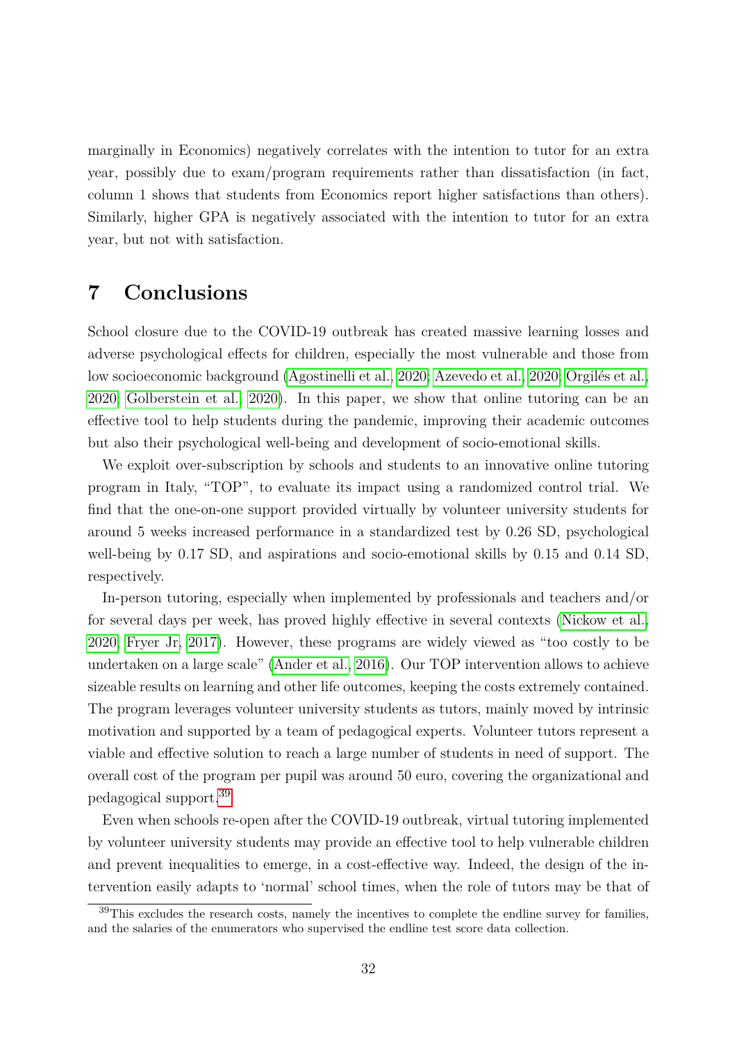marginally in Economics) negatively correlates with the intention to tutor for an extra year, possibly due to exam/program requirements rather than dissatisfaction (in fact, column 1 shows that students from Economics report higher satisfactions than others). Similarly, higher GPA is negatively associated with the intention to tutor for an extra year, but not with satisfaction.

# 7 Conclusions

School closure due to the COVID-19 outbreak has created massive learning losses and adverse psychological effects for children, especially the most vulnerable and those from low socioeconomic background (Agostinelli et al., 2020; Azevedo et al., 2020; Orgilés et al., 2020; Golberstein et al., 2020). In this paper, we show that online tutoring can be an effective tool to help students during the pandemic, improving their academic outcomes but also their psychological well-being and development of socio-emotional skills.

We exploit over-subscription by schools and students to an innovative online tutoring program in Italy, "TOP", to evaluate its impact using a randomized control trial. We find that the one-on-one support provided virtually by volunteer university students for around 5 weeks increased performance in a standardized test by 0.26 SD, psychological well-being by 0.17 SD, and aspirations and socio-emotional skills by 0.15 and 0.14 SD, respectively.

In-person tutoring, especially when implemented by professionals and teachers and/or for several days per week, has proved highly effective in several contexts (Nickow et al., 2020; Fryer Jr, 2017). However, these programs are widely viewed as "too costly to be undertaken on a large scale" (Ander et al., 2016). Our TOP intervention allows to achieve sizeable results on learning and other life outcomes, keeping the costs extremely contained. The program leverages volunteer university students as tutors, mainly moved by intrinsic motivation and supported by a team of pedagogical experts. Volunteer tutors represent a viable and effective solution to reach a large number of students in need of support. The overall cost of the program per pupil was around 50 euro, covering the organizational and pedagogical support.[39]

Even when schools re-open after the COVID-19 outbreak, virtual tutoring implemented by volunteer university students may provide an effective tool to help vulnerable children and prevent inequalities to emerge, in a cost-effective way. Indeed, the design of the intervention easily adapts to 'normal' school times, when the role of tutors may be that of

[39] This excludes the research costs, namely the incentives to complete the endline survey for families, and the salaries of the enumerators who supervised the endline test score data collection.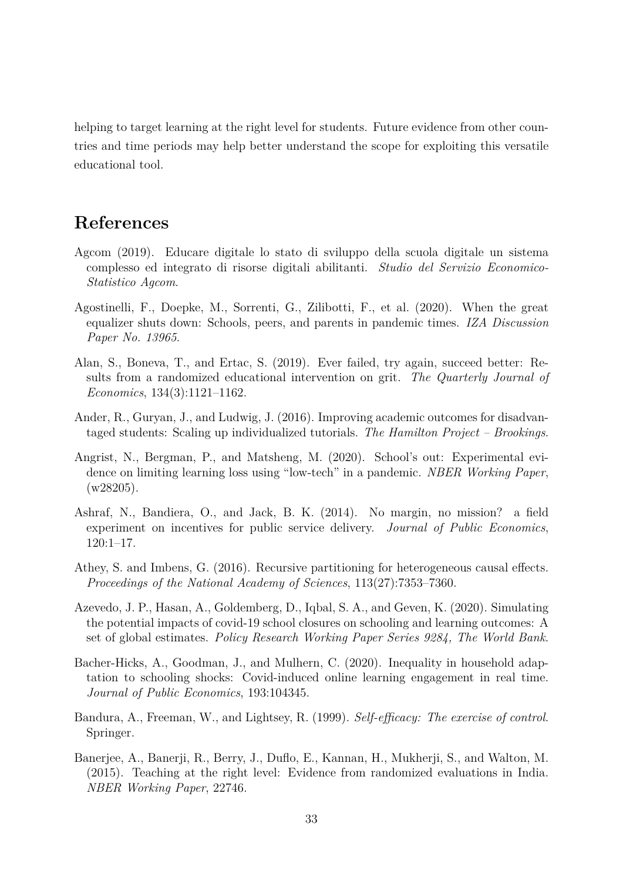helping to target learning at the right level for students. Future evidence from other countries and time periods may help better understand the scope for exploiting this versatile educational tool.

# References

Agcom (2019). Educare digitale lo stato di sviluppo della scuola digitale un sistema complesso ed integrato di risorse digitali abilitanti. *Studio del Servizio Economico-Statistico Agcom*.

Agostinelli, F., Doepke, M., Sorrenti, G., Zilibotti, F., et al. (2020). When the great equalizer shuts down: Schools, peers, and parents in pandemic times. *IZA Discussion Paper No. 13965*.

Alan, S., Boneva, T., and Ertac, S. (2019). Ever failed, try again, succeed better: Results from a randomized educational intervention on grit. *The Quarterly Journal of Economics*, 134(3):1121–1162.

Ander, R., Guryan, J., and Ludwig, J. (2016). Improving academic outcomes for disadvantaged students: Scaling up individualized tutorials. *The Hamilton Project – Brookings*.

Angrist, N., Bergman, P., and Matsheng, M. (2020). School's out: Experimental evidence on limiting learning loss using "low-tech" in a pandemic. *NBER Working Paper*, (w28205).

Ashraf, N., Bandiera, O., and Jack, B. K. (2014). No margin, no mission? a field experiment on incentives for public service delivery. *Journal of Public Economics*, 120:1–17.

Athey, S. and Imbens, G. (2016). Recursive partitioning for heterogeneous causal effects. *Proceedings of the National Academy of Sciences*, 113(27):7353–7360.

Azevedo, J. P., Hasan, A., Goldemberg, D., Iqbal, S. A., and Geven, K. (2020). Simulating the potential impacts of covid-19 school closures on schooling and learning outcomes: A set of global estimates. *Policy Research Working Paper Series 9284, The World Bank*.

Bacher-Hicks, A., Goodman, J., and Mulhern, C. (2020). Inequality in household adaptation to schooling shocks: Covid-induced online learning engagement in real time. *Journal of Public Economics*, 193:104345.

Bandura, A., Freeman, W., and Lightsey, R. (1999). *Self-efficacy: The exercise of control*. Springer.

Banerjee, A., Banerji, R., Berry, J., Duflo, E., Kannan, H., Mukherji, S., and Walton, M. (2015). Teaching at the right level: Evidence from randomized evaluations in India. *NBER Working Paper*, 22746.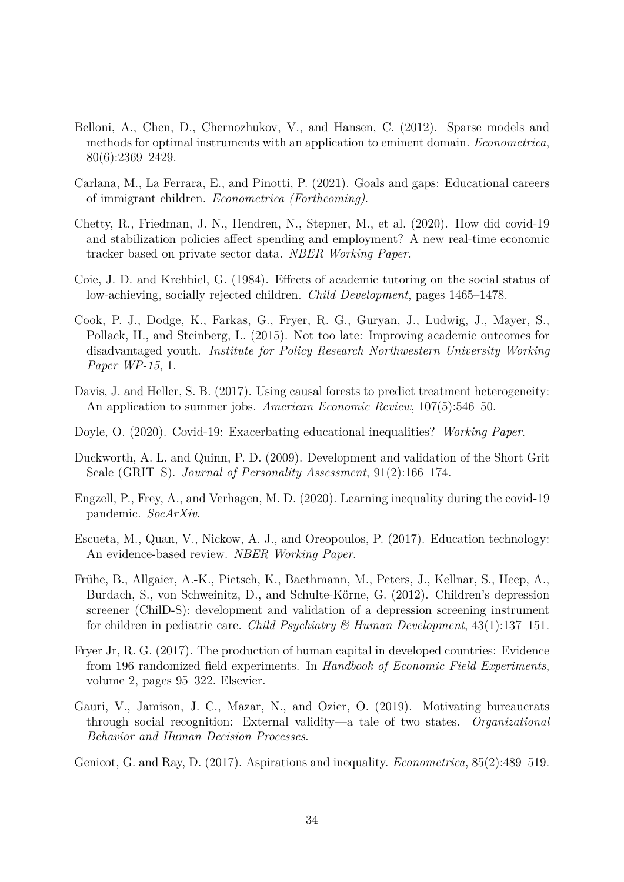Belloni, A., Chen, D., Chernozhukov, V., and Hansen, C. (2012). Sparse models and methods for optimal instruments with an application to eminent domain. *Econometrica*, 80(6):2369–2429.

Carlana, M., La Ferrara, E., and Pinotti, P. (2021). Goals and gaps: Educational careers of immigrant children. *Econometrica (Forthcoming)*.

Chetty, R., Friedman, J. N., Hendren, N., Stepner, M., et al. (2020). How did covid-19 and stabilization policies affect spending and employment? A new real-time economic tracker based on private sector data. *NBER Working Paper*.

Coie, J. D. and Krehbiel, G. (1984). Effects of academic tutoring on the social status of low-achieving, socially rejected children. *Child Development*, pages 1465–1478.

Cook, P. J., Dodge, K., Farkas, G., Fryer, R. G., Guryan, J., Ludwig, J., Mayer, S., Pollack, H., and Steinberg, L. (2015). Not too late: Improving academic outcomes for disadvantaged youth. *Institute for Policy Research Northwestern University Working Paper WP-15*, 1.

Davis, J. and Heller, S. B. (2017). Using causal forests to predict treatment heterogeneity: An application to summer jobs. *American Economic Review*, 107(5):546–50.

Doyle, O. (2020). Covid-19: Exacerbating educational inequalities? *Working Paper*.

Duckworth, A. L. and Quinn, P. D. (2009). Development and validation of the Short Grit Scale (GRIT–S). *Journal of Personality Assessment*, 91(2):166–174.

Engzell, P., Frey, A., and Verhagen, M. D. (2020). Learning inequality during the covid-19 pandemic. *SocArXiv*.

Escueta, M., Quan, V., Nickow, A. J., and Oreopoulos, P. (2017). Education technology: An evidence-based review. *NBER Working Paper*.

Frühe, B., Allgaier, A.-K., Pietsch, K., Baethmann, M., Peters, J., Kellnar, S., Heep, A., Burdach, S., von Schweinitz, D., and Schulte-Körne, G. (2012). Children's depression screener (ChilD-S): development and validation of a depression screening instrument for children in pediatric care. *Child Psychiatry & Human Development*, 43(1):137–151.

Fryer Jr, R. G. (2017). The production of human capital in developed countries: Evidence from 196 randomized field experiments. In *Handbook of Economic Field Experiments*, volume 2, pages 95–322. Elsevier.

Gauri, V., Jamison, J. C., Mazar, N., and Ozier, O. (2019). Motivating bureaucrats through social recognition: External validity—a tale of two states. *Organizational Behavior and Human Decision Processes*.

Genicot, G. and Ray, D. (2017). Aspirations and inequality. *Econometrica*, 85(2):489–519.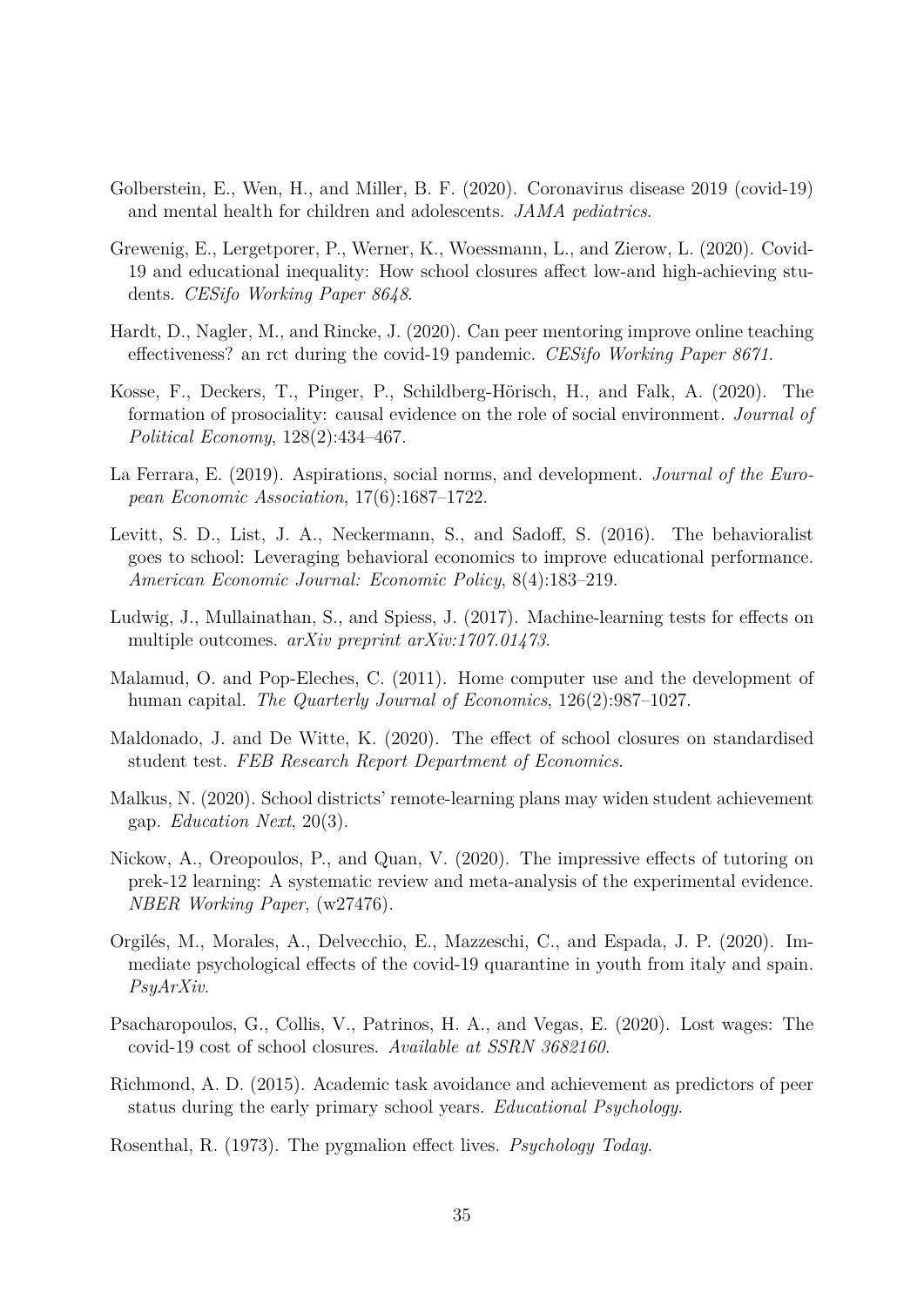Golberstein, E., Wen, H., and Miller, B. F. (2020). Coronavirus disease 2019 (covid-19) and mental health for children and adolescents. *JAMA pediatrics*.

Grewenig, E., Lergetporer, P., Werner, K., Woessmann, L., and Zierow, L. (2020). Covid-19 and educational inequality: How school closures affect low-and high-achieving students. *CESifo Working Paper 8648*.

Hardt, D., Nagler, M., and Rincke, J. (2020). Can peer mentoring improve online teaching effectiveness? an rct during the covid-19 pandemic. *CESifo Working Paper 8671*.

Kosse, F., Deckers, T., Pinger, P., Schildberg-Hörisch, H., and Falk, A. (2020). The formation of prosociality: causal evidence on the role of social environment. *Journal of Political Economy*, 128(2):434–467.

La Ferrara, E. (2019). Aspirations, social norms, and development. *Journal of the European Economic Association*, 17(6):1687–1722.

Levitt, S. D., List, J. A., Neckermann, S., and Sadoff, S. (2016). The behavioralist goes to school: Leveraging behavioral economics to improve educational performance. *American Economic Journal: Economic Policy*, 8(4):183–219.

Ludwig, J., Mullainathan, S., and Spiess, J. (2017). Machine-learning tests for effects on multiple outcomes. *arXiv preprint arXiv:1707.01473*.

Malamud, O. and Pop-Eleches, C. (2011). Home computer use and the development of human capital. *The Quarterly Journal of Economics*, 126(2):987–1027.

Maldonado, J. and De Witte, K. (2020). The effect of school closures on standardised student test. *FEB Research Report Department of Economics*.

Malkus, N. (2020). School districts' remote-learning plans may widen student achievement gap. *Education Next*, 20(3).

Nickow, A., Oreopoulos, P., and Quan, V. (2020). The impressive effects of tutoring on prek-12 learning: A systematic review and meta-analysis of the experimental evidence. *NBER Working Paper*, (w27476).

Orgilés, M., Morales, A., Delvecchio, E., Mazzeschi, C., and Espada, J. P. (2020). Immediate psychological effects of the covid-19 quarantine in youth from italy and spain. *PsyArXiv*.

Psacharopoulos, G., Collis, V., Patrinos, H. A., and Vegas, E. (2020). Lost wages: The covid-19 cost of school closures. *Available at SSRN 3682160*.

Richmond, A. D. (2015). Academic task avoidance and achievement as predictors of peer status during the early primary school years. *Educational Psychology*.

Rosenthal, R. (1973). The pygmalion effect lives. *Psychology Today*.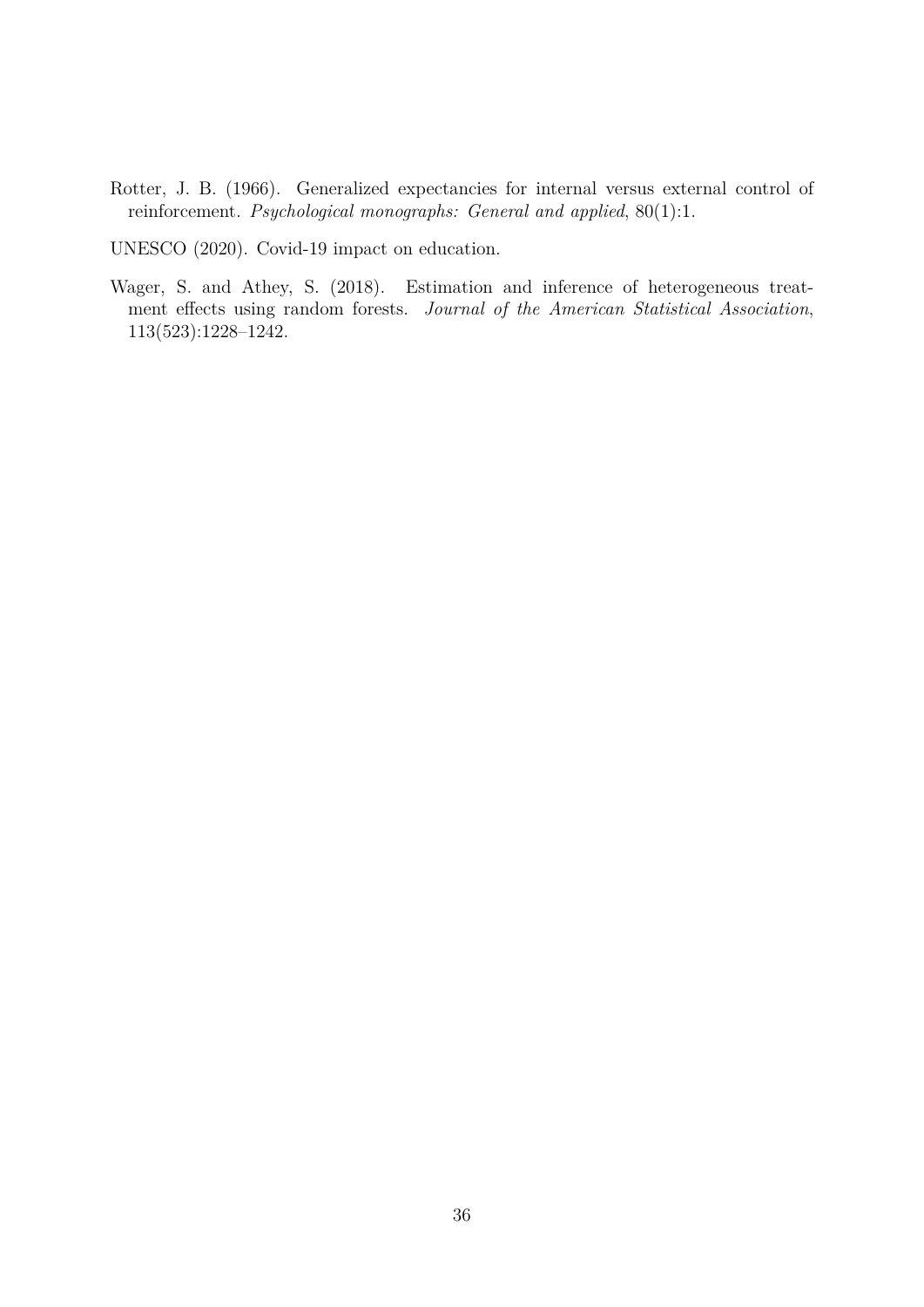Rotter, J. B. (1966). Generalized expectancies for internal versus external control of reinforcement. *Psychological monographs: General and applied*, 80(1):1.

UNESCO (2020). Covid-19 impact on education.

Wager, S. and Athey, S. (2018). Estimation and inference of heterogeneous treatment effects using random forests. *Journal of the American Statistical Association*, 113(523):1228–1242.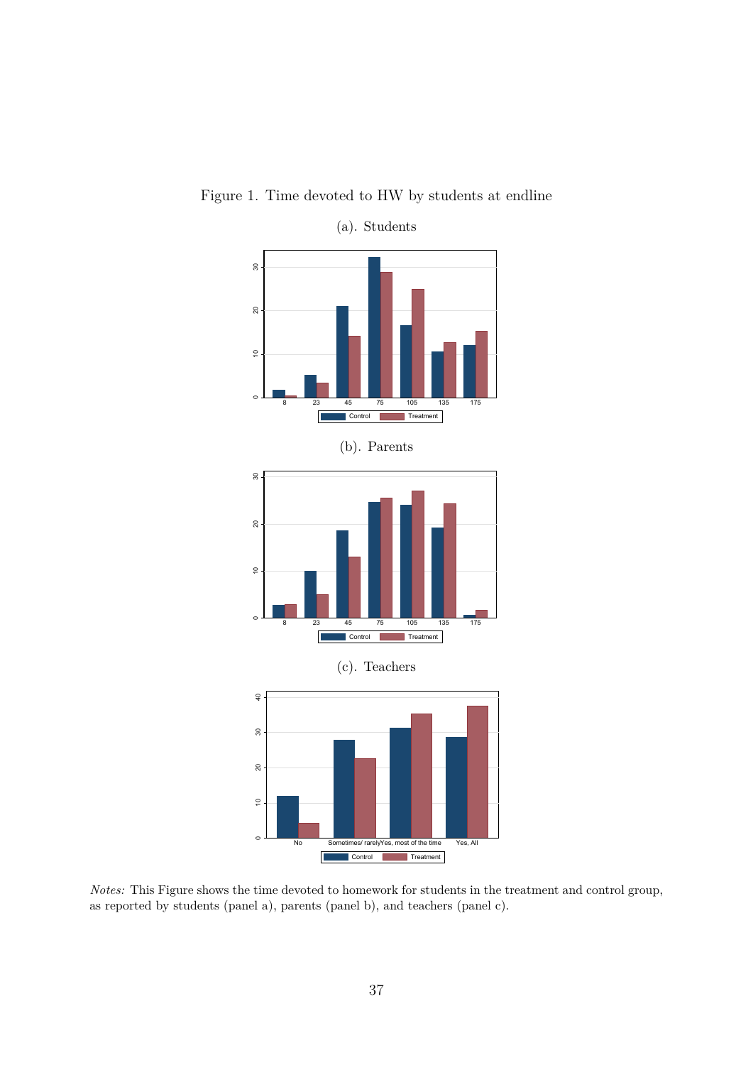Figure 1. Time devoted to HW by students at endline

(a). Students

(b). Parents

(c). Teachers

*Notes:* This Figure shows the time devoted to homework for students in the treatment and control group, as reported by students (panel a), parents (panel b), and teachers (panel c).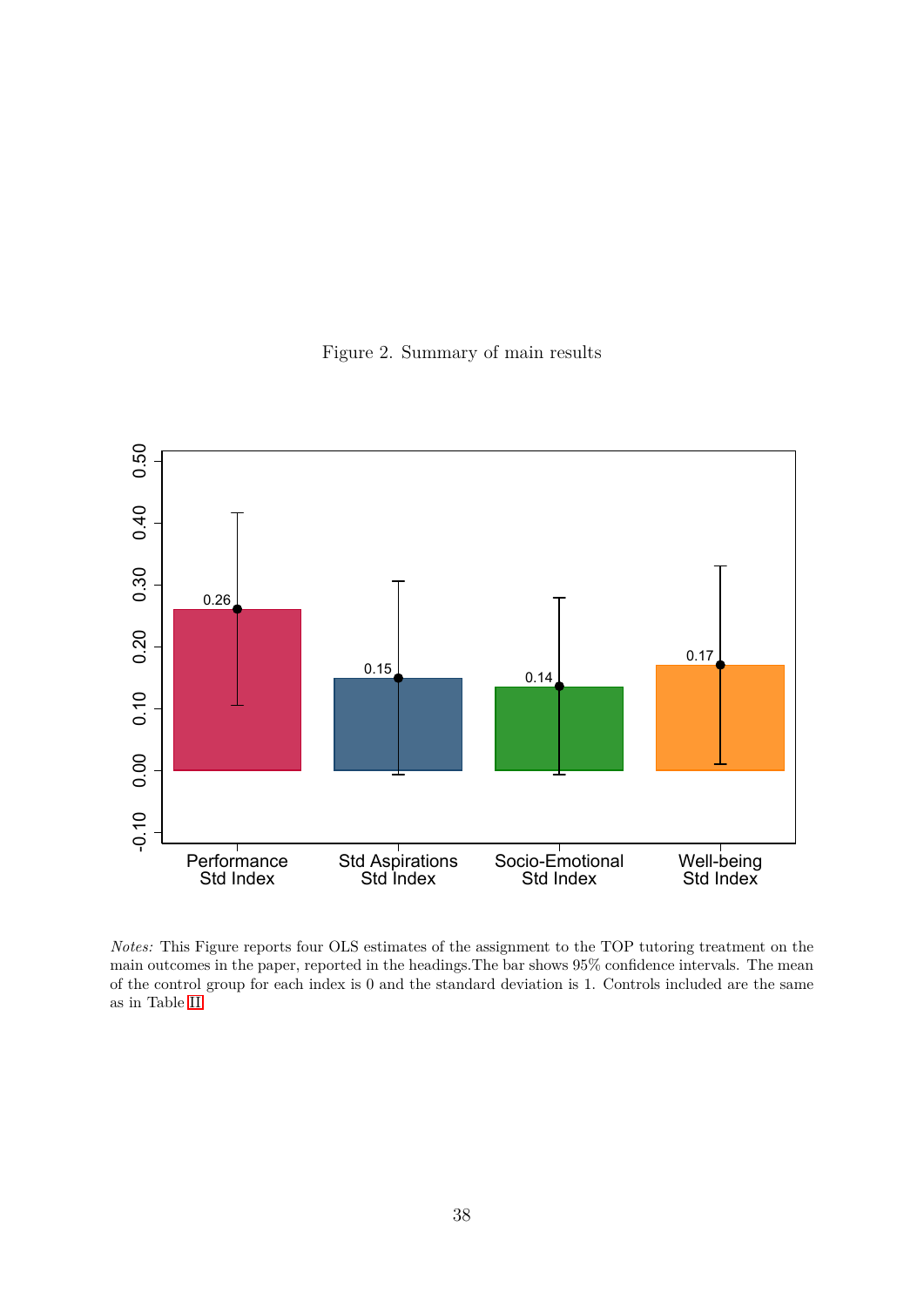Figure 2. Summary of main results

*Notes:* This Figure reports four OLS estimates of the assignment to the TOP tutoring treatment on the main outcomes in the paper, reported in the headings.The bar shows 95% confidence intervals. The mean of the control group for each index is 0 and the standard deviation is 1. Controls included are the same as in Table II.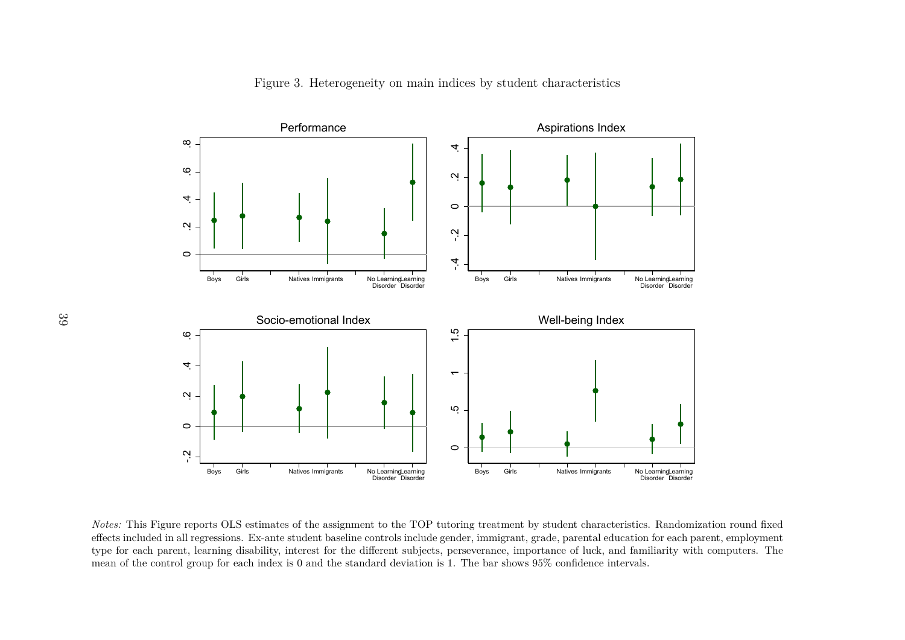Figure 3. Heterogeneity on main indices by student characteristics

*Notes:* This Figure reports OLS estimates of the assignment to the TOP tutoring treatment by student characteristics. Randomization round fixed effects included in all regressions. Ex-ante student baseline controls include gender, immigrant, grade, parental education for each parent, employment type for each parent, learning disability, interest for the different subjects, perseverance, importance of luck, and familiarity with computers. The mean of the control group for each index is 0 and the standard deviation is 1. The bar shows 95% confidence intervals.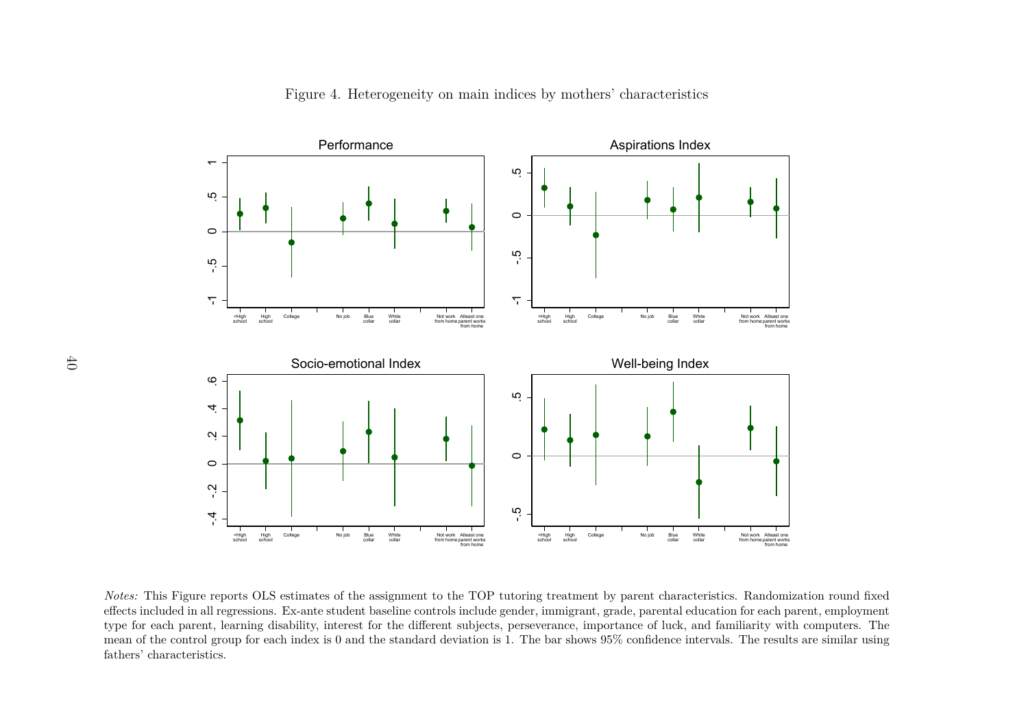Figure 4. Heterogeneity on main indices by mothers' characteristics

*Notes:* This Figure reports OLS estimates of the assignment to the TOP tutoring treatment by parent characteristics. Randomization round fixed effects included in all regressions. Ex-ante student baseline controls include gender, immigrant, grade, parental education for each parent, employment type for each parent, learning disability, interest for the different subjects, perseverance, importance of luck, and familiarity with computers. The mean of the control group for each index is 0 and the standard deviation is 1. The bar shows 95% confidence intervals. The results are similar using fathers' characteristics.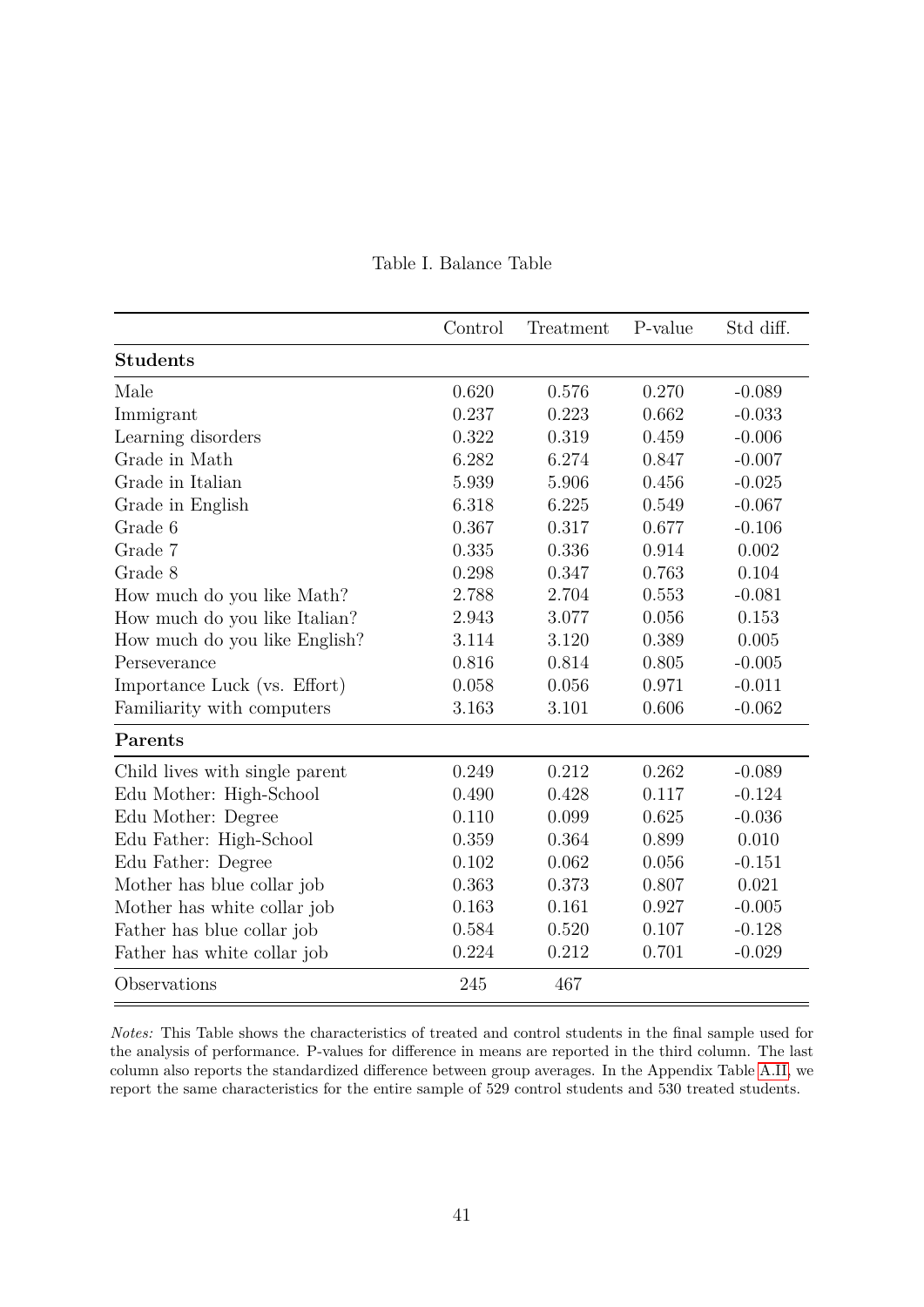Table I. Balance Table

| | Control | Treatment | P-value | Std diff. |
|---|---|---|---|---|
| **Students** | | | | |
| Male | 0.620 | 0.576 | 0.270 | -0.089 |
| Immigrant | 0.237 | 0.223 | 0.662 | -0.033 |
| Learning disorders | 0.322 | 0.319 | 0.459 | -0.006 |
| Grade in Math | 6.282 | 6.274 | 0.847 | -0.007 |
| Grade in Italian | 5.939 | 5.906 | 0.456 | -0.025 |
| Grade in English | 6.318 | 6.225 | 0.549 | -0.067 |
| Grade 6 | 0.367 | 0.317 | 0.677 | -0.106 |
| Grade 7 | 0.335 | 0.336 | 0.914 | 0.002 |
| Grade 8 | 0.298 | 0.347 | 0.763 | 0.104 |
| How much do you like Math? | 2.788 | 2.704 | 0.553 | -0.081 |
| How much do you like Italian? | 2.943 | 3.077 | 0.056 | 0.153 |
| How much do you like English? | 3.114 | 3.120 | 0.389 | 0.005 |
| Perseverance | 0.816 | 0.814 | 0.805 | -0.005 |
| Importance Luck (vs. Effort) | 0.058 | 0.056 | 0.971 | -0.011 |
| Familiarity with computers | 3.163 | 3.101 | 0.606 | -0.062 |
| **Parents** | | | | |
| Child lives with single parent | 0.249 | 0.212 | 0.262 | -0.089 |
| Edu Mother: High-School | 0.490 | 0.428 | 0.117 | -0.124 |
| Edu Mother: Degree | 0.110 | 0.099 | 0.625 | -0.036 |
| Edu Father: High-School | 0.359 | 0.364 | 0.899 | 0.010 |
| Edu Father: Degree | 0.102 | 0.062 | 0.056 | -0.151 |
| Mother has blue collar job | 0.363 | 0.373 | 0.807 | 0.021 |
| Mother has white collar job | 0.163 | 0.161 | 0.927 | -0.005 |
| Father has blue collar job | 0.584 | 0.520 | 0.107 | -0.128 |
| Father has white collar job | 0.224 | 0.212 | 0.701 | -0.029 |
| Observations | 245 | 467 | | |

*Notes:* This Table shows the characteristics of treated and control students in the final sample used for the analysis of performance. P-values for difference in means are reported in the third column. The last column also reports the standardized difference between group averages. In the Appendix Table A.II, we report the same characteristics for the entire sample of 529 control students and 530 treated students.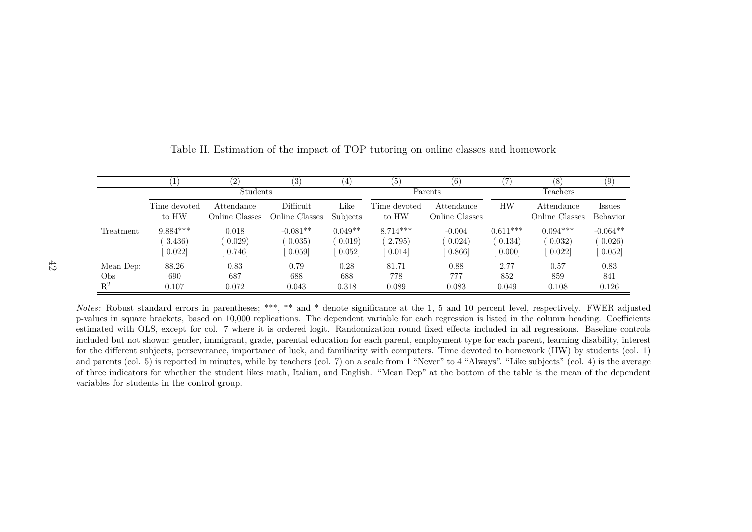Table II. Estimation of the impact of TOP tutoring on online classes and homework

| | (1) | (2) | (3) | (4) | (5) | (6) | (7) | (8) | (9) |
|---|---|---|---|---|---|---|---|---|---|
| | Students | | | | Parents | | Teachers | | |
| | Time devoted to HW | Attendance Online Classes | Difficult Online Classes | Like Subjects | Time devoted to HW | Attendance Online Classes | HW | Attendance Online Classes | Issues Behavior |
| Treatment | 9.884*** | 0.018 | -0.081** | 0.049** | 8.714*** | -0.004 | 0.611*** | 0.094*** | -0.064** |
| | ( 3.436) | ( 0.029) | ( 0.035) | ( 0.019) | ( 2.795) | ( 0.024) | ( 0.134) | ( 0.032) | ( 0.026) |
| | [ 0.022] | [ 0.746] | [ 0.059] | [ 0.052] | [ 0.014] | [ 0.866] | [ 0.000] | [ 0.022] | [ 0.052] |
| Mean Dep: | 88.26 | 0.83 | 0.79 | 0.28 | 81.71 | 0.88 | 2.77 | 0.57 | 0.83 |
| Obs | 690 | 687 | 688 | 688 | 778 | 777 | 852 | 859 | 841 |
| $R^2$ | 0.107 | 0.072 | 0.043 | 0.318 | 0.089 | 0.083 | 0.049 | 0.108 | 0.126 |

*Notes:* Robust standard errors in parentheses; ***, ** and * denote significance at the 1, 5 and 10 percent level, respectively. FWER adjusted p-values in square brackets, based on 10,000 replications. The dependent variable for each regression is listed in the column heading. Coefficients estimated with OLS, except for col. 7 where it is ordered logit. Randomization round fixed effects included in all regressions. Baseline controls included but not shown: gender, immigrant, grade, parental education for each parent, employment type for each parent, learning disability, interest for the different subjects, perseverance, importance of luck, and familiarity with computers. Time devoted to homework (HW) by students (col. 1) and parents (col. 5) is reported in minutes, while by teachers (col. 7) on a scale from 1 "Never" to 4 "Always". "Like subjects" (col. 4) is the average of three indicators for whether the student likes math, Italian, and English. "Mean Dep" at the bottom of the table is the mean of the dependent variables for students in the control group.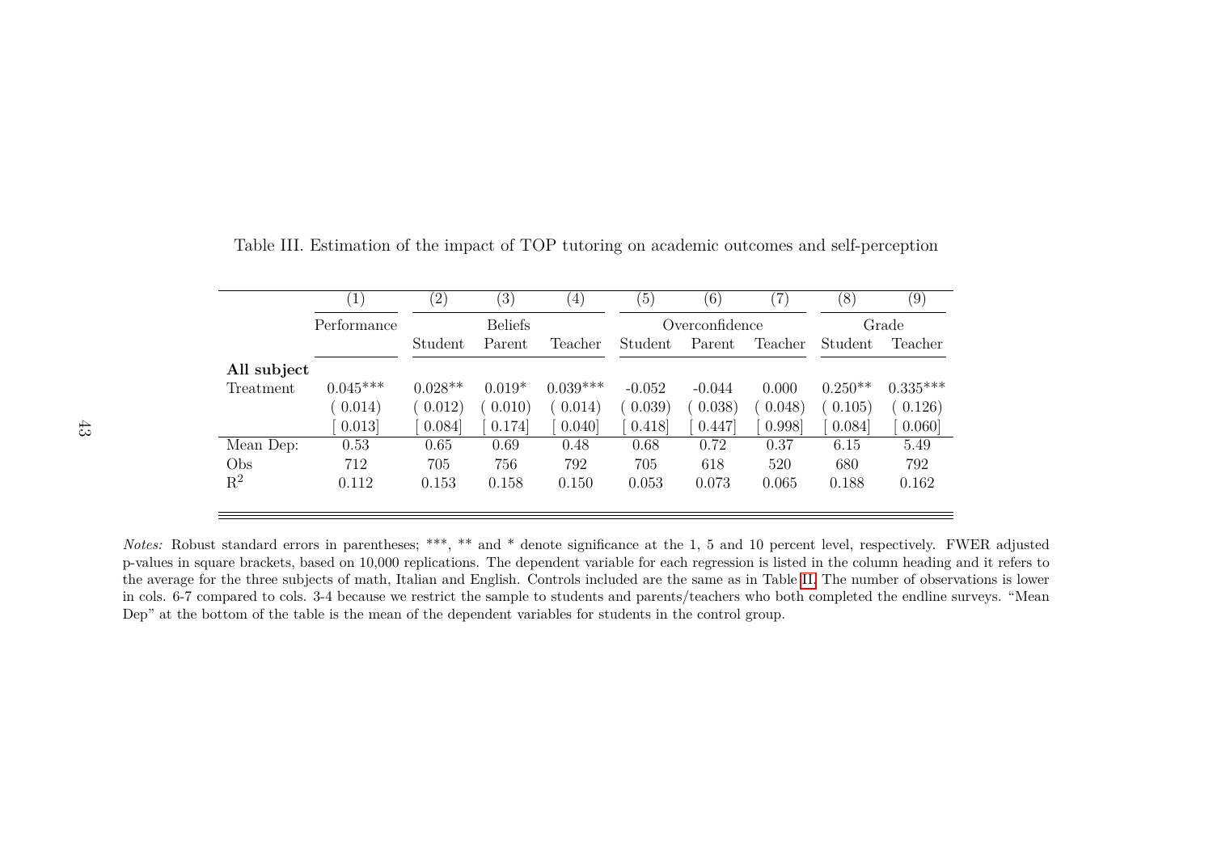Table III. Estimation of the impact of TOP tutoring on academic outcomes and self-perception

| | (1) | (2) | (3) | (4) | (5) | (6) | (7) | (8) | (9) |
|---|---|---|---|---|---|---|---|---|---|
| | Performance | Beliefs | | | Overconfidence | | | Grade | |
| | | Student | Parent | Teacher | Student | Parent | Teacher | Student | Teacher |
| **All subject** | | | | | | | | | |
| Treatment | 0.045*** | 0.028** | 0.019* | 0.039*** | -0.052 | -0.044 | 0.000 | 0.250** | 0.335*** |
| | ( 0.014) | ( 0.012) | ( 0.010) | ( 0.014) | ( 0.039) | ( 0.038) | ( 0.048) | ( 0.105) | ( 0.126) |
| | [ 0.013] | [ 0.084] | [ 0.174] | [ 0.040] | [ 0.418] | [ 0.447] | [ 0.998] | [ 0.084] | [ 0.060] |
| Mean Dep: | 0.53 | 0.65 | 0.69 | 0.48 | 0.68 | 0.72 | 0.37 | 6.15 | 5.49 |
| Obs | 712 | 705 | 756 | 792 | 705 | 618 | 520 | 680 | 792 |
| $R^2$ | 0.112 | 0.153 | 0.158 | 0.150 | 0.053 | 0.073 | 0.065 | 0.188 | 0.162 |

*Notes:* Robust standard errors in parentheses; ***, ** and * denote significance at the 1, 5 and 10 percent level, respectively. FWER adjusted p-values in square brackets, based on 10,000 replications. The dependent variable for each regression is listed in the column heading and it refers to the average for the three subjects of math, Italian and English. Controls included are the same as in Table II. The number of observations is lower in cols. 6-7 compared to cols. 3-4 because we restrict the sample to students and parents/teachers who both completed the endline surveys. "Mean Dep" at the bottom of the table is the mean of the dependent variables for students in the control group.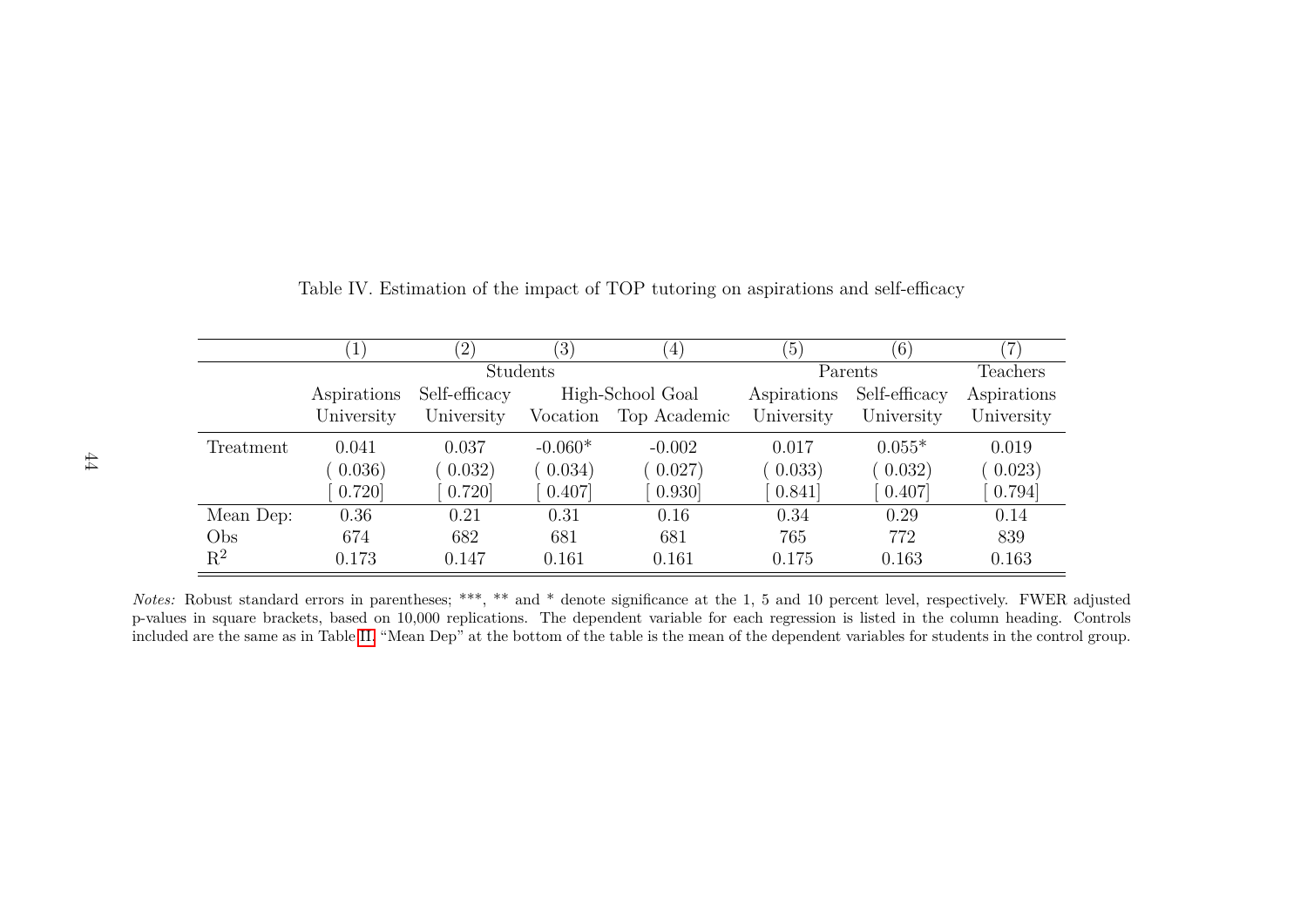Table IV. Estimation of the impact of TOP tutoring on aspirations and self-efficacy

| | (1) | (2) | (3) | (4) | (5) | (6) | (7) |
|---|---|---|---|---|---|---|---|
| | Students | | | | Parents | | Teachers |
| | Aspirations University | Self-efficacy University | High-School Goal Vocation | High-School Goal Top Academic | Aspirations University | Self-efficacy University | Aspirations University |
| Treatment | 0.041 | 0.037 | -0.060* | -0.002 | 0.017 | 0.055* | 0.019 |
| | ( 0.036) | ( 0.032) | ( 0.034) | ( 0.027) | ( 0.033) | ( 0.032) | ( 0.023) |
| | [ 0.720] | [ 0.720] | [ 0.407] | [ 0.930] | [ 0.841] | [ 0.407] | [ 0.794] |
| Mean Dep: | 0.36 | 0.21 | 0.31 | 0.16 | 0.34 | 0.29 | 0.14 |
| Obs | 674 | 682 | 681 | 681 | 765 | 772 | 839 |
| $R^2$ | 0.173 | 0.147 | 0.161 | 0.161 | 0.175 | 0.163 | 0.163 |

*Notes:* Robust standard errors in parentheses; ***, ** and * denote significance at the 1, 5 and 10 percent level, respectively. FWER adjusted p-values in square brackets, based on 10,000 replications. The dependent variable for each regression is listed in the column heading. Controls included are the same as in Table II. "Mean Dep" at the bottom of the table is the mean of the dependent variables for students in the control group.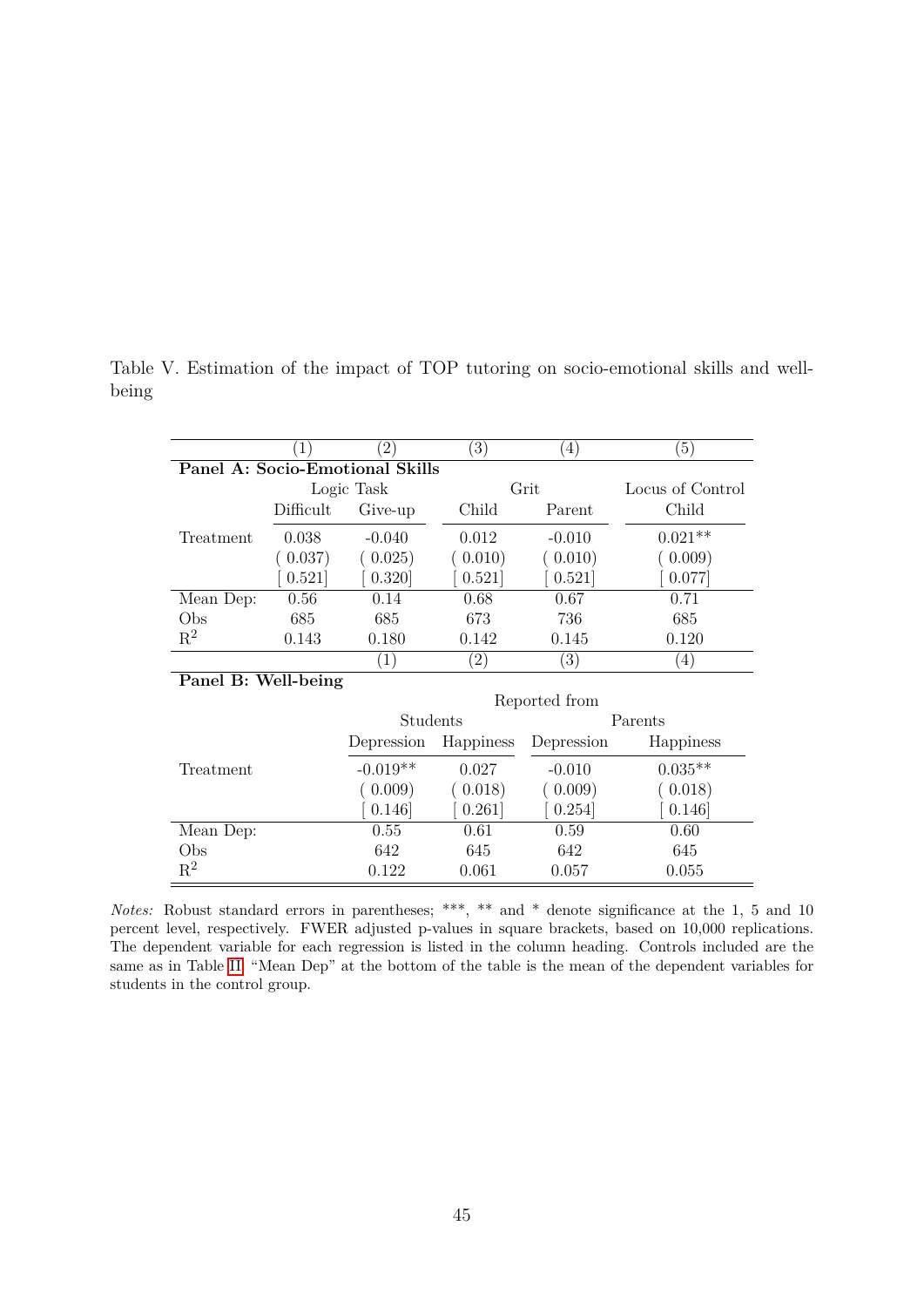Table V. Estimation of the impact of TOP tutoring on socio-emotional skills and well-being

| | (1) | (2) | (3) | (4) | (5) |
|---|---|---|---|---|---|
| **Panel A: Socio-Emotional Skills** | | | | | |
| | Logic Task | | Grit | | Locus of Control |
| | Difficult | Give-up | Child | Parent | Child |
| Treatment | 0.038 | -0.040 | 0.012 | -0.010 | 0.021** |
| | ( 0.037) | ( 0.025) | ( 0.010) | ( 0.010) | ( 0.009) |
| | [ 0.521] | [ 0.320] | [ 0.521] | [ 0.521] | [ 0.077] |
| Mean Dep: | 0.56 | 0.14 | 0.68 | 0.67 | 0.71 |
| Obs | 685 | 685 | 673 | 736 | 685 |
| $R^2$ | 0.143 | 0.180 | 0.142 | 0.145 | 0.120 |

| | (1) | (2) | (3) | (4) |
|---|---|---|---|---|
| **Panel B: Well-being** | | | | |
| | Reported from | | | |
| | Students | | Parents | |
| | Depression | Happiness | Depression | Happiness |
| Treatment | -0.019** | 0.027 | -0.010 | 0.035** |
| | ( 0.009) | ( 0.018) | ( 0.009) | ( 0.018) |
| | [ 0.146] | [ 0.261] | [ 0.254] | [ 0.146] |
| Mean Dep: | 0.55 | 0.61 | 0.59 | 0.60 |
| Obs | 642 | 645 | 642 | 645 |
| $R^2$ | 0.122 | 0.061 | 0.057 | 0.055 |

*Notes:* Robust standard errors in parentheses; ***, ** and * denote significance at the 1, 5 and 10 percent level, respectively. FWER adjusted p-values in square brackets, based on 10,000 replications. The dependent variable for each regression is listed in the column heading. Controls included are the same as in Table II. "Mean Dep" at the bottom of the table is the mean of the dependent variables for students in the control group.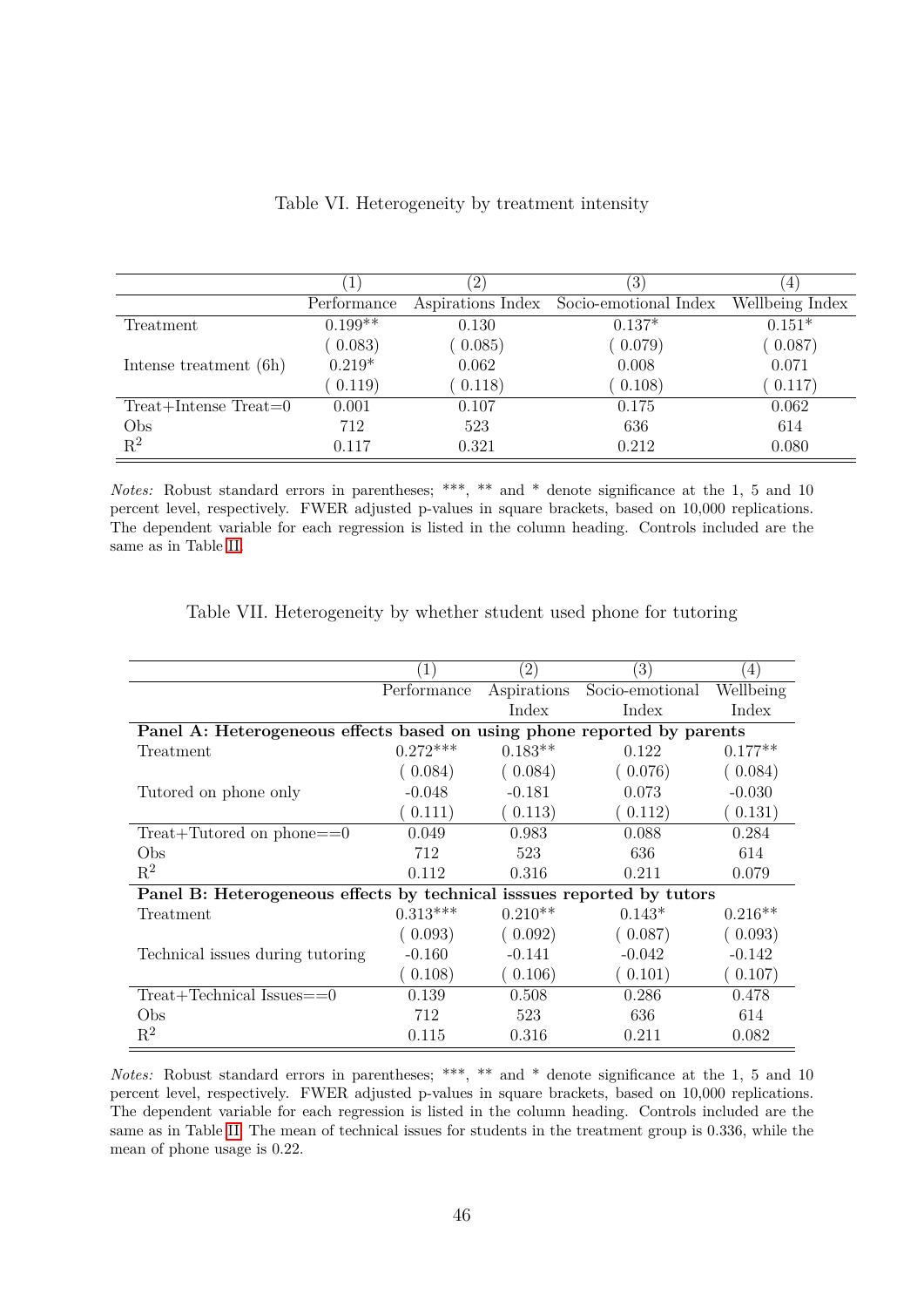Table VI. Heterogeneity by treatment intensity

| | (1) | (2) | (3) | (4) |
|---|---|---|---|---|
| | Performance | Aspirations Index | Socio-emotional Index | Wellbeing Index |
| Treatment | 0.199** | 0.130 | 0.137* | 0.151* |
| | ( 0.083) | ( 0.085) | ( 0.079) | ( 0.087) |
| Intense treatment (6h) | 0.219* | 0.062 | 0.008 | 0.071 |
| | ( 0.119) | ( 0.118) | ( 0.108) | ( 0.117) |
| Treat+Intense Treat=0 | 0.001 | 0.107 | 0.175 | 0.062 |
| Obs | 712 | 523 | 636 | 614 |
| $R^2$ | 0.117 | 0.321 | 0.212 | 0.080 |

*Notes:* Robust standard errors in parentheses; ***, ** and * denote significance at the 1, 5 and 10 percent level, respectively. FWER adjusted p-values in square brackets, based on 10,000 replications. The dependent variable for each regression is listed in the column heading. Controls included are the same as in Table II.

Table VII. Heterogeneity by whether student used phone for tutoring

| | (1) | (2) | (3) | (4) |
|---|---|---|---|---|
| | Performance | Aspirations Index | Socio-emotional Index | Wellbeing Index |
| **Panel A: Heterogeneous effects based on using phone reported by parents** | | | | |
| Treatment | 0.272*** | 0.183** | 0.122 | 0.177** |
| | ( 0.084) | ( 0.084) | ( 0.076) | ( 0.084) |
| Tutored on phone only | -0.048 | -0.181 | 0.073 | -0.030 |
| | ( 0.111) | ( 0.113) | ( 0.112) | ( 0.131) |
| Treat+Tutored on phone==0 | 0.049 | 0.983 | 0.088 | 0.284 |
| Obs | 712 | 523 | 636 | 614 |
| $R^2$ | 0.112 | 0.316 | 0.211 | 0.079 |
| **Panel B: Heterogeneous effects by technical isssues reported by tutors** | | | | |
| Treatment | 0.313*** | 0.210** | 0.143* | 0.216** |
| | ( 0.093) | ( 0.092) | ( 0.087) | ( 0.093) |
| Technical issues during tutoring | -0.160 | -0.141 | -0.042 | -0.142 |
| | ( 0.108) | ( 0.106) | ( 0.101) | ( 0.107) |
| Treat+Technical Issues==0 | 0.139 | 0.508 | 0.286 | 0.478 |
| Obs | 712 | 523 | 636 | 614 |
| $R^2$ | 0.115 | 0.316 | 0.211 | 0.082 |

*Notes:* Robust standard errors in parentheses; ***, ** and * denote significance at the 1, 5 and 10 percent level, respectively. FWER adjusted p-values in square brackets, based on 10,000 replications. The dependent variable for each regression is listed in the column heading. Controls included are the same as in Table II. The mean of technical issues for students in the treatment group is 0.336, while the mean of phone usage is 0.22.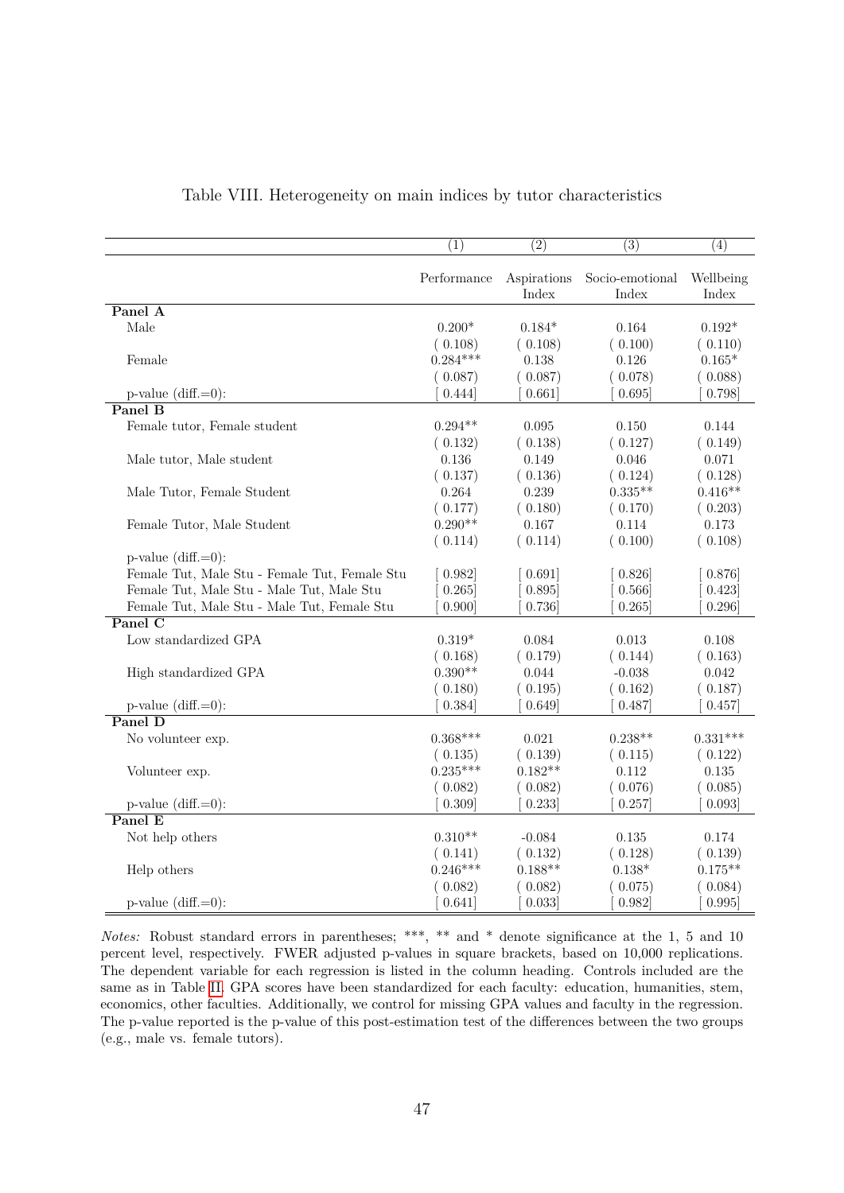Table VIII. Heterogeneity on main indices by tutor characteristics

| | (1) | (2) | (3) | (4) |
|---|---|---|---|---|
| | Performance | Aspirations Index | Socio-emotional Index | Wellbeing Index |
| **Panel A** | | | | |
| Male | 0.200* | 0.184* | 0.164 | 0.192* |
| | ( 0.108) | ( 0.108) | ( 0.100) | ( 0.110) |
| Female | 0.284*** | 0.138 | 0.126 | 0.165* |
| | ( 0.087) | ( 0.087) | ( 0.078) | ( 0.088) |
| p-value (diff.=0): | [ 0.444] | [ 0.661] | [ 0.695] | [ 0.798] |
| **Panel B** | | | | |
| Female tutor, Female student | 0.294** | 0.095 | 0.150 | 0.144 |
| | ( 0.132) | ( 0.138) | ( 0.127) | ( 0.149) |
| Male tutor, Male student | 0.136 | 0.149 | 0.046 | 0.071 |
| | ( 0.137) | ( 0.136) | ( 0.124) | ( 0.128) |
| Male Tutor, Female Student | 0.264 | 0.239 | 0.335** | 0.416** |
| | ( 0.177) | ( 0.180) | ( 0.170) | ( 0.203) |
| Female Tutor, Male Student | 0.290** | 0.167 | 0.114 | 0.173 |
| | ( 0.114) | ( 0.114) | ( 0.100) | ( 0.108) |
| p-value (diff.=0): | | | | |
| Female Tut, Male Stu - Female Tut, Female Stu | [ 0.982] | [ 0.691] | [ 0.826] | [ 0.876] |
| Female Tut, Male Stu - Male Tut, Male Stu | [ 0.265] | [ 0.895] | [ 0.566] | [ 0.423] |
| Female Tut, Male Stu - Male Tut, Female Stu | [ 0.900] | [ 0.736] | [ 0.265] | [ 0.296] |
| **Panel C** | | | | |
| Low standardized GPA | 0.319* | 0.084 | 0.013 | 0.108 |
| | ( 0.168) | ( 0.179) | ( 0.144) | ( 0.163) |
| High standardized GPA | 0.390** | 0.044 | -0.038 | 0.042 |
| | ( 0.180) | ( 0.195) | ( 0.162) | ( 0.187) |
| p-value (diff.=0): | [ 0.384] | [ 0.649] | [ 0.487] | [ 0.457] |
| **Panel D** | | | | |
| No volunteer exp. | 0.368*** | 0.021 | 0.238** | 0.331*** |
| | ( 0.135) | ( 0.139) | ( 0.115) | ( 0.122) |
| Volunteer exp. | 0.235*** | 0.182** | 0.112 | 0.135 |
| | ( 0.082) | ( 0.082) | ( 0.076) | ( 0.085) |
| p-value (diff.=0): | [ 0.309] | [ 0.233] | [ 0.257] | [ 0.093] |
| **Panel E** | | | | |
| Not help others | 0.310** | -0.084 | 0.135 | 0.174 |
| | ( 0.141) | ( 0.132) | ( 0.128) | ( 0.139) |
| Help others | 0.246*** | 0.188** | 0.138* | 0.175** |
| | ( 0.082) | ( 0.082) | ( 0.075) | ( 0.084) |
| p-value (diff.=0): | [ 0.641] | [ 0.033] | [ 0.982] | [ 0.995] |

*Notes:* Robust standard errors in parentheses; ***, ** and * denote significance at the 1, 5 and 10 percent level, respectively. FWER adjusted p-values in square brackets, based on 10,000 replications. The dependent variable for each regression is listed in the column heading. Controls included are the same as in Table II. GPA scores have been standardized for each faculty: education, humanities, stem, economics, other faculties. Additionally, we control for missing GPA values and faculty in the regression. The p-value reported is the p-value of this post-estimation test of the differences between the two groups (e.g., male vs. female tutors).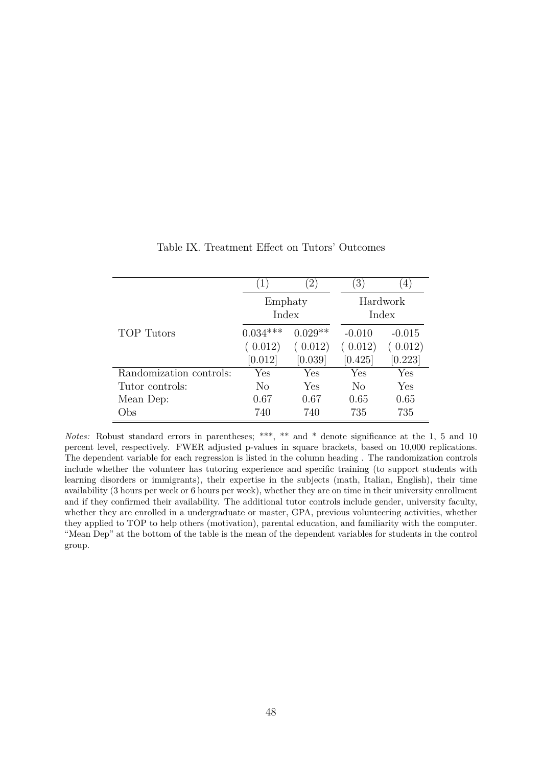Table IX. Treatment Effect on Tutors' Outcomes

| | (1) | (2) | (3) | (4) |
|---|---|---|---|---|
| | Emphaty Index | | Hardwork Index | |
| TOP Tutors | 0.034*** | 0.029** | -0.010 | -0.015 |
| | ( 0.012) | ( 0.012) | ( 0.012) | ( 0.012) |
| | [0.012] | [0.039] | [0.425] | [0.223] |
| Randomization controls: | Yes | Yes | Yes | Yes |
| Tutor controls: | No | Yes | No | Yes |
| Mean Dep: | 0.67 | 0.67 | 0.65 | 0.65 |
| Obs | 740 | 740 | 735 | 735 |

*Notes:* Robust standard errors in parentheses; ***, ** and * denote significance at the 1, 5 and 10 percent level, respectively. FWER adjusted p-values in square brackets, based on 10,000 replications. The dependent variable for each regression is listed in the column heading . The randomization controls include whether the volunteer has tutoring experience and specific training (to support students with learning disorders or immigrants), their expertise in the subjects (math, Italian, English), their time availability (3 hours per week or 6 hours per week), whether they are on time in their university enrollment and if they confirmed their availability. The additional tutor controls include gender, university faculty, whether they are enrolled in a undergraduate or master, GPA, previous volunteering activities, whether they applied to TOP to help others (motivation), parental education, and familiarity with the computer. "Mean Dep" at the bottom of the table is the mean of the dependent variables for students in the control group.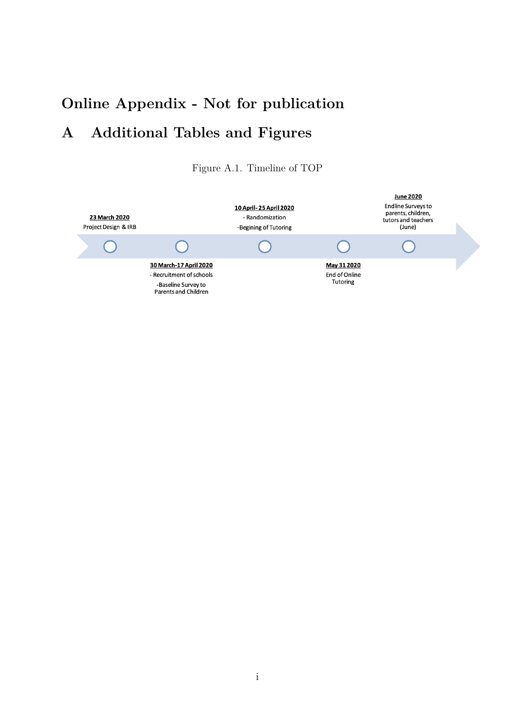# Online Appendix - Not for publication

# A Additional Tables and Figures

Figure A.1. Timeline of TOP

**23 March 2020**
Project Design & IRB

**30 March-17 April 2020**
- Recruitment of schools
-Baseline Survey to Parents and Children

**10 April- 25 April 2020**
- Randomization
-Begining of Tutoring

**May 31 2020**
End of Online Tutoring

**June 2020**
Endline Surveys to parents, children, tutors and teachers (June)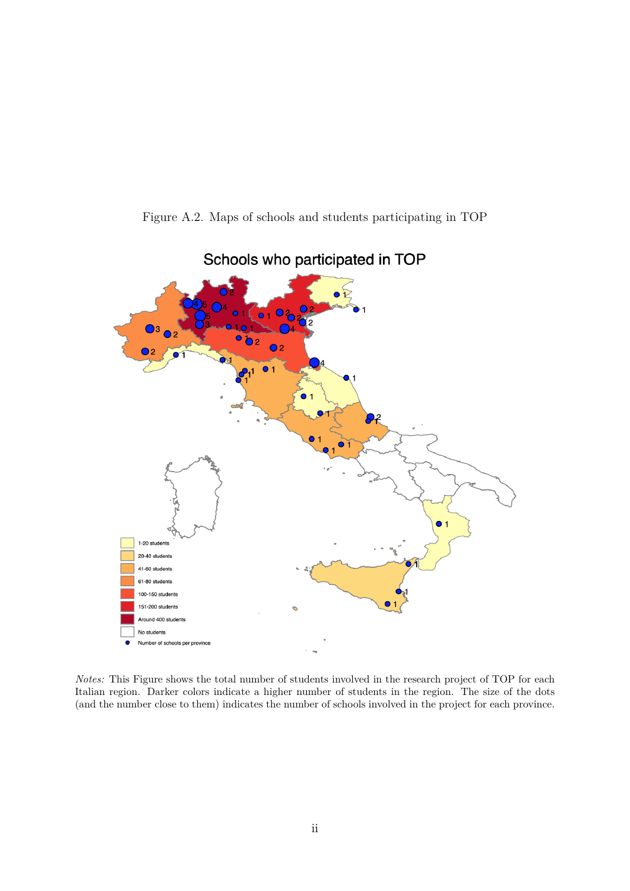Figure A.2. Maps of schools and students participating in TOP

*Notes:* This Figure shows the total number of students involved in the research project of TOP for each Italian region. Darker colors indicate a higher number of students in the region. The size of the dots (and the number close to them) indicates the number of schools involved in the project for each province.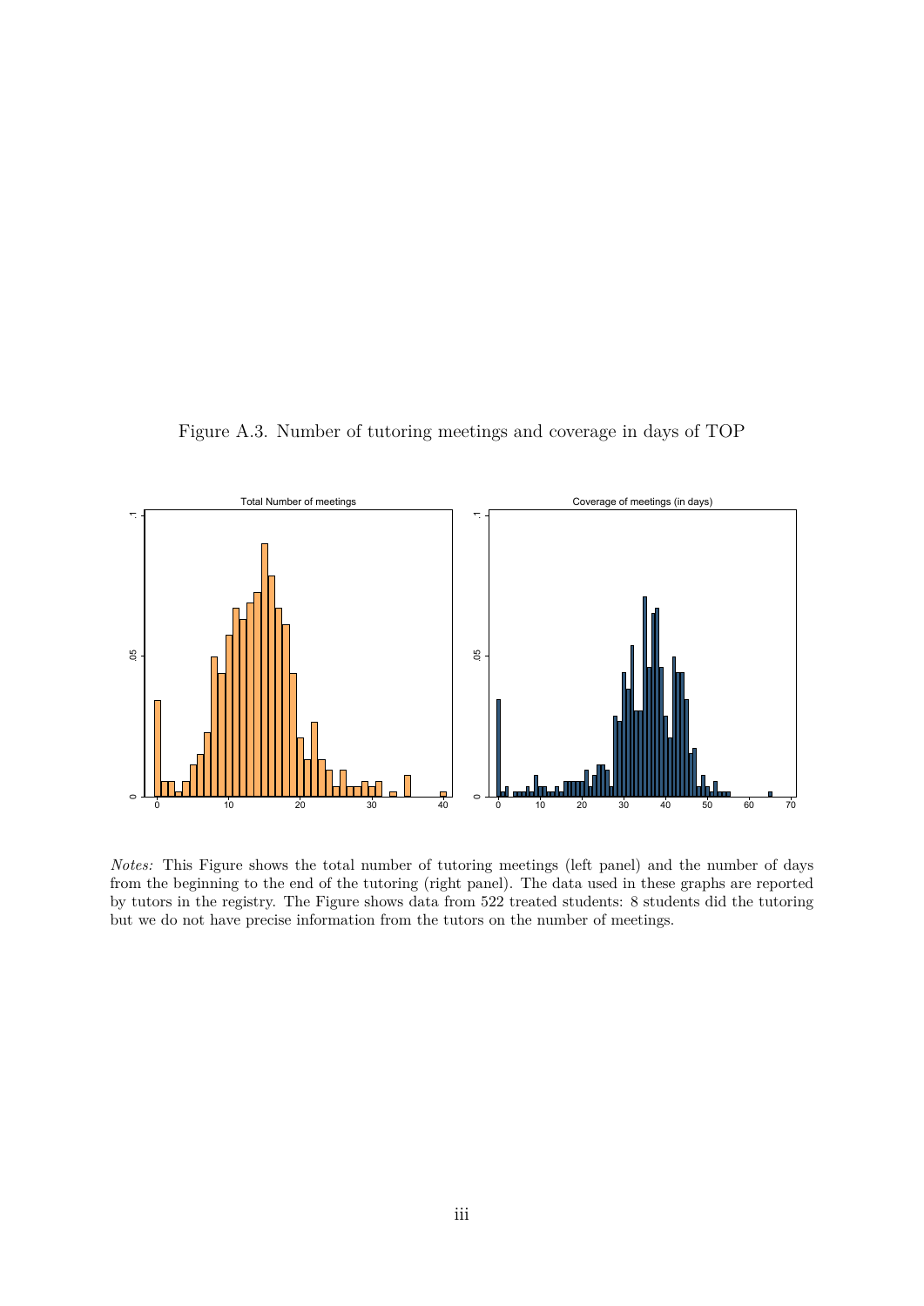Figure A.3. Number of tutoring meetings and coverage in days of TOP

*Notes:* This Figure shows the total number of tutoring meetings (left panel) and the number of days from the beginning to the end of the tutoring (right panel). The data used in these graphs are reported by tutors in the registry. The Figure shows data from 522 treated students: 8 students did the tutoring but we do not have precise information from the tutors on the number of meetings.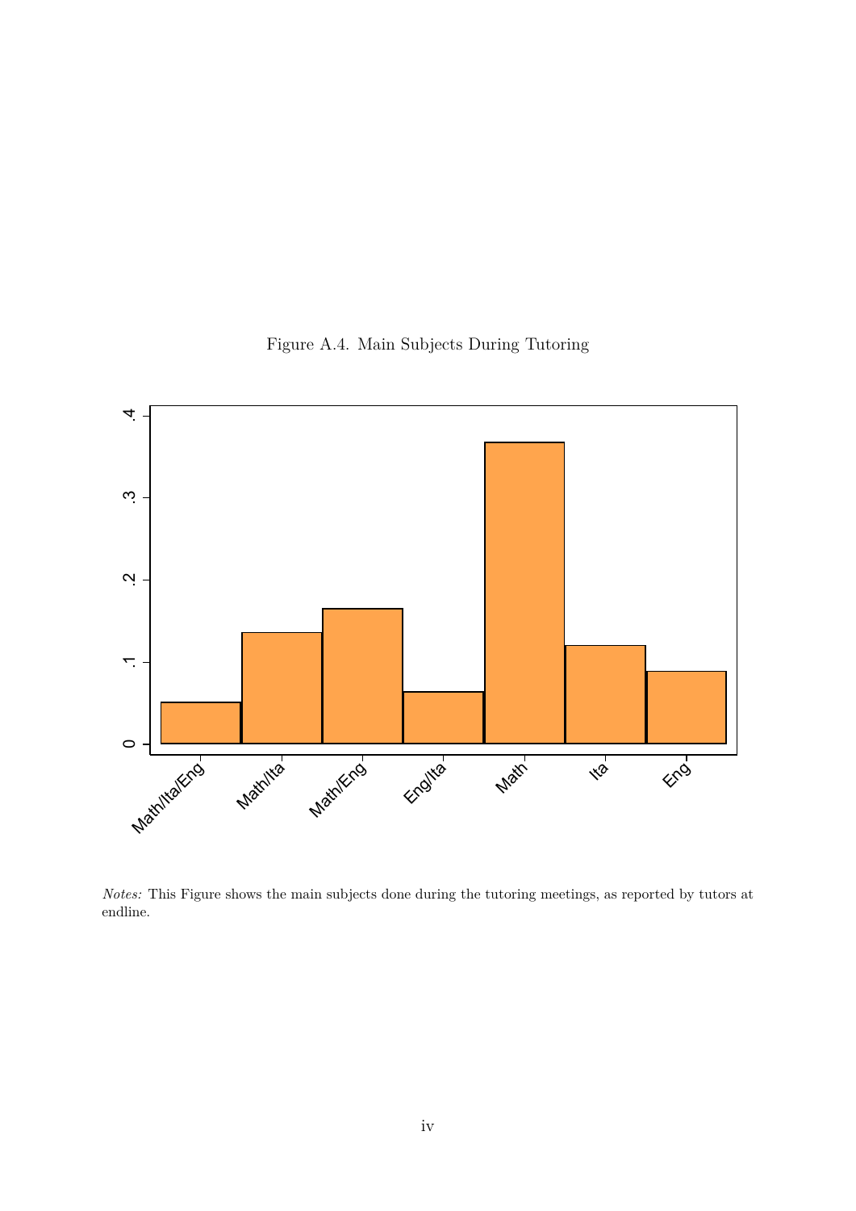Figure A.4. Main Subjects During Tutoring

*Notes:* This Figure shows the main subjects done during the tutoring meetings, as reported by tutors at endline.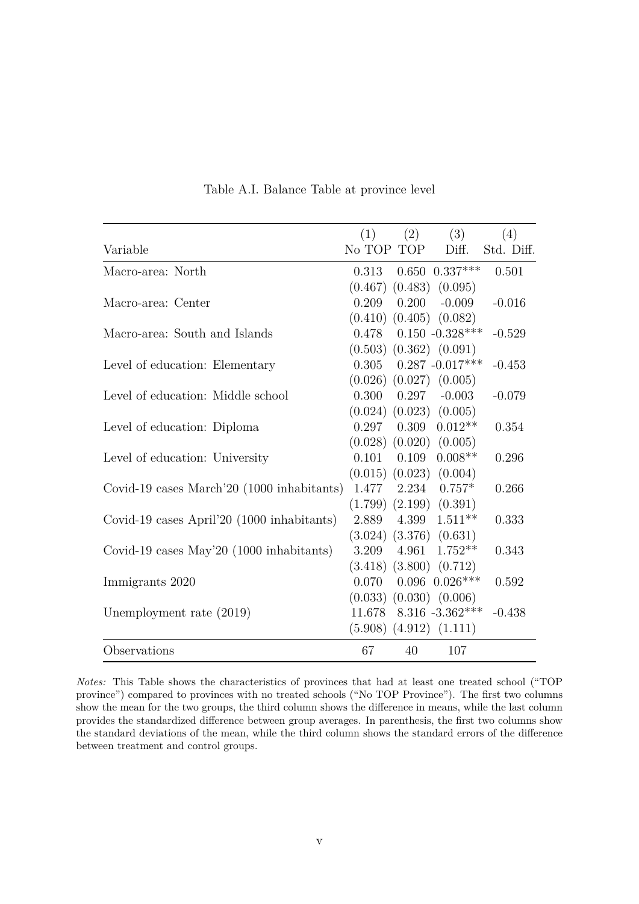Table A.I. Balance Table at province level

| Variable | (1) No TOP | (2) TOP | (3) Diff. | (4) Std. Diff. |
|---|---|---|---|---|
| Macro-area: North | 0.313 | 0.650 | 0.337*** | 0.501 |
| | (0.467) | (0.483) | (0.095) | |
| Macro-area: Center | 0.209 | 0.200 | -0.009 | -0.016 |
| | (0.410) | (0.405) | (0.082) | |
| Macro-area: South and Islands | 0.478 | 0.150 | -0.328*** | -0.529 |
| | (0.503) | (0.362) | (0.091) | |
| Level of education: Elementary | 0.305 | 0.287 | -0.017*** | -0.453 |
| | (0.026) | (0.027) | (0.005) | |
| Level of education: Middle school | 0.300 | 0.297 | -0.003 | -0.079 |
| | (0.024) | (0.023) | (0.005) | |
| Level of education: Diploma | 0.297 | 0.309 | 0.012** | 0.354 |
| | (0.028) | (0.020) | (0.005) | |
| Level of education: University | 0.101 | 0.109 | 0.008** | 0.296 |
| | (0.015) | (0.023) | (0.004) | |
| Covid-19 cases March'20 (1000 inhabitants) | 1.477 | 2.234 | 0.757* | 0.266 |
| | (1.799) | (2.199) | (0.391) | |
| Covid-19 cases April'20 (1000 inhabitants) | 2.889 | 4.399 | 1.511** | 0.333 |
| | (3.024) | (3.376) | (0.631) | |
| Covid-19 cases May'20 (1000 inhabitants) | 3.209 | 4.961 | 1.752** | 0.343 |
| | (3.418) | (3.800) | (0.712) | |
| Immigrants 2020 | 0.070 | 0.096 | 0.026*** | 0.592 |
| | (0.033) | (0.030) | (0.006) | |
| Unemployment rate (2019) | 11.678 | 8.316 | -3.362*** | -0.438 |
| | (5.908) | (4.912) | (1.111) | |
| Observations | 67 | 40 | 107 | |

*Notes:* This Table shows the characteristics of provinces that had at least one treated school ("TOP province") compared to provinces with no treated schools ("No TOP Province"). The first two columns show the mean for the two groups, the third column shows the difference in means, while the last column provides the standardized difference between group averages. In parenthesis, the first two columns show the standard deviations of the mean, while the third column shows the standard errors of the difference between treatment and control groups.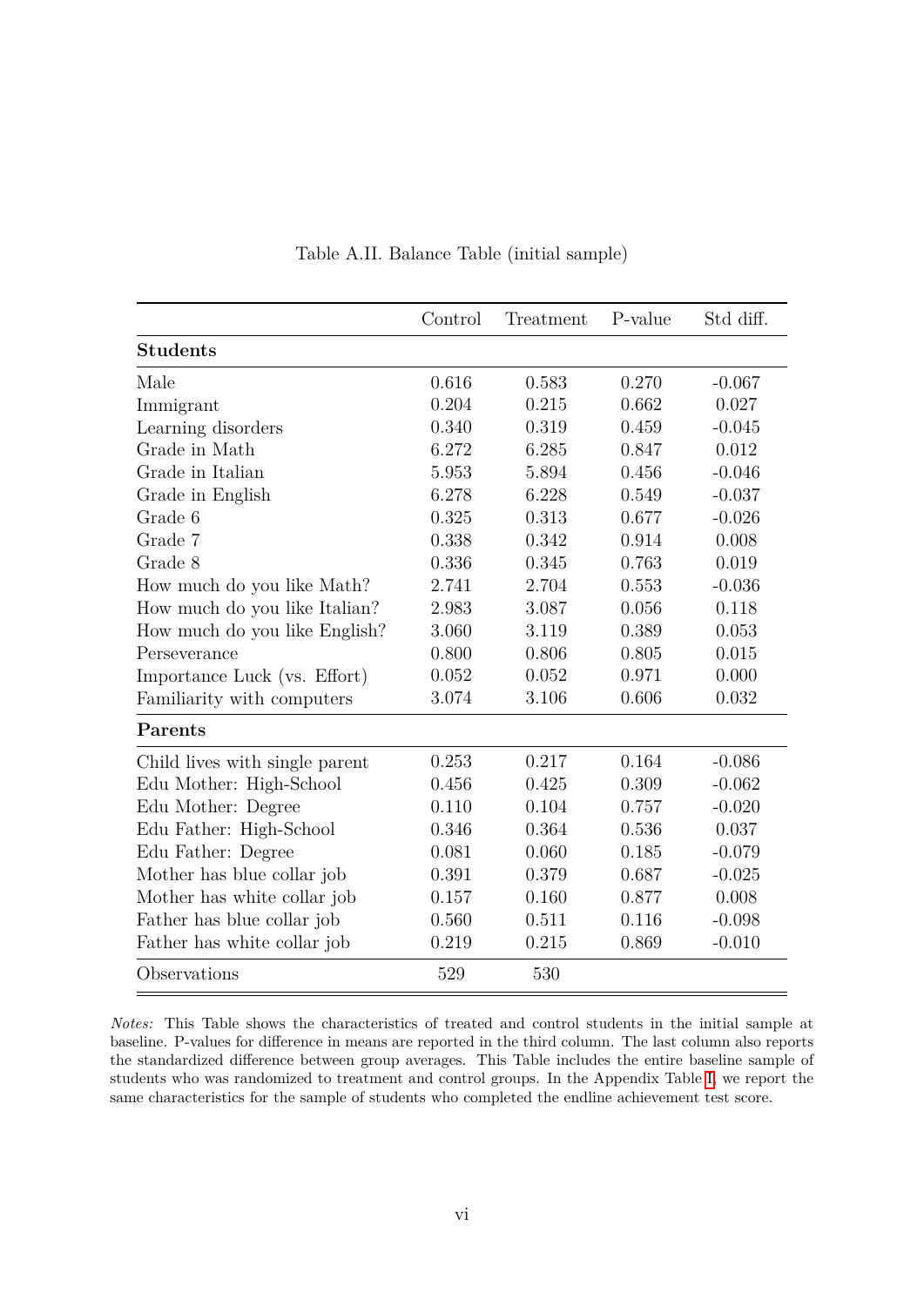Table A.II. Balance Table (initial sample)

| | Control | Treatment | P-value | Std diff. |
|---|---|---|---|---|
| **Students** | | | | |
| Male | 0.616 | 0.583 | 0.270 | -0.067 |
| Immigrant | 0.204 | 0.215 | 0.662 | 0.027 |
| Learning disorders | 0.340 | 0.319 | 0.459 | -0.045 |
| Grade in Math | 6.272 | 6.285 | 0.847 | 0.012 |
| Grade in Italian | 5.953 | 5.894 | 0.456 | -0.046 |
| Grade in English | 6.278 | 6.228 | 0.549 | -0.037 |
| Grade 6 | 0.325 | 0.313 | 0.677 | -0.026 |
| Grade 7 | 0.338 | 0.342 | 0.914 | 0.008 |
| Grade 8 | 0.336 | 0.345 | 0.763 | 0.019 |
| How much do you like Math? | 2.741 | 2.704 | 0.553 | -0.036 |
| How much do you like Italian? | 2.983 | 3.087 | 0.056 | 0.118 |
| How much do you like English? | 3.060 | 3.119 | 0.389 | 0.053 |
| Perseverance | 0.800 | 0.806 | 0.805 | 0.015 |
| Importance Luck (vs. Effort) | 0.052 | 0.052 | 0.971 | 0.000 |
| Familiarity with computers | 3.074 | 3.106 | 0.606 | 0.032 |
| **Parents** | | | | |
| Child lives with single parent | 0.253 | 0.217 | 0.164 | -0.086 |
| Edu Mother: High-School | 0.456 | 0.425 | 0.309 | -0.062 |
| Edu Mother: Degree | 0.110 | 0.104 | 0.757 | -0.020 |
| Edu Father: High-School | 0.346 | 0.364 | 0.536 | 0.037 |
| Edu Father: Degree | 0.081 | 0.060 | 0.185 | -0.079 |
| Mother has blue collar job | 0.391 | 0.379 | 0.687 | -0.025 |
| Mother has white collar job | 0.157 | 0.160 | 0.877 | 0.008 |
| Father has blue collar job | 0.560 | 0.511 | 0.116 | -0.098 |
| Father has white collar job | 0.219 | 0.215 | 0.869 | -0.010 |
| Observations | 529 | 530 | | |

*Notes:* This Table shows the characteristics of treated and control students in the initial sample at baseline. P-values for difference in means are reported in the third column. The last column also reports the standardized difference between group averages. This Table includes the entire baseline sample of students who was randomized to treatment and control groups. In the Appendix Table I, we report the same characteristics for the sample of students who completed the endline achievement test score.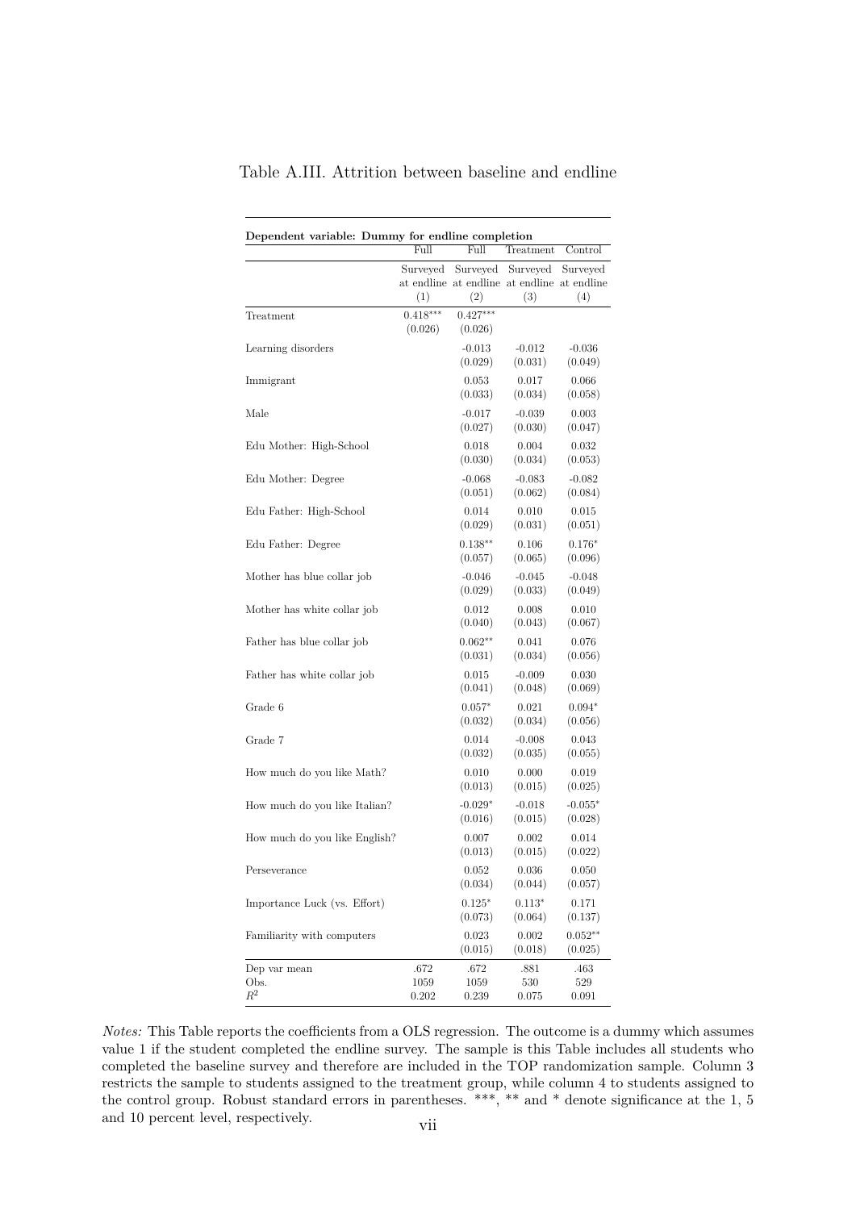Table A.III. Attrition between baseline and endline

| Dependent variable: Dummy for endline completion | Full | Full | Treatment | Control |
|---|---|---|---|---|
| | Surveyed at endline | Surveyed at endline | Surveyed at endline | Surveyed at endline |
| | (1) | (2) | (3) | (4) |
| Treatment | 0.418*** | 0.427*** | | |
| | (0.026) | (0.026) | | |
| Learning disorders | | -0.013 | -0.012 | -0.036 |
| | | (0.029) | (0.031) | (0.049) |
| Immigrant | | 0.053 | 0.017 | 0.066 |
| | | (0.033) | (0.034) | (0.058) |
| Male | | -0.017 | -0.039 | 0.003 |
| | | (0.027) | (0.030) | (0.047) |
| Edu Mother: High-School | | 0.018 | 0.004 | 0.032 |
| | | (0.030) | (0.034) | (0.053) |
| Edu Mother: Degree | | -0.068 | -0.083 | -0.082 |
| | | (0.051) | (0.062) | (0.084) |
| Edu Father: High-School | | 0.014 | 0.010 | 0.015 |
| | | (0.029) | (0.031) | (0.051) |
| Edu Father: Degree | | 0.138** | 0.106 | 0.176* |
| | | (0.057) | (0.065) | (0.096) |
| Mother has blue collar job | | -0.046 | -0.045 | -0.048 |
| | | (0.029) | (0.033) | (0.049) |
| Mother has white collar job | | 0.012 | 0.008 | 0.010 |
| | | (0.040) | (0.043) | (0.067) |
| Father has blue collar job | | 0.062** | 0.041 | 0.076 |
| | | (0.031) | (0.034) | (0.056) |
| Father has white collar job | | 0.015 | -0.009 | 0.030 |
| | | (0.041) | (0.048) | (0.069) |
| Grade 6 | | 0.057* | 0.021 | 0.094* |
| | | (0.032) | (0.034) | (0.056) |
| Grade 7 | | 0.014 | -0.008 | 0.043 |
| | | (0.032) | (0.035) | (0.055) |
| How much do you like Math? | | 0.010 | 0.000 | 0.019 |
| | | (0.013) | (0.015) | (0.025) |
| How much do you like Italian? | | -0.029* | -0.018 | -0.055* |
| | | (0.016) | (0.015) | (0.028) |
| How much do you like English? | | 0.007 | 0.002 | 0.014 |
| | | (0.013) | (0.015) | (0.022) |
| Perseverance | | 0.052 | 0.036 | 0.050 |
| | | (0.034) | (0.044) | (0.057) |
| Importance Luck (vs. Effort) | | 0.125* | 0.113* | 0.171 |
| | | (0.073) | (0.064) | (0.137) |
| Familiarity with computers | | 0.023 | 0.002 | 0.052** |
| | | (0.015) | (0.018) | (0.025) |
| Dep var mean | .672 | .672 | .881 | .463 |
| Obs. | 1059 | 1059 | 530 | 529 |
| $R^2$ | 0.202 | 0.239 | 0.075 | 0.091 |

*Notes:* This Table reports the coefficients from a OLS regression. The outcome is a dummy which assumes value 1 if the student completed the endline survey. The sample is this Table includes all students who completed the baseline survey and therefore are included in the TOP randomization sample. Column 3 restricts the sample to students assigned to the treatment group, while column 4 to students assigned to the control group. Robust standard errors in parentheses. ***, ** and * denote significance at the 1, 5 and 10 percent level, respectively.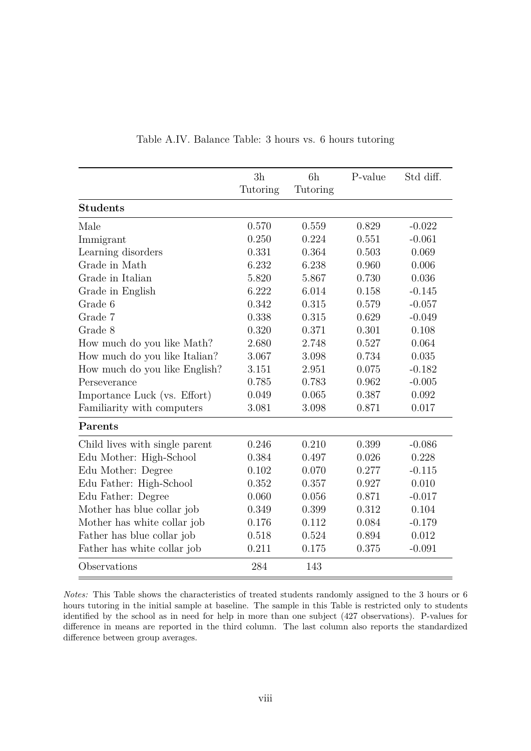Table A.IV. Balance Table: 3 hours vs. 6 hours tutoring

| | 3h Tutoring | 6h Tutoring | P-value | Std diff. |
|---|---|---|---|---|
| **Students** | | | | |
| Male | 0.570 | 0.559 | 0.829 | -0.022 |
| Immigrant | 0.250 | 0.224 | 0.551 | -0.061 |
| Learning disorders | 0.331 | 0.364 | 0.503 | 0.069 |
| Grade in Math | 6.232 | 6.238 | 0.960 | 0.006 |
| Grade in Italian | 5.820 | 5.867 | 0.730 | 0.036 |
| Grade in English | 6.222 | 6.014 | 0.158 | -0.145 |
| Grade 6 | 0.342 | 0.315 | 0.579 | -0.057 |
| Grade 7 | 0.338 | 0.315 | 0.629 | -0.049 |
| Grade 8 | 0.320 | 0.371 | 0.301 | 0.108 |
| How much do you like Math? | 2.680 | 2.748 | 0.527 | 0.064 |
| How much do you like Italian? | 3.067 | 3.098 | 0.734 | 0.035 |
| How much do you like English? | 3.151 | 2.951 | 0.075 | -0.182 |
| Perseverance | 0.785 | 0.783 | 0.962 | -0.005 |
| Importance Luck (vs. Effort) | 0.049 | 0.065 | 0.387 | 0.092 |
| Familiarity with computers | 3.081 | 3.098 | 0.871 | 0.017 |
| **Parents** | | | | |
| Child lives with single parent | 0.246 | 0.210 | 0.399 | -0.086 |
| Edu Mother: High-School | 0.384 | 0.497 | 0.026 | 0.228 |
| Edu Mother: Degree | 0.102 | 0.070 | 0.277 | -0.115 |
| Edu Father: High-School | 0.352 | 0.357 | 0.927 | 0.010 |
| Edu Father: Degree | 0.060 | 0.056 | 0.871 | -0.017 |
| Mother has blue collar job | 0.349 | 0.399 | 0.312 | 0.104 |
| Mother has white collar job | 0.176 | 0.112 | 0.084 | -0.179 |
| Father has blue collar job | 0.518 | 0.524 | 0.894 | 0.012 |
| Father has white collar job | 0.211 | 0.175 | 0.375 | -0.091 |
| Observations | 284 | 143 | | |

*Notes:* This Table shows the characteristics of treated students randomly assigned to the 3 hours or 6 hours tutoring in the initial sample at baseline. The sample in this Table is restricted only to students identified by the school as in need for help in more than one subject (427 observations). P-values for difference in means are reported in the third column. The last column also reports the standardized difference between group averages.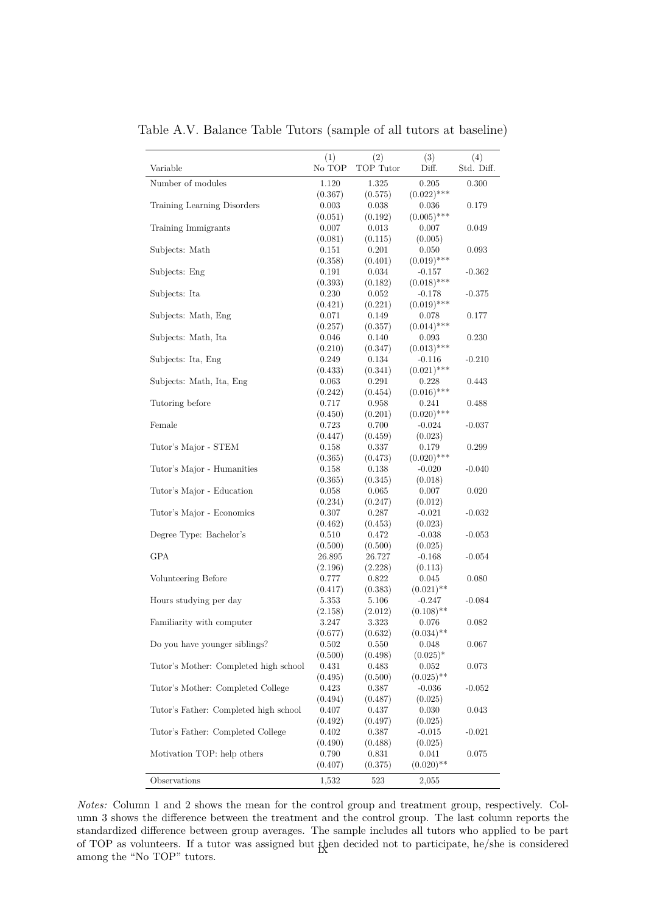Table A.V. Balance Table Tutors (sample of all tutors at baseline)

| Variable | (1) No TOP | (2) TOP Tutor | (3) Diff. | (4) Std. Diff. |
|---|---|---|---|---|
| Number of modules | 1.120 | 1.325 | 0.205 | 0.300 |
| | (0.367) | (0.575) | (0.022)*** | |
| Training Learning Disorders | 0.003 | 0.038 | 0.036 | 0.179 |
| | (0.051) | (0.192) | (0.005)*** | |
| Training Immigrants | 0.007 | 0.013 | 0.007 | 0.049 |
| | (0.081) | (0.115) | (0.005) | |
| Subjects: Math | 0.151 | 0.201 | 0.050 | 0.093 |
| | (0.358) | (0.401) | (0.019)*** | |
| Subjects: Eng | 0.191 | 0.034 | -0.157 | -0.362 |
| | (0.393) | (0.182) | (0.018)*** | |
| Subjects: Ita | 0.230 | 0.052 | -0.178 | -0.375 |
| | (0.421) | (0.221) | (0.019)*** | |
| Subjects: Math, Eng | 0.071 | 0.149 | 0.078 | 0.177 |
| | (0.257) | (0.357) | (0.014)*** | |
| Subjects: Math, Ita | 0.046 | 0.140 | 0.093 | 0.230 |
| | (0.210) | (0.347) | (0.013)*** | |
| Subjects: Ita, Eng | 0.249 | 0.134 | -0.116 | -0.210 |
| | (0.433) | (0.341) | (0.021)*** | |
| Subjects: Math, Ita, Eng | 0.063 | 0.291 | 0.228 | 0.443 |
| | (0.242) | (0.454) | (0.016)*** | |
| Tutoring before | 0.717 | 0.958 | 0.241 | 0.488 |
| | (0.450) | (0.201) | (0.020)*** | |
| Female | 0.723 | 0.700 | -0.024 | -0.037 |
| | (0.447) | (0.459) | (0.023) | |
| Tutor's Major - STEM | 0.158 | 0.337 | 0.179 | 0.299 |
| | (0.365) | (0.473) | (0.020)*** | |
| Tutor's Major - Humanities | 0.158 | 0.138 | -0.020 | -0.040 |
| | (0.365) | (0.345) | (0.018) | |
| Tutor's Major - Education | 0.058 | 0.065 | 0.007 | 0.020 |
| | (0.234) | (0.247) | (0.012) | |
| Tutor's Major - Economics | 0.307 | 0.287 | -0.021 | -0.032 |
| | (0.462) | (0.453) | (0.023) | |
| Degree Type: Bachelor's | 0.510 | 0.472 | -0.038 | -0.053 |
| | (0.500) | (0.500) | (0.025) | |
| GPA | 26.895 | 26.727 | -0.168 | -0.054 |
| | (2.196) | (2.228) | (0.113) | |
| Volunteering Before | 0.777 | 0.822 | 0.045 | 0.080 |
| | (0.417) | (0.383) | (0.021)** | |
| Hours studying per day | 5.353 | 5.106 | -0.247 | -0.084 |
| | (2.158) | (2.012) | (0.108)** | |
| Familiarity with computer | 3.247 | 3.323 | 0.076 | 0.082 |
| | (0.677) | (0.632) | (0.034)** | |
| Do you have younger siblings? | 0.502 | 0.550 | 0.048 | 0.067 |
| | (0.500) | (0.498) | (0.025)* | |
| Tutor's Mother: Completed high school | 0.431 | 0.483 | 0.052 | 0.073 |
| | (0.495) | (0.500) | (0.025)** | |
| Tutor's Mother: Completed College | 0.423 | 0.387 | -0.036 | -0.052 |
| | (0.494) | (0.487) | (0.025) | |
| Tutor's Father: Completed high school | 0.407 | 0.437 | 0.030 | 0.043 |
| | (0.492) | (0.497) | (0.025) | |
| Tutor's Father: Completed College | 0.402 | 0.387 | -0.015 | -0.021 |
| | (0.490) | (0.488) | (0.025) | |
| Motivation TOP: help others | 0.790 | 0.831 | 0.041 | 0.075 |
| | (0.407) | (0.375) | (0.020)** | |
| Observations | 1,532 | 523 | 2,055 | |

*Notes:* Column 1 and 2 shows the mean for the control group and treatment group, respectively. Column 3 shows the difference between the treatment and the control group. The last column reports the standardized difference between group averages. The sample includes all tutors who applied to be part of TOP as volunteers. If a tutor was assigned but then decided not to participate, he/she is considered among the "No TOP" tutors.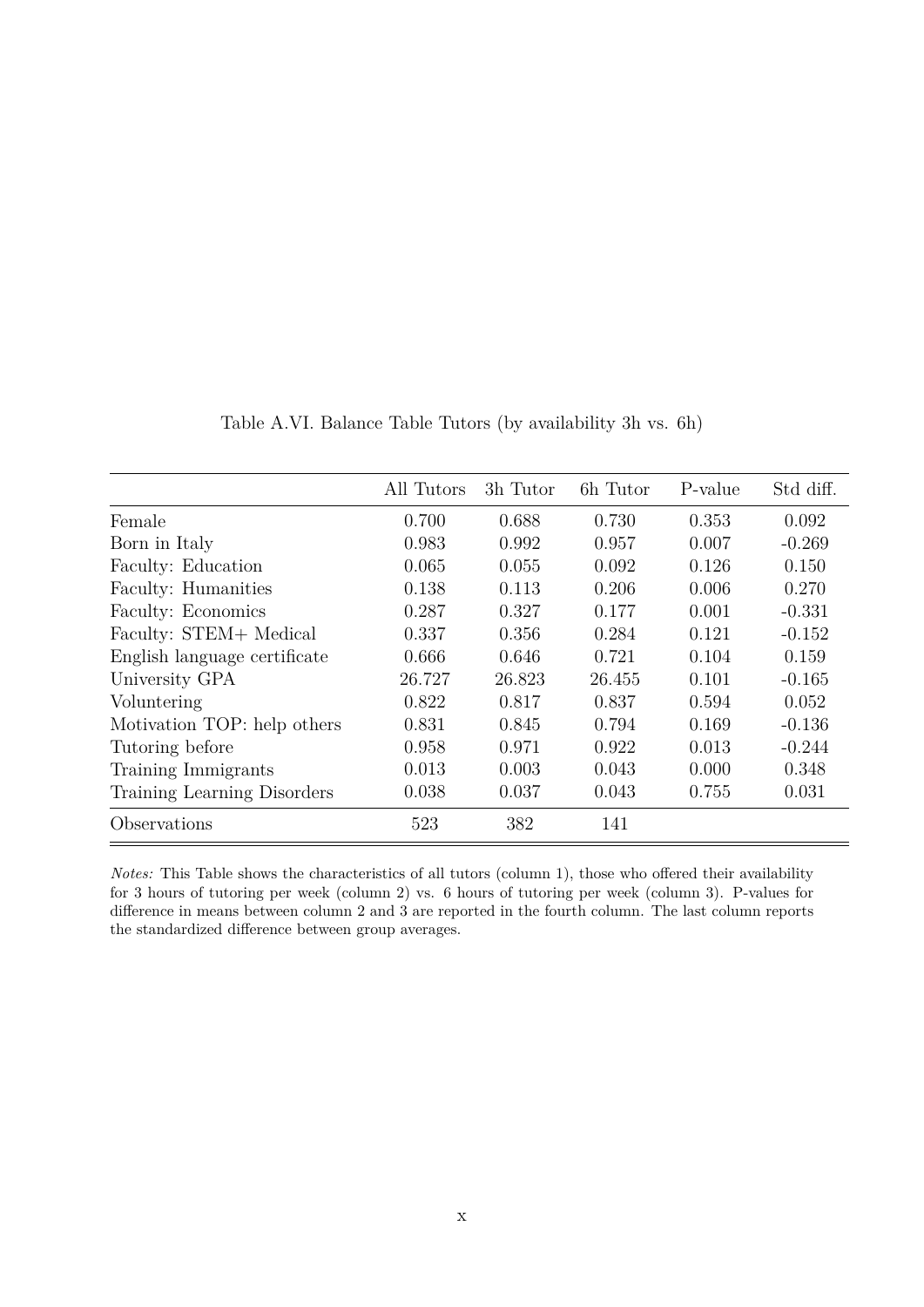Table A.VI. Balance Table Tutors (by availability 3h vs. 6h)

| | All Tutors | 3h Tutor | 6h Tutor | P-value | Std diff. |
|---|---|---|---|---|---|
| Female | 0.700 | 0.688 | 0.730 | 0.353 | 0.092 |
| Born in Italy | 0.983 | 0.992 | 0.957 | 0.007 | -0.269 |
| Faculty: Education | 0.065 | 0.055 | 0.092 | 0.126 | 0.150 |
| Faculty: Humanities | 0.138 | 0.113 | 0.206 | 0.006 | 0.270 |
| Faculty: Economics | 0.287 | 0.327 | 0.177 | 0.001 | -0.331 |
| Faculty: STEM+ Medical | 0.337 | 0.356 | 0.284 | 0.121 | -0.152 |
| English language certificate | 0.666 | 0.646 | 0.721 | 0.104 | 0.159 |
| University GPA | 26.727 | 26.823 | 26.455 | 0.101 | -0.165 |
| Voluntering | 0.822 | 0.817 | 0.837 | 0.594 | 0.052 |
| Motivation TOP: help others | 0.831 | 0.845 | 0.794 | 0.169 | -0.136 |
| Tutoring before | 0.958 | 0.971 | 0.922 | 0.013 | -0.244 |
| Training Immigrants | 0.013 | 0.003 | 0.043 | 0.000 | 0.348 |
| Training Learning Disorders | 0.038 | 0.037 | 0.043 | 0.755 | 0.031 |
| Observations | 523 | 382 | 141 | | |

*Notes:* This Table shows the characteristics of all tutors (column 1), those who offered their availability for 3 hours of tutoring per week (column 2) vs. 6 hours of tutoring per week (column 3). P-values for difference in means between column 2 and 3 are reported in the fourth column. The last column reports the standardized difference between group averages.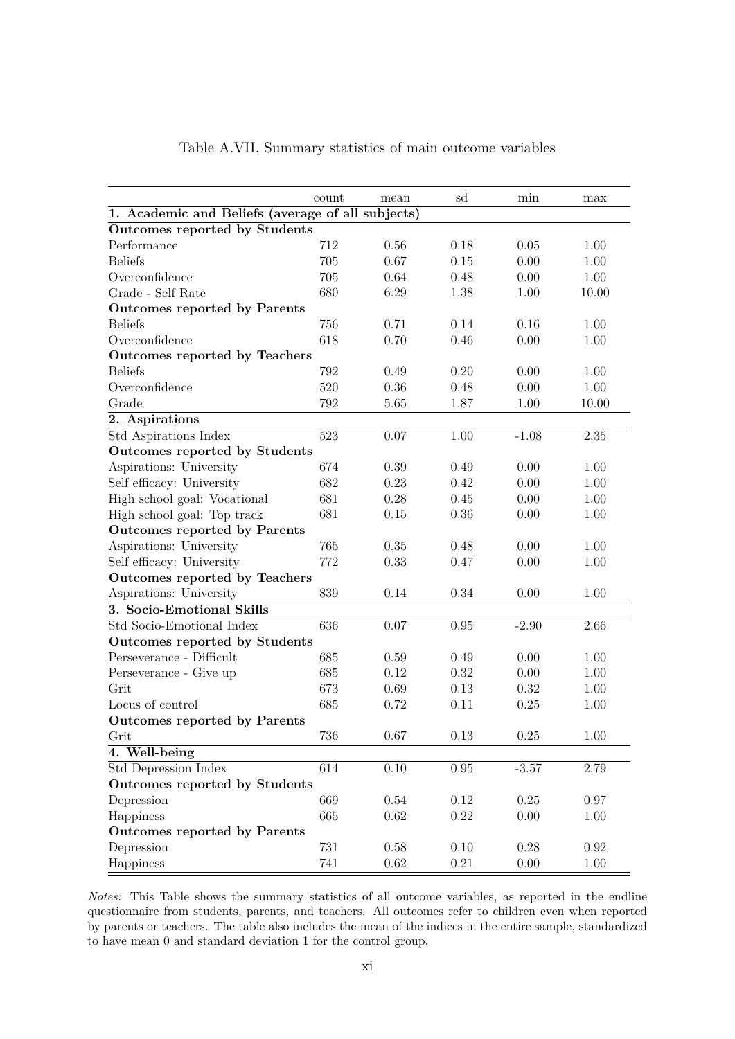Table A.VII. Summary statistics of main outcome variables

| | count | mean | sd | min | max |
|---|---|---|---|---|---|
| **1. Academic and Beliefs (average of all subjects)** | | | | | |
| **Outcomes reported by Students** | | | | | |
| Performance | 712 | 0.56 | 0.18 | 0.05 | 1.00 |
| Beliefs | 705 | 0.67 | 0.15 | 0.00 | 1.00 |
| Overconfidence | 705 | 0.64 | 0.48 | 0.00 | 1.00 |
| Grade - Self Rate | 680 | 6.29 | 1.38 | 1.00 | 10.00 |
| **Outcomes reported by Parents** | | | | | |
| Beliefs | 756 | 0.71 | 0.14 | 0.16 | 1.00 |
| Overconfidence | 618 | 0.70 | 0.46 | 0.00 | 1.00 |
| **Outcomes reported by Teachers** | | | | | |
| Beliefs | 792 | 0.49 | 0.20 | 0.00 | 1.00 |
| Overconfidence | 520 | 0.36 | 0.48 | 0.00 | 1.00 |
| Grade | 792 | 5.65 | 1.87 | 1.00 | 10.00 |
| **2. Aspirations** | | | | | |
| Std Aspirations Index | 523 | 0.07 | 1.00 | -1.08 | 2.35 |
| **Outcomes reported by Students** | | | | | |
| Aspirations: University | 674 | 0.39 | 0.49 | 0.00 | 1.00 |
| Self efficacy: University | 682 | 0.23 | 0.42 | 0.00 | 1.00 |
| High school goal: Vocational | 681 | 0.28 | 0.45 | 0.00 | 1.00 |
| High school goal: Top track | 681 | 0.15 | 0.36 | 0.00 | 1.00 |
| **Outcomes reported by Parents** | | | | | |
| Aspirations: University | 765 | 0.35 | 0.48 | 0.00 | 1.00 |
| Self efficacy: University | 772 | 0.33 | 0.47 | 0.00 | 1.00 |
| **Outcomes reported by Teachers** | | | | | |
| Aspirations: University | 839 | 0.14 | 0.34 | 0.00 | 1.00 |
| **3. Socio-Emotional Skills** | | | | | |
| Std Socio-Emotional Index | 636 | 0.07 | 0.95 | -2.90 | 2.66 |
| **Outcomes reported by Students** | | | | | |
| Perseverance - Difficult | 685 | 0.59 | 0.49 | 0.00 | 1.00 |
| Perseverance - Give up | 685 | 0.12 | 0.32 | 0.00 | 1.00 |
| Grit | 673 | 0.69 | 0.13 | 0.32 | 1.00 |
| Locus of control | 685 | 0.72 | 0.11 | 0.25 | 1.00 |
| **Outcomes reported by Parents** | | | | | |
| Grit | 736 | 0.67 | 0.13 | 0.25 | 1.00 |
| **4. Well-being** | | | | | |
| Std Depression Index | 614 | 0.10 | 0.95 | -3.57 | 2.79 |
| **Outcomes reported by Students** | | | | | |
| Depression | 669 | 0.54 | 0.12 | 0.25 | 0.97 |
| Happiness | 665 | 0.62 | 0.22 | 0.00 | 1.00 |
| **Outcomes reported by Parents** | | | | | |
| Depression | 731 | 0.58 | 0.10 | 0.28 | 0.92 |
| Happiness | 741 | 0.62 | 0.21 | 0.00 | 1.00 |

*Notes:* This Table shows the summary statistics of all outcome variables, as reported in the endline questionnaire from students, parents, and teachers. All outcomes refer to children even when reported by parents or teachers. The table also includes the mean of the indices in the entire sample, standardized to have mean 0 and standard deviation 1 for the control group.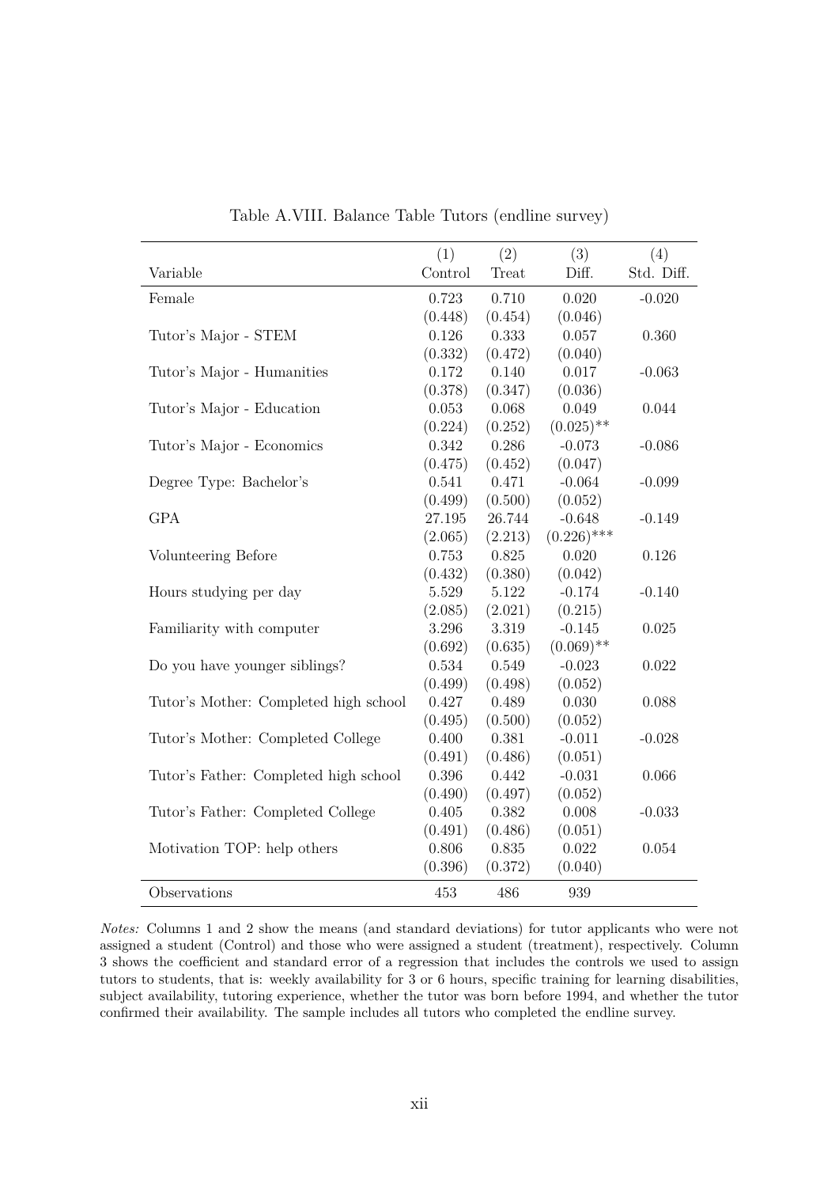Table A.VIII. Balance Table Tutors (endline survey)

| Variable | (1) Control | (2) Treat | (3) Diff. | (4) Std. Diff. |
|---|---|---|---|---|
| Female | 0.723 | 0.710 | 0.020 | -0.020 |
| | (0.448) | (0.454) | (0.046) | |
| Tutor's Major - STEM | 0.126 | 0.333 | 0.057 | 0.360 |
| | (0.332) | (0.472) | (0.040) | |
| Tutor's Major - Humanities | 0.172 | 0.140 | 0.017 | -0.063 |
| | (0.378) | (0.347) | (0.036) | |
| Tutor's Major - Education | 0.053 | 0.068 | 0.049 | 0.044 |
| | (0.224) | (0.252) | (0.025)** | |
| Tutor's Major - Economics | 0.342 | 0.286 | -0.073 | -0.086 |
| | (0.475) | (0.452) | (0.047) | |
| Degree Type: Bachelor's | 0.541 | 0.471 | -0.064 | -0.099 |
| | (0.499) | (0.500) | (0.052) | |
| GPA | 27.195 | 26.744 | -0.648 | -0.149 |
| | (2.065) | (2.213) | (0.226)*** | |
| Volunteering Before | 0.753 | 0.825 | 0.020 | 0.126 |
| | (0.432) | (0.380) | (0.042) | |
| Hours studying per day | 5.529 | 5.122 | -0.174 | -0.140 |
| | (2.085) | (2.021) | (0.215) | |
| Familiarity with computer | 3.296 | 3.319 | -0.145 | 0.025 |
| | (0.692) | (0.635) | (0.069)** | |
| Do you have younger siblings? | 0.534 | 0.549 | -0.023 | 0.022 |
| | (0.499) | (0.498) | (0.052) | |
| Tutor's Mother: Completed high school | 0.427 | 0.489 | 0.030 | 0.088 |
| | (0.495) | (0.500) | (0.052) | |
| Tutor's Mother: Completed College | 0.400 | 0.381 | -0.011 | -0.028 |
| | (0.491) | (0.486) | (0.051) | |
| Tutor's Father: Completed high school | 0.396 | 0.442 | -0.031 | 0.066 |
| | (0.490) | (0.497) | (0.052) | |
| Tutor's Father: Completed College | 0.405 | 0.382 | 0.008 | -0.033 |
| | (0.491) | (0.486) | (0.051) | |
| Motivation TOP: help others | 0.806 | 0.835 | 0.022 | 0.054 |
| | (0.396) | (0.372) | (0.040) | |
| Observations | 453 | 486 | 939 | |

*Notes:* Columns 1 and 2 show the means (and standard deviations) for tutor applicants who were not assigned a student (Control) and those who were assigned a student (treatment), respectively. Column 3 shows the coefficient and standard error of a regression that includes the controls we used to assign tutors to students, that is: weekly availability for 3 or 6 hours, specific training for learning disabilities, subject availability, tutoring experience, whether the tutor was born before 1994, and whether the tutor confirmed their availability. The sample includes all tutors who completed the endline survey.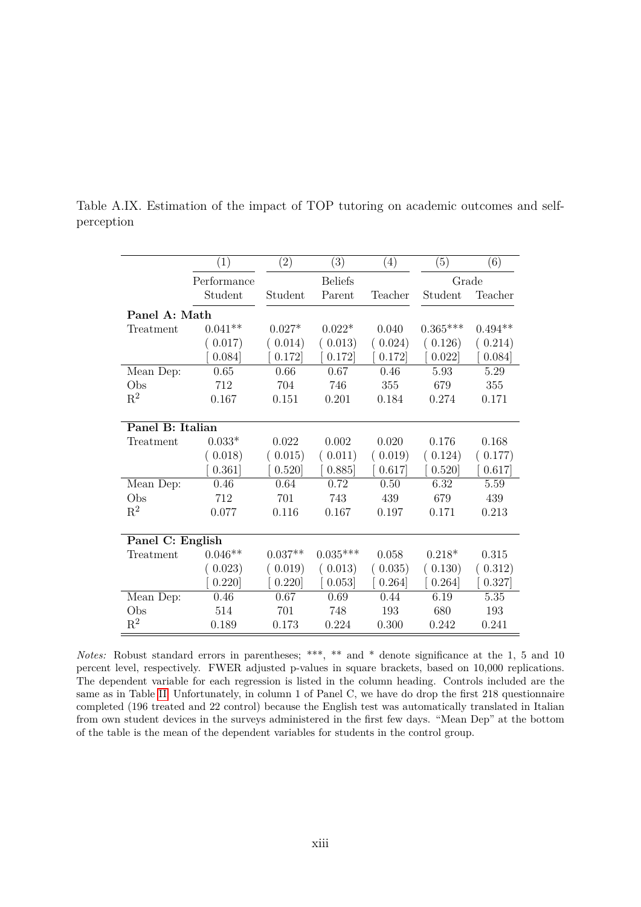Table A.IX. Estimation of the impact of TOP tutoring on academic outcomes and self-perception

| | (1) | (2) | (3) | (4) | (5) | (6) |
|---|---|---|---|---|---|---|
| | Performance | | Beliefs | | Grade | |
| | Student | Student | Parent | Teacher | Student | Teacher |
| **Panel A: Math** | | | | | | |
| Treatment | 0.041** | 0.027* | 0.022* | 0.040 | 0.365*** | 0.494** |
| | ( 0.017) | ( 0.014) | ( 0.013) | ( 0.024) | ( 0.126) | ( 0.214) |
| | [ 0.084] | [ 0.172] | [ 0.172] | [ 0.172] | [ 0.022] | [ 0.084] |
| Mean Dep: | 0.65 | 0.66 | 0.67 | 0.46 | 5.93 | 5.29 |
| Obs | 712 | 704 | 746 | 355 | 679 | 355 |
| $R^2$ | 0.167 | 0.151 | 0.201 | 0.184 | 0.274 | 0.171 |
| **Panel B: Italian** | | | | | | |
| Treatment | 0.033* | 0.022 | 0.002 | 0.020 | 0.176 | 0.168 |
| | ( 0.018) | ( 0.015) | ( 0.011) | ( 0.019) | ( 0.124) | ( 0.177) |
| | [ 0.361] | [ 0.520] | [ 0.885] | [ 0.617] | [ 0.520] | [ 0.617] |
| Mean Dep: | 0.46 | 0.64 | 0.72 | 0.50 | 6.32 | 5.59 |
| Obs | 712 | 701 | 743 | 439 | 679 | 439 |
| $R^2$ | 0.077 | 0.116 | 0.167 | 0.197 | 0.171 | 0.213 |
| **Panel C: English** | | | | | | |
| Treatment | 0.046** | 0.037** | 0.035*** | 0.058 | 0.218* | 0.315 |
| | ( 0.023) | ( 0.019) | ( 0.013) | ( 0.035) | ( 0.130) | ( 0.312) |
| | [ 0.220] | [ 0.220] | [ 0.053] | [ 0.264] | [ 0.264] | [ 0.327] |
| Mean Dep: | 0.46 | 0.67 | 0.69 | 0.44 | 6.19 | 5.35 |
| Obs | 514 | 701 | 748 | 193 | 680 | 193 |
| $R^2$ | 0.189 | 0.173 | 0.224 | 0.300 | 0.242 | 0.241 |

*Notes:* Robust standard errors in parentheses; ***, ** and * denote significance at the 1, 5 and 10 percent level, respectively. FWER adjusted p-values in square brackets, based on 10,000 replications. The dependent variable for each regression is listed in the column heading. Controls included are the same as in Table II. Unfortunately, in column 1 of Panel C, we have do drop the first 218 questionnaire completed (196 treated and 22 control) because the English test was automatically translated in Italian from own student devices in the surveys administered in the first few days. "Mean Dep" at the bottom of the table is the mean of the dependent variables for students in the control group.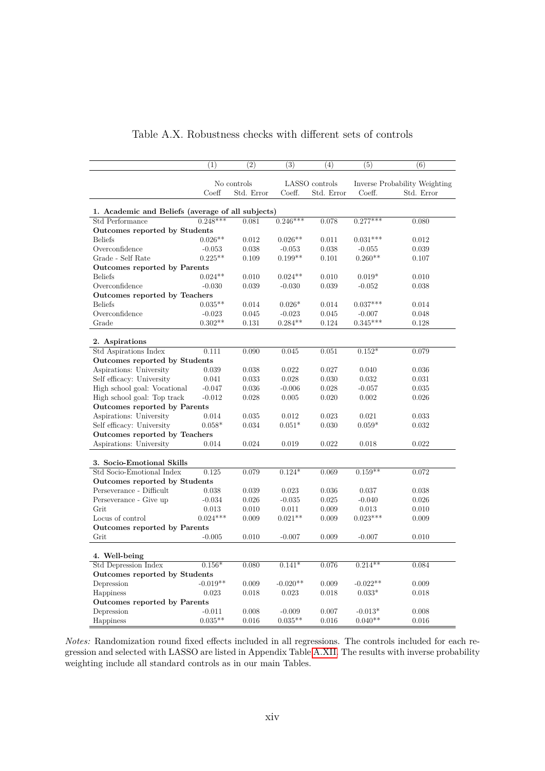Table A.X. Robustness checks with different sets of controls

| | (1) | (2) | (3) | (4) | (5) | (6) |
|---|---|---|---|---|---|---|
| | No controls | | LASSO controls | | Inverse Probability Weighting | |
| | Coeff | Std. Error | Coeff. | Std. Error | Coeff. | Std. Error |
| **1. Academic and Beliefs (average of all subjects)** | | | | | | |
| Std Performance | 0.248*** | 0.081 | 0.246*** | 0.078 | 0.277*** | 0.080 |
| **Outcomes reported by Students** | | | | | | |
| Beliefs | 0.026** | 0.012 | 0.026** | 0.011 | 0.031*** | 0.012 |
| Overconfidence | -0.053 | 0.038 | -0.053 | 0.038 | -0.055 | 0.039 |
| Grade - Self Rate | 0.225** | 0.109 | 0.199** | 0.101 | 0.260** | 0.107 |
| **Outcomes reported by Parents** | | | | | | |
| Beliefs | 0.024** | 0.010 | 0.024** | 0.010 | 0.019* | 0.010 |
| Overconfidence | -0.030 | 0.039 | -0.030 | 0.039 | -0.052 | 0.038 |
| **Outcomes reported by Teachers** | | | | | | |
| Beliefs | 0.035** | 0.014 | 0.026* | 0.014 | 0.037*** | 0.014 |
| Overconfidence | -0.023 | 0.045 | -0.023 | 0.045 | -0.007 | 0.048 |
| Grade | 0.302** | 0.131 | 0.284** | 0.124 | 0.345*** | 0.128 |
| **2. Aspirations** | | | | | | |
| Std Aspirations Index | 0.111 | 0.090 | 0.045 | 0.051 | 0.152* | 0.079 |
| **Outcomes reported by Students** | | | | | | |
| Aspirations: University | 0.039 | 0.038 | 0.022 | 0.027 | 0.040 | 0.036 |
| Self efficacy: University | 0.041 | 0.033 | 0.028 | 0.030 | 0.032 | 0.031 |
| High school goal: Vocational | -0.047 | 0.036 | -0.006 | 0.028 | -0.057 | 0.035 |
| High school goal: Top track | -0.012 | 0.028 | 0.005 | 0.020 | 0.002 | 0.026 |
| **Outcomes reported by Parents** | | | | | | |
| Aspirations: University | 0.014 | 0.035 | 0.012 | 0.023 | 0.021 | 0.033 |
| Self efficacy: University | 0.058* | 0.034 | 0.051* | 0.030 | 0.059* | 0.032 |
| **Outcomes reported by Teachers** | | | | | | |
| Aspirations: University | 0.014 | 0.024 | 0.019 | 0.022 | 0.018 | 0.022 |
| **3. Socio-Emotional Skills** | | | | | | |
| Std Socio-Emotional Index | 0.125 | 0.079 | 0.124* | 0.069 | 0.159** | 0.072 |
| **Outcomes reported by Students** | | | | | | |
| Perseverance - Difficult | 0.038 | 0.039 | 0.023 | 0.036 | 0.037 | 0.038 |
| Perseverance - Give up | -0.034 | 0.026 | -0.035 | 0.025 | -0.040 | 0.026 |
| Grit | 0.013 | 0.010 | 0.011 | 0.009 | 0.013 | 0.010 |
| Locus of control | 0.024*** | 0.009 | 0.021** | 0.009 | 0.023*** | 0.009 |
| **Outcomes reported by Parents** | | | | | | |
| Grit | -0.005 | 0.010 | -0.007 | 0.009 | -0.007 | 0.010 |
| **4. Well-being** | | | | | | |
| Std Depression Index | 0.156* | 0.080 | 0.141* | 0.076 | 0.214** | 0.084 |
| **Outcomes reported by Students** | | | | | | |
| Depression | -0.019** | 0.009 | -0.020** | 0.009 | -0.022** | 0.009 |
| Happiness | 0.023 | 0.018 | 0.023 | 0.018 | 0.033* | 0.018 |
| **Outcomes reported by Parents** | | | | | | |
| Depression | -0.011 | 0.008 | -0.009 | 0.007 | -0.013* | 0.008 |
| Happiness | 0.035** | 0.016 | 0.035** | 0.016 | 0.040** | 0.016 |

*Notes:* Randomization round fixed effects included in all regressions. The controls included for each regression and selected with LASSO are listed in Appendix Table A.XII. The results with inverse probability weighting include all standard controls as in our main Tables.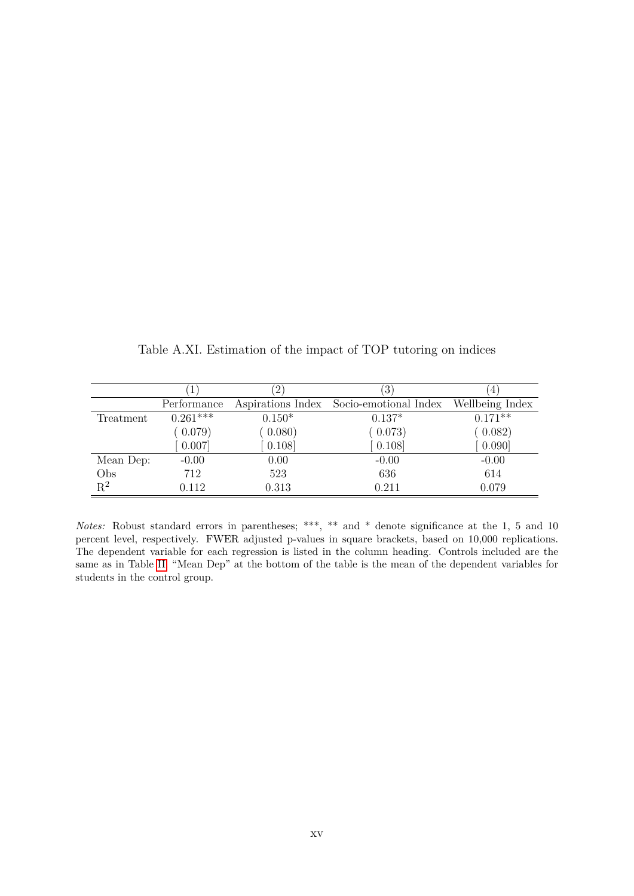Table A.XI. Estimation of the impact of TOP tutoring on indices

| | (1) | (2) | (3) | (4) |
|---|---|---|---|---|
| | Performance | Aspirations Index | Socio-emotional Index | Wellbeing Index |
| Treatment | 0.261*** | 0.150* | 0.137* | 0.171** |
| | ( 0.079) | ( 0.080) | ( 0.073) | ( 0.082) |
| | [ 0.007] | [ 0.108] | [ 0.108] | [ 0.090] |
| Mean Dep: | -0.00 | 0.00 | -0.00 | -0.00 |
| Obs | 712 | 523 | 636 | 614 |
| $R^2$ | 0.112 | 0.313 | 0.211 | 0.079 |

*Notes:* Robust standard errors in parentheses; ***, ** and * denote significance at the 1, 5 and 10 percent level, respectively. FWER adjusted p-values in square brackets, based on 10,000 replications. The dependent variable for each regression is listed in the column heading. Controls included are the same as in Table II. "Mean Dep" at the bottom of the table is the mean of the dependent variables for students in the control group.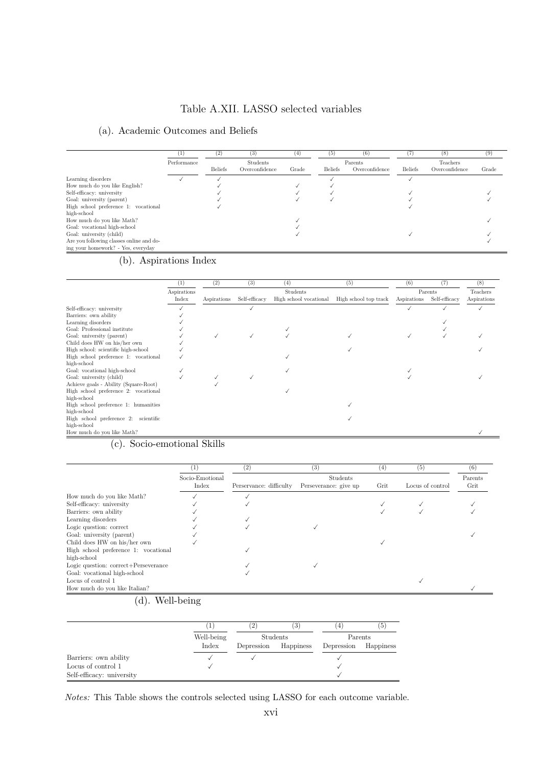# Table A.XII. LASSO selected variables

## (a). Academic Outcomes and Beliefs

| | (1) | (2) | (3) | (4) | (5) | (6) | (7) | (8) | (9) |
|---|---|---|---|---|---|---|---|---|---|
| | Performance | Students | | | Parents | | Teachers | | |
| | | Beliefs | Overconfidence | Grade | Beliefs | Overconfidence | Beliefs | Overconfidence | Grade |
| Learning disorders | ✓ | ✓ | | | ✓ | | ✓ | | |
| How much do you like English? | | ✓ | | ✓ | ✓ | | | | |
| Self-efficacy: university | | ✓ | | ✓ | ✓ | | ✓ | | ✓ |
| Goal: university (parent) | | ✓ | | ✓ | ✓ | | ✓ | | ✓ |
| High school preference 1: vocational high-school | | ✓ | | | | | ✓ | | |
| How much do you like Math? | | | | ✓ | | | | | ✓ |
| Goal: vocational high-school | | | | ✓ | | | | | |
| Goal: university (child) | | | | ✓ | | | ✓ | | ✓ |
| Are you following classes online and doing your homework? - Yes, everyday | | | | | | | | | ✓ |

## (b). Aspirations Index

| | (1) | (2) | (3) | (4) | (5) | (6) | (7) | (8) |
|---|---|---|---|---|---|---|---|---|
| | Aspirations | Students | | | | Parents | | Teachers |
| | Index | Aspirations | Self-efficacy | High school vocational | High school top track | Aspirations | Self-efficacy | Aspirations |
| Self-efficacy: university | ✓ | | ✓ | | | ✓ | ✓ | ✓ |
| Barriers: own ability | ✓ | | | | | | | |
| Learning disorders | ✓ | | | | | | ✓ | |
| Goal: Professional institute | ✓ | | | ✓ | | | ✓ | |
| Goal: university (parent) | ✓ | ✓ | ✓ | ✓ | ✓ | ✓ | ✓ | ✓ |
| Child does HW on his/her own | ✓ | | | | | | | |
| High school: scientific high-school | ✓ | | | | ✓ | | | ✓ |
| High school preference 1: vocational high-school | ✓ | | | ✓ | | | | |
| Goal: vocational high-school | ✓ | | | ✓ | | ✓ | | |
| Goal: university (child) | ✓ | ✓ | ✓ | | | ✓ | | ✓ |
| Achieve goals - Ability (Square-Root) | | ✓ | | | | | | |
| High school preference 2: vocational high-school | | | | ✓ | | | | |
| High school preference 1: humanities high-school | | | | | ✓ | | | |
| High school preference 2: scientific high-school | | | | | ✓ | | | |
| How much do you like Math? | | | | | | | | ✓ |

## (c). Socio-emotional Skills

| | (1) | (2) | (3) | (4) | (5) | (6) |
|---|---|---|---|---|---|---|
| | Socio-Emotional | Students | | | | Parents |
| | Index | Perservance: difficulty | Perseverance: give up | Grit | Locus of control | Grit |
| How much do you like Math? | ✓ | ✓ | | | | |
| Self-efficacy: university | ✓ | ✓ | | ✓ | ✓ | ✓ |
| Barriers: own ability | ✓ | | | ✓ | ✓ | ✓ |
| Learning disorders | ✓ | ✓ | | | | |
| Logic question: correct | ✓ | ✓ | ✓ | | | |
| Goal: university (parent) | ✓ | | | | | ✓ |
| Child does HW on his/her own | ✓ | | | ✓ | | |
| High school preference 1: vocational high-school | | ✓ | | | | |
| Logic question: correct+Perseverance | | ✓ | ✓ | | | |
| Goal: vocational high-school | | ✓ | | | | |
| Locus of control 1 | | | | | ✓ | |
| How much do you like Italian? | | | | | | ✓ |

## (d). Well-being

| | (1) | (2) | (3) | (4) | (5) |
|---|---|---|---|---|---|
| | Well-being | Students | | Parents | |
| | Index | Depression | Happiness | Depression | Happiness |
| Barriers: own ability | ✓ | ✓ | | ✓ | |
| Locus of control 1 | ✓ | | | ✓ | |
| Self-efficacy: university | | | | ✓ | |

*Notes:* This Table shows the controls selected using LASSO for each outcome variable.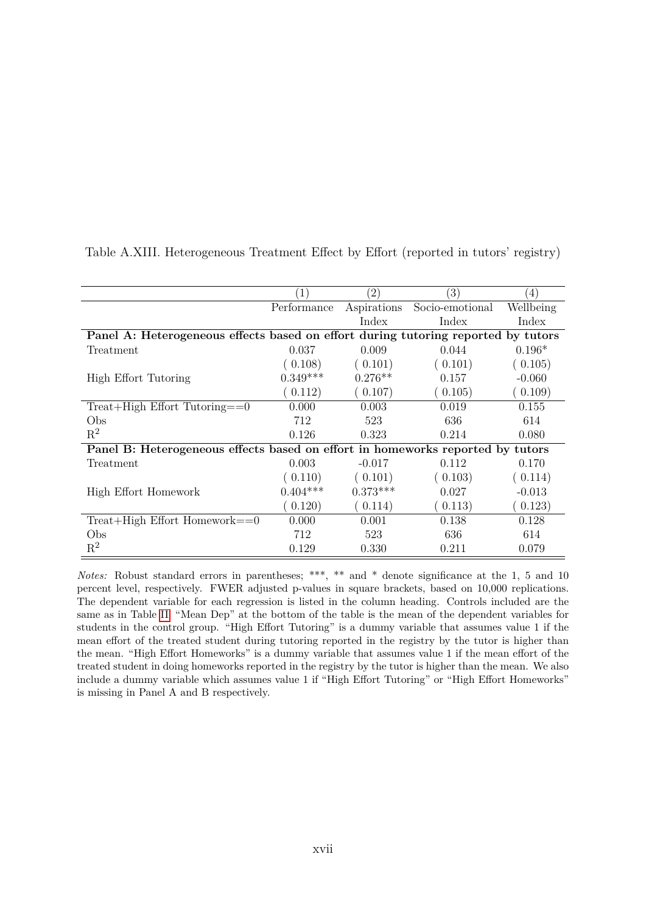Table A.XIII. Heterogeneous Treatment Effect by Effort (reported in tutors' registry)

| | (1) | (2) | (3) | (4) |
|---|---|---|---|---|
| | Performance | Aspirations Index | Socio-emotional Index | Wellbeing Index |
| **Panel A: Heterogeneous effects based on effort during tutoring reported by tutors** | | | | |
| Treatment | 0.037 | 0.009 | 0.044 | 0.196* |
| | ( 0.108) | ( 0.101) | ( 0.101) | ( 0.105) |
| High Effort Tutoring | 0.349*** | 0.276** | 0.157 | -0.060 |
| | ( 0.112) | ( 0.107) | ( 0.105) | ( 0.109) |
| Treat+High Effort Tutoring==0 | 0.000 | 0.003 | 0.019 | 0.155 |
| Obs | 712 | 523 | 636 | 614 |
| $R^2$ | 0.126 | 0.323 | 0.214 | 0.080 |
| **Panel B: Heterogeneous effects based on effort in homeworks reported by tutors** | | | | |
| Treatment | 0.003 | -0.017 | 0.112 | 0.170 |
| | ( 0.110) | ( 0.101) | ( 0.103) | ( 0.114) |
| High Effort Homework | 0.404*** | 0.373*** | 0.027 | -0.013 |
| | ( 0.120) | ( 0.114) | ( 0.113) | ( 0.123) |
| Treat+High Effort Homework==0 | 0.000 | 0.001 | 0.138 | 0.128 |
| Obs | 712 | 523 | 636 | 614 |
| $R^2$ | 0.129 | 0.330 | 0.211 | 0.079 |

*Notes:* Robust standard errors in parentheses; ***, ** and * denote significance at the 1, 5 and 10 percent level, respectively. FWER adjusted p-values in square brackets, based on 10,000 replications. The dependent variable for each regression is listed in the column heading. Controls included are the same as in Table II. "Mean Dep" at the bottom of the table is the mean of the dependent variables for students in the control group. "High Effort Tutoring" is a dummy variable that assumes value 1 if the mean effort of the treated student during tutoring reported in the registry by the tutor is higher than the mean. "High Effort Homeworks" is a dummy variable that assumes value 1 if the mean effort of the treated student in doing homeworks reported in the registry by the tutor is higher than the mean. We also include a dummy variable which assumes value 1 if "High Effort Tutoring" or "High Effort Homeworks" is missing in Panel A and B respectively.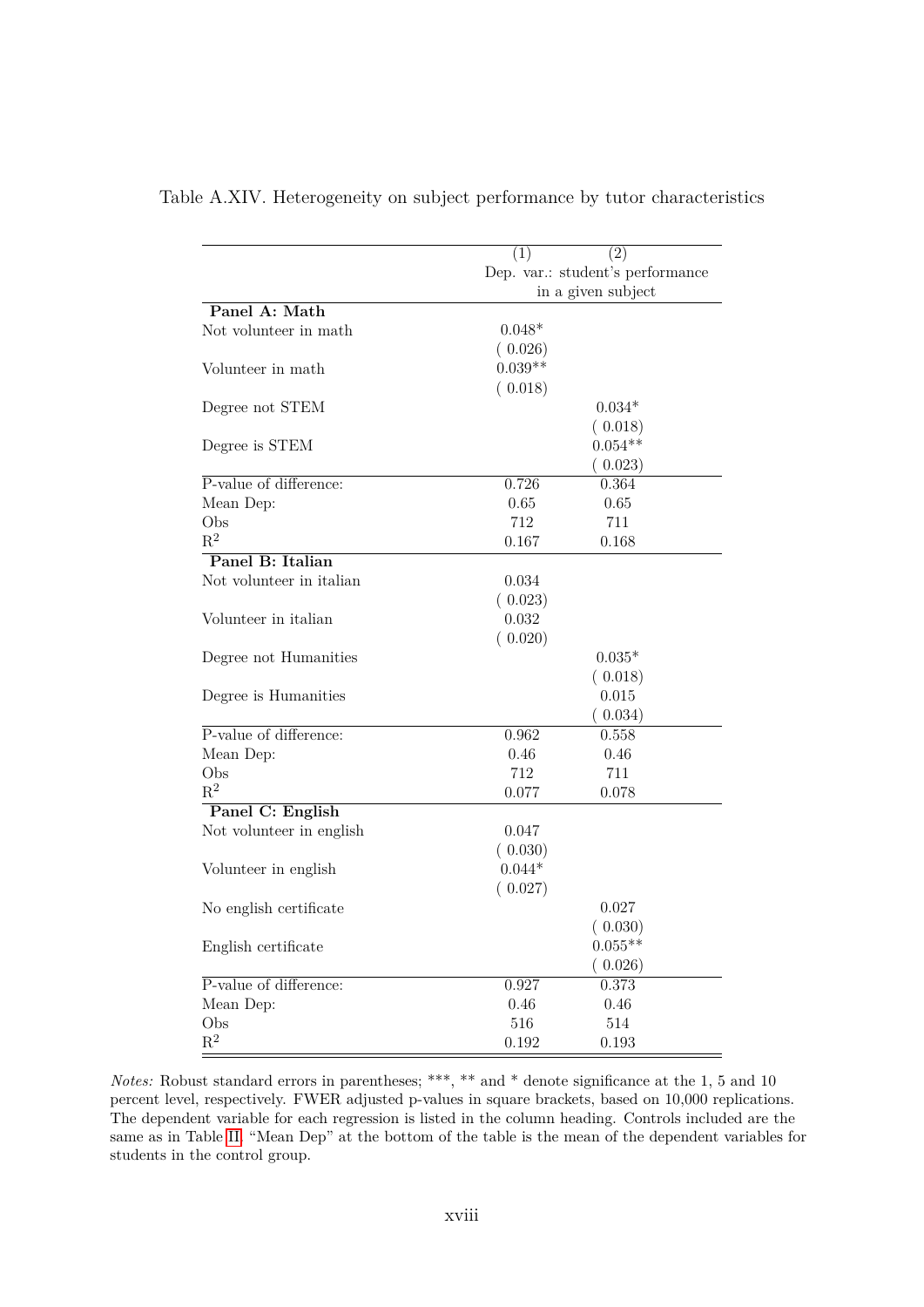Table A.XIV. Heterogeneity on subject performance by tutor characteristics

| | (1) | (2) |
|---|---|---|
| | Dep. var.: student's performance in a given subject | |
| **Panel A: Math** | | |
| Not volunteer in math | 0.048* | |
| | ( 0.026) | |
| Volunteer in math | 0.039** | |
| | ( 0.018) | |
| Degree not STEM | | 0.034* |
| | | ( 0.018) |
| Degree is STEM | | 0.054** |
| | | ( 0.023) |
| P-value of difference: | 0.726 | 0.364 |
| Mean Dep: | 0.65 | 0.65 |
| Obs | 712 | 711 |
| $R^2$ | 0.167 | 0.168 |
| **Panel B: Italian** | | |
| Not volunteer in italian | 0.034 | |
| | ( 0.023) | |
| Volunteer in italian | 0.032 | |
| | ( 0.020) | |
| Degree not Humanities | | 0.035* |
| | | ( 0.018) |
| Degree is Humanities | | 0.015 |
| | | ( 0.034) |
| P-value of difference: | 0.962 | 0.558 |
| Mean Dep: | 0.46 | 0.46 |
| Obs | 712 | 711 |
| $R^2$ | 0.077 | 0.078 |
| **Panel C: English** | | |
| Not volunteer in english | 0.047 | |
| | ( 0.030) | |
| Volunteer in english | 0.044* | |
| | ( 0.027) | |
| No english certificate | | 0.027 |
| | | ( 0.030) |
| English certificate | | 0.055** |
| | | ( 0.026) |
| P-value of difference: | 0.927 | 0.373 |
| Mean Dep: | 0.46 | 0.46 |
| Obs | 516 | 514 |
| $R^2$ | 0.192 | 0.193 |

*Notes:* Robust standard errors in parentheses; ***, ** and * denote significance at the 1, 5 and 10 percent level, respectively. FWER adjusted p-values in square brackets, based on 10,000 replications. The dependent variable for each regression is listed in the column heading. Controls included are the same as in Table II. "Mean Dep" at the bottom of the table is the mean of the dependent variables for students in the control group.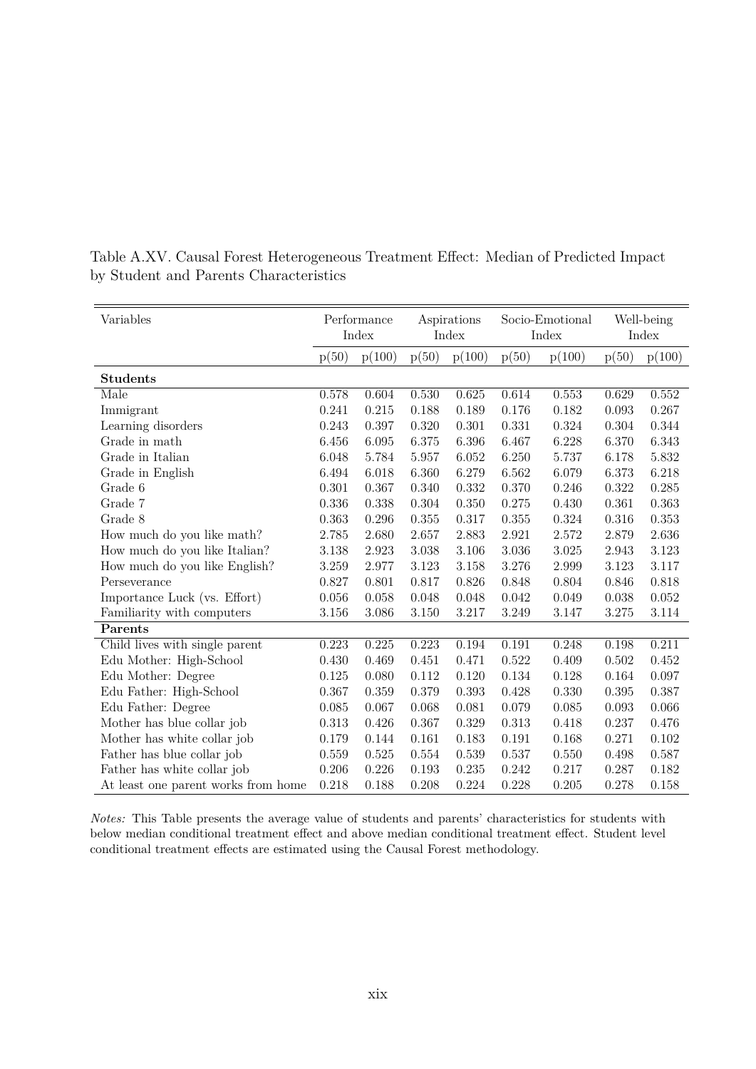Table A.XV. Causal Forest Heterogeneous Treatment Effect: Median of Predicted Impact by Student and Parents Characteristics

| Variables | Performance Index | | Aspirations Index | | Socio-Emotional Index | | Well-being Index | |
|---|---|---|---|---|---|---|---|---|
| | p(50) | p(100) | p(50) | p(100) | p(50) | p(100) | p(50) | p(100) |
| **Students** | | | | | | | | |
| Male | 0.578 | 0.604 | 0.530 | 0.625 | 0.614 | 0.553 | 0.629 | 0.552 |
| Immigrant | 0.241 | 0.215 | 0.188 | 0.189 | 0.176 | 0.182 | 0.093 | 0.267 |
| Learning disorders | 0.243 | 0.397 | 0.320 | 0.301 | 0.331 | 0.324 | 0.304 | 0.344 |
| Grade in math | 6.456 | 6.095 | 6.375 | 6.396 | 6.467 | 6.228 | 6.370 | 6.343 |
| Grade in Italian | 6.048 | 5.784 | 5.957 | 6.052 | 6.250 | 5.737 | 6.178 | 5.832 |
| Grade in English | 6.494 | 6.018 | 6.360 | 6.279 | 6.562 | 6.079 | 6.373 | 6.218 |
| Grade 6 | 0.301 | 0.367 | 0.340 | 0.332 | 0.370 | 0.246 | 0.322 | 0.285 |
| Grade 7 | 0.336 | 0.338 | 0.304 | 0.350 | 0.275 | 0.430 | 0.361 | 0.363 |
| Grade 8 | 0.363 | 0.296 | 0.355 | 0.317 | 0.355 | 0.324 | 0.316 | 0.353 |
| How much do you like math? | 2.785 | 2.680 | 2.657 | 2.883 | 2.921 | 2.572 | 2.879 | 2.636 |
| How much do you like Italian? | 3.138 | 2.923 | 3.038 | 3.106 | 3.036 | 3.025 | 2.943 | 3.123 |
| How much do you like English? | 3.259 | 2.977 | 3.123 | 3.158 | 3.276 | 2.999 | 3.123 | 3.117 |
| Perseverance | 0.827 | 0.801 | 0.817 | 0.826 | 0.848 | 0.804 | 0.846 | 0.818 |
| Importance Luck (vs. Effort) | 0.056 | 0.058 | 0.048 | 0.048 | 0.042 | 0.049 | 0.038 | 0.052 |
| Familiarity with computers | 3.156 | 3.086 | 3.150 | 3.217 | 3.249 | 3.147 | 3.275 | 3.114 |
| **Parents** | | | | | | | | |
| Child lives with single parent | 0.223 | 0.225 | 0.223 | 0.194 | 0.191 | 0.248 | 0.198 | 0.211 |
| Edu Mother: High-School | 0.430 | 0.469 | 0.451 | 0.471 | 0.522 | 0.409 | 0.502 | 0.452 |
| Edu Mother: Degree | 0.125 | 0.080 | 0.112 | 0.120 | 0.134 | 0.128 | 0.164 | 0.097 |
| Edu Father: High-School | 0.367 | 0.359 | 0.379 | 0.393 | 0.428 | 0.330 | 0.395 | 0.387 |
| Edu Father: Degree | 0.085 | 0.067 | 0.068 | 0.081 | 0.079 | 0.085 | 0.093 | 0.066 |
| Mother has blue collar job | 0.313 | 0.426 | 0.367 | 0.329 | 0.313 | 0.418 | 0.237 | 0.476 |
| Mother has white collar job | 0.179 | 0.144 | 0.161 | 0.183 | 0.191 | 0.168 | 0.271 | 0.102 |
| Father has blue collar job | 0.559 | 0.525 | 0.554 | 0.539 | 0.537 | 0.550 | 0.498 | 0.587 |
| Father has white collar job | 0.206 | 0.226 | 0.193 | 0.235 | 0.242 | 0.217 | 0.287 | 0.182 |
| At least one parent works from home | 0.218 | 0.188 | 0.208 | 0.224 | 0.228 | 0.205 | 0.278 | 0.158 |

*Notes:* This Table presents the average value of students and parents' characteristics for students with below median conditional treatment effect and above median conditional treatment effect. Student level conditional treatment effects are estimated using the Causal Forest methodology.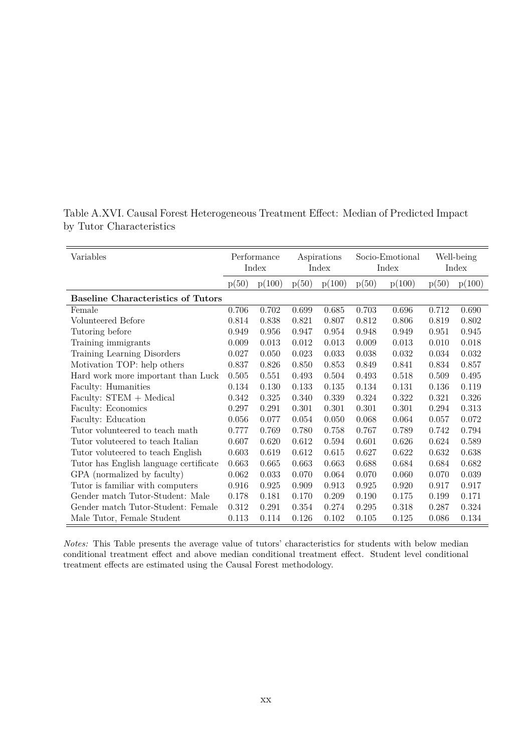Table A.XVI. Causal Forest Heterogeneous Treatment Effect: Median of Predicted Impact by Tutor Characteristics

| Variables | Performance Index | | Aspirations Index | | Socio-Emotional Index | | Well-being Index | |
|---|---|---|---|---|---|---|---|---|
| | p(50) | p(100) | p(50) | p(100) | p(50) | p(100) | p(50) | p(100) |
| **Baseline Characteristics of Tutors** | | | | | | | | |
| Female | 0.706 | 0.702 | 0.699 | 0.685 | 0.703 | 0.696 | 0.712 | 0.690 |
| Volunteered Before | 0.814 | 0.838 | 0.821 | 0.807 | 0.812 | 0.806 | 0.819 | 0.802 |
| Tutoring before | 0.949 | 0.956 | 0.947 | 0.954 | 0.948 | 0.949 | 0.951 | 0.945 |
| Training immigrants | 0.009 | 0.013 | 0.012 | 0.013 | 0.009 | 0.013 | 0.010 | 0.018 |
| Training Learning Disorders | 0.027 | 0.050 | 0.023 | 0.033 | 0.038 | 0.032 | 0.034 | 0.032 |
| Motivation TOP: help others | 0.837 | 0.826 | 0.850 | 0.853 | 0.849 | 0.841 | 0.834 | 0.857 |
| Hard work more important than Luck | 0.505 | 0.551 | 0.493 | 0.504 | 0.493 | 0.518 | 0.509 | 0.495 |
| Faculty: Humanities | 0.134 | 0.130 | 0.133 | 0.135 | 0.134 | 0.131 | 0.136 | 0.119 |
| Faculty: STEM + Medical | 0.342 | 0.325 | 0.340 | 0.339 | 0.324 | 0.322 | 0.321 | 0.326 |
| Faculty: Economics | 0.297 | 0.291 | 0.301 | 0.301 | 0.301 | 0.301 | 0.294 | 0.313 |
| Faculty: Education | 0.056 | 0.077 | 0.054 | 0.050 | 0.068 | 0.064 | 0.057 | 0.072 |
| Tutor volunteered to teach math | 0.777 | 0.769 | 0.780 | 0.758 | 0.767 | 0.789 | 0.742 | 0.794 |
| Tutor voluteered to teach Italian | 0.607 | 0.620 | 0.612 | 0.594 | 0.601 | 0.626 | 0.624 | 0.589 |
| Tutor voluteered to teach English | 0.603 | 0.619 | 0.612 | 0.615 | 0.627 | 0.622 | 0.632 | 0.638 |
| Tutor has English language certificate | 0.663 | 0.665 | 0.663 | 0.663 | 0.688 | 0.684 | 0.684 | 0.682 |
| GPA (normalized by faculty) | 0.062 | 0.033 | 0.070 | 0.064 | 0.070 | 0.060 | 0.070 | 0.039 |
| Tutor is familiar with computers | 0.916 | 0.925 | 0.909 | 0.913 | 0.925 | 0.920 | 0.917 | 0.917 |
| Gender match Tutor-Student: Male | 0.178 | 0.181 | 0.170 | 0.209 | 0.190 | 0.175 | 0.199 | 0.171 |
| Gender match Tutor-Student: Female | 0.312 | 0.291 | 0.354 | 0.274 | 0.295 | 0.318 | 0.287 | 0.324 |
| Male Tutor, Female Student | 0.113 | 0.114 | 0.126 | 0.102 | 0.105 | 0.125 | 0.086 | 0.134 |

*Notes:* This Table presents the average value of tutors' characteristics for students with below median conditional treatment effect and above median conditional treatment effect. Student level conditional treatment effects are estimated using the Causal Forest methodology.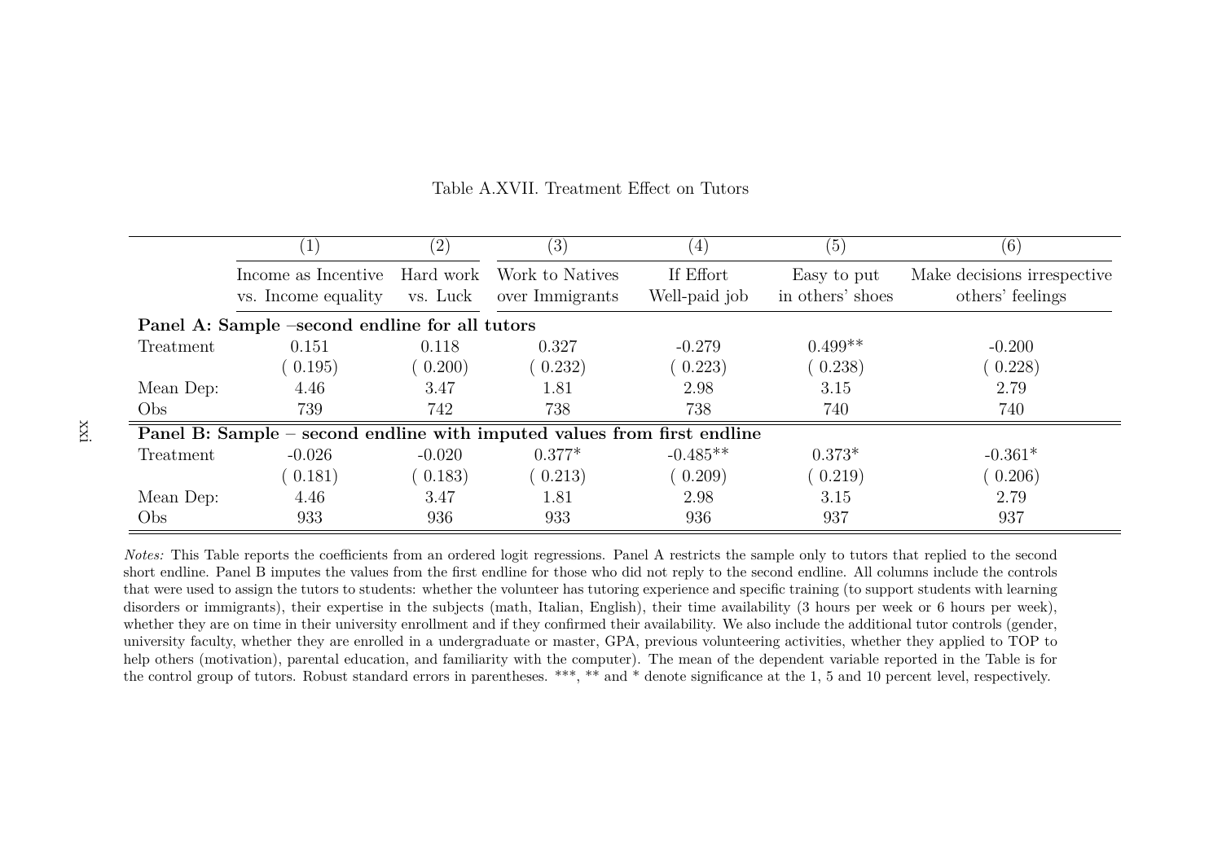Table A.XVII. Treatment Effect on Tutors

| | (1) | (2) | (3) | (4) | (5) | (6) |
|---|---|---|---|---|---|---|
| | Income as Incentive vs. Income equality | Hard work vs. Luck | Work to Natives over Immigrants | If Effort Well-paid job | Easy to put in others' shoes | Make decisions irrespective others' feelings |
| **Panel A: Sample –second endline for all tutors** | | | | | | |
| Treatment | 0.151 | 0.118 | 0.327 | -0.279 | 0.499** | -0.200 |
| | ( 0.195) | ( 0.200) | ( 0.232) | ( 0.223) | ( 0.238) | ( 0.228) |
| Mean Dep: | 4.46 | 3.47 | 1.81 | 2.98 | 3.15 | 2.79 |
| Obs | 739 | 742 | 738 | 738 | 740 | 740 |
| **Panel B: Sample – second endline with imputed values from first endline** | | | | | | |
| Treatment | -0.026 | -0.020 | 0.377* | -0.485** | 0.373* | -0.361* |
| | ( 0.181) | ( 0.183) | ( 0.213) | ( 0.209) | ( 0.219) | ( 0.206) |
| Mean Dep: | 4.46 | 3.47 | 1.81 | 2.98 | 3.15 | 2.79 |
| Obs | 933 | 936 | 933 | 936 | 937 | 937 |

*Notes:* This Table reports the coefficients from an ordered logit regressions. Panel A restricts the sample only to tutors that replied to the second short endline. Panel B imputes the values from the first endline for those who did not reply to the second endline. All columns include the controls that were used to assign the tutors to students: whether the volunteer has tutoring experience and specific training (to support students with learning disorders or immigrants), their expertise in the subjects (math, Italian, English), their time availability (3 hours per week or 6 hours per week), whether they are on time in their university enrollment and if they confirmed their availability. We also include the additional tutor controls (gender, university faculty, whether they are enrolled in a undergraduate or master, GPA, previous volunteering activities, whether they applied to TOP to help others (motivation), parental education, and familiarity with the computer). The mean of the dependent variable reported in the Table is for the control group of tutors. Robust standard errors in parentheses. ***, ** and * denote significance at the 1, 5 and 10 percent level, respectively.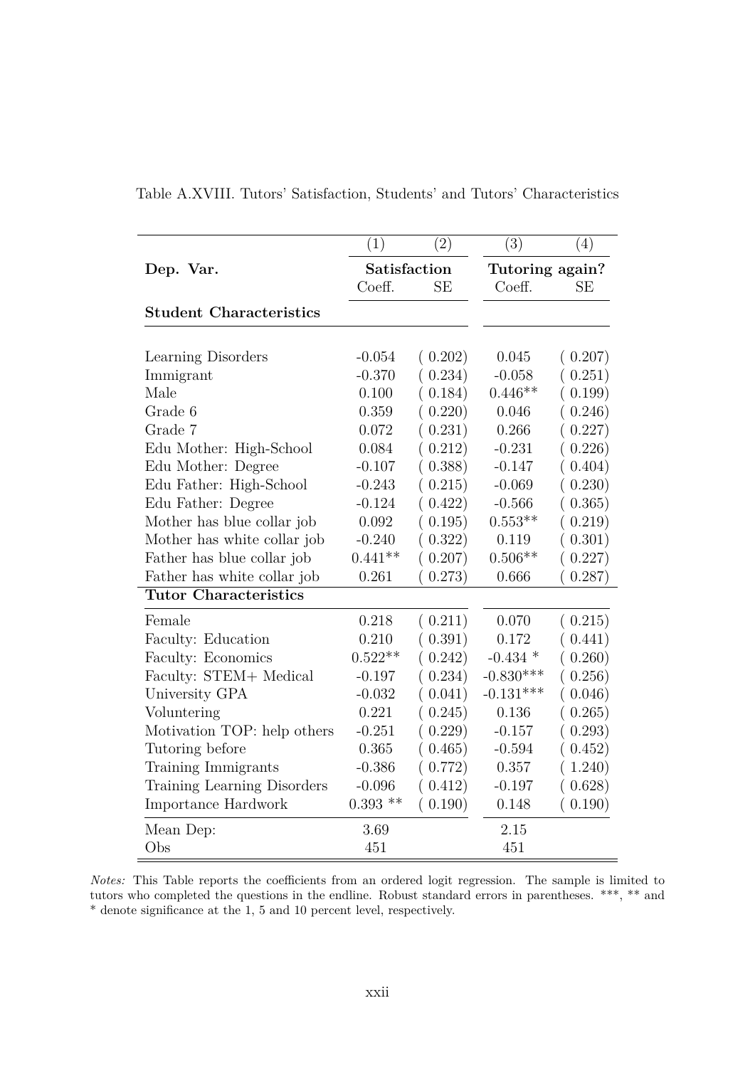Table A.XVIII. Tutors' Satisfaction, Students' and Tutors' Characteristics

| | (1) | (2) | (3) | (4) |
|---|---|---|---|---|
| **Dep. Var.** | **Satisfaction** | | **Tutoring again?** | |
| | Coeff. | SE | Coeff. | SE |
| **Student Characteristics** | | | | |
| Learning Disorders | -0.054 | ( 0.202) | 0.045 | ( 0.207) |
| Immigrant | -0.370 | ( 0.234) | -0.058 | ( 0.251) |
| Male | 0.100 | ( 0.184) | 0.446** | ( 0.199) |
| Grade 6 | 0.359 | ( 0.220) | 0.046 | ( 0.246) |
| Grade 7 | 0.072 | ( 0.231) | 0.266 | ( 0.227) |
| Edu Mother: High-School | 0.084 | ( 0.212) | -0.231 | ( 0.226) |
| Edu Mother: Degree | -0.107 | ( 0.388) | -0.147 | ( 0.404) |
| Edu Father: High-School | -0.243 | ( 0.215) | -0.069 | ( 0.230) |
| Edu Father: Degree | -0.124 | ( 0.422) | -0.566 | ( 0.365) |
| Mother has blue collar job | 0.092 | ( 0.195) | 0.553** | ( 0.219) |
| Mother has white collar job | -0.240 | ( 0.322) | 0.119 | ( 0.301) |
| Father has blue collar job | 0.441** | ( 0.207) | 0.506** | ( 0.227) |
| Father has white collar job | 0.261 | ( 0.273) | 0.666 | ( 0.287) |
| **Tutor Characteristics** | | | | |
| Female | 0.218 | ( 0.211) | 0.070 | ( 0.215) |
| Faculty: Education | 0.210 | ( 0.391) | 0.172 | ( 0.441) |
| Faculty: Economics | 0.522** | ( 0.242) | -0.434 * | ( 0.260) |
| Faculty: STEM+ Medical | -0.197 | ( 0.234) | -0.830*** | ( 0.256) |
| University GPA | -0.032 | ( 0.041) | -0.131*** | ( 0.046) |
| Voluntering | 0.221 | ( 0.245) | 0.136 | ( 0.265) |
| Motivation TOP: help others | -0.251 | ( 0.229) | -0.157 | ( 0.293) |
| Tutoring before | 0.365 | ( 0.465) | -0.594 | ( 0.452) |
| Training Immigrants | -0.386 | ( 0.772) | 0.357 | ( 1.240) |
| Training Learning Disorders | -0.096 | ( 0.412) | -0.197 | ( 0.628) |
| Importance Hardwork | 0.393 ** | ( 0.190) | 0.148 | ( 0.190) |
| Mean Dep: | 3.69 | | 2.15 | |
| Obs | 451 | | 451 | |

*Notes:* This Table reports the coefficients from an ordered logit regression. The sample is limited to tutors who completed the questions in the endline. Robust standard errors in parentheses. ***, ** and * denote significance at the 1, 5 and 10 percent level, respectively.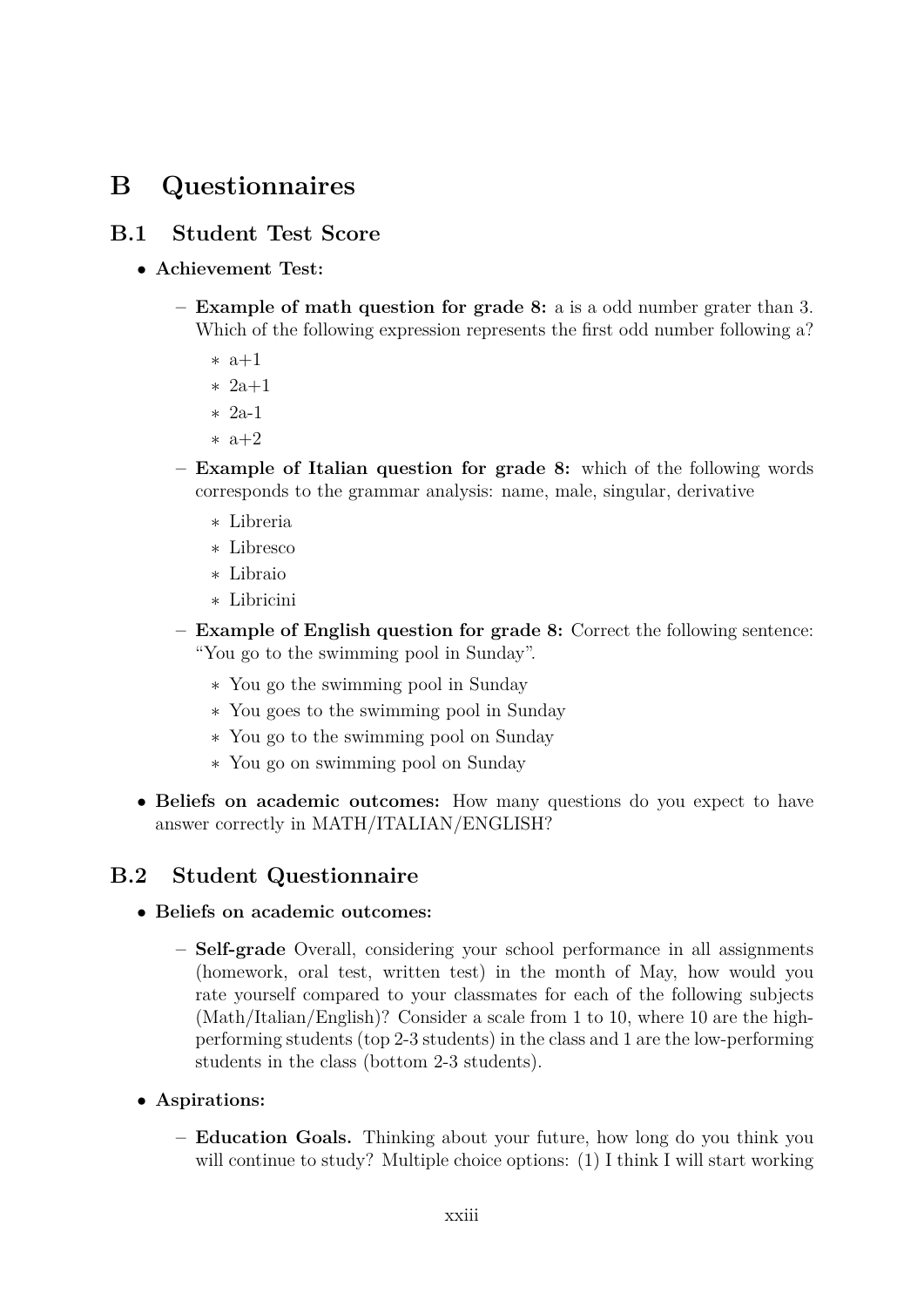# B Questionnaires

## B.1 Student Test Score

- **Achievement Test:**
  - **Example of math question for grade 8:** a is a odd number grater than 3. Which of the following expression represents the first odd number following a?
    - a+1
    - 2a+1
    - 2a-1
    - a+2
  - **Example of Italian question for grade 8:** which of the following words corresponds to the grammar analysis: name, male, singular, derivative
    - Libreria
    - Libresco
    - Libraio
    - Libricini
  - **Example of English question for grade 8:** Correct the following sentence: "You go to the swimming pool in Sunday".
    - You go the swimming pool in Sunday
    - You goes to the swimming pool in Sunday
    - You go to the swimming pool on Sunday
    - You go on swimming pool on Sunday
- **Beliefs on academic outcomes:** How many questions do you expect to have answer correctly in MATH/ITALIAN/ENGLISH?

## B.2 Student Questionnaire

- **Beliefs on academic outcomes:**
  - **Self-grade** Overall, considering your school performance in all assignments (homework, oral test, written test) in the month of May, how would you rate yourself compared to your classmates for each of the following subjects (Math/Italian/English)? Consider a scale from 1 to 10, where 10 are the high-performing students (top 2-3 students) in the class and 1 are the low-performing students in the class (bottom 2-3 students).
- **Aspirations:**
  - **Education Goals.** Thinking about your future, how long do you think you will continue to study? Multiple choice options: (1) I think I will start working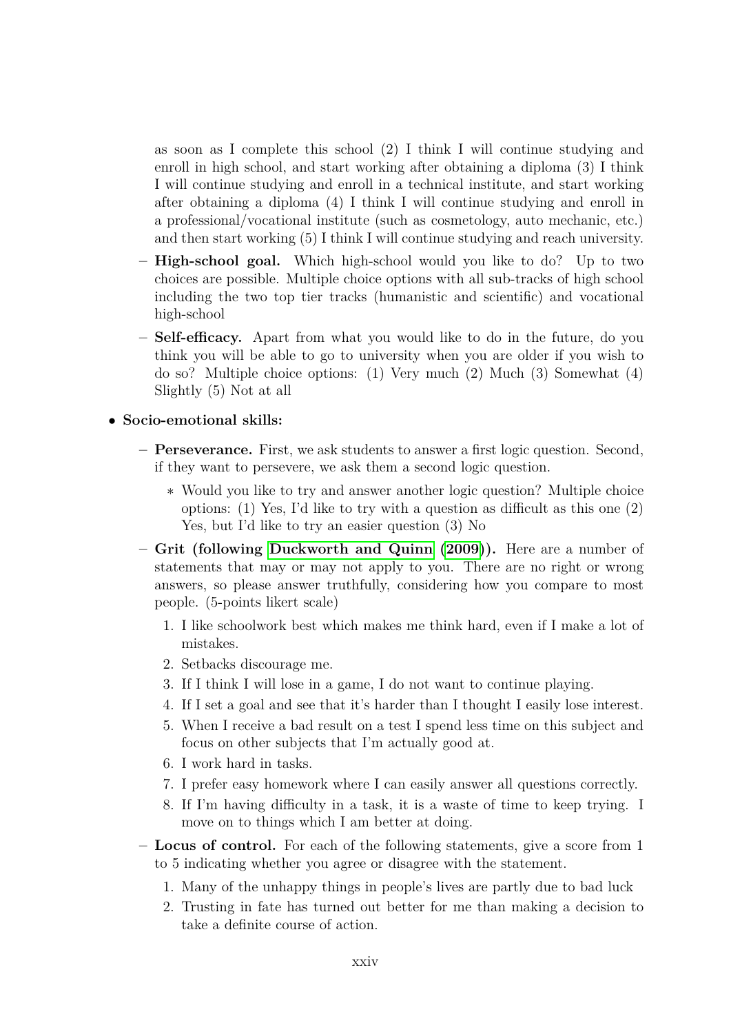as soon as I complete this school (2) I think I will continue studying and enroll in high school, and start working after obtaining a diploma (3) I think I will continue studying and enroll in a technical institute, and start working after obtaining a diploma (4) I think I will continue studying and enroll in a professional/vocational institute (such as cosmetology, auto mechanic, etc.) and then start working (5) I think I will continue studying and reach university.

  - **High-school goal.** Which high-school would you like to do? Up to two choices are possible. Multiple choice options with all sub-tracks of high school including the two top tier tracks (humanistic and scientific) and vocational high-school
  - **Self-efficacy.** Apart from what you would like to do in the future, do you think you will be able to go to university when you are older if you wish to do so? Multiple choice options: (1) Very much (2) Much (3) Somewhat (4) Slightly (5) Not at all

- **Socio-emotional skills:**
  - **Perseverance.** First, we ask students to answer a first logic question. Second, if they want to persevere, we ask them a second logic question.
    - Would you like to try and answer another logic question? Multiple choice options: (1) Yes, I'd like to try with a question as difficult as this one (2) Yes, but I'd like to try an easier question (3) No
  - **Grit (following Duckworth and Quinn (2009)).** Here are a number of statements that may or may not apply to you. There are no right or wrong answers, so please answer truthfully, considering how you compare to most people. (5-points likert scale)
    1. I like schoolwork best which makes me think hard, even if I make a lot of mistakes.
    2. Setbacks discourage me.
    3. If I think I will lose in a game, I do not want to continue playing.
    4. If I set a goal and see that it's harder than I thought I easily lose interest.
    5. When I receive a bad result on a test I spend less time on this subject and focus on other subjects that I'm actually good at.
    6. I work hard in tasks.
    7. I prefer easy homework where I can easily answer all questions correctly.
    8. If I'm having difficulty in a task, it is a waste of time to keep trying. I move on to things which I am better at doing.
  - **Locus of control.** For each of the following statements, give a score from 1 to 5 indicating whether you agree or disagree with the statement.
    1. Many of the unhappy things in people's lives are partly due to bad luck
    2. Trusting in fate has turned out better for me than making a decision to take a definite course of action.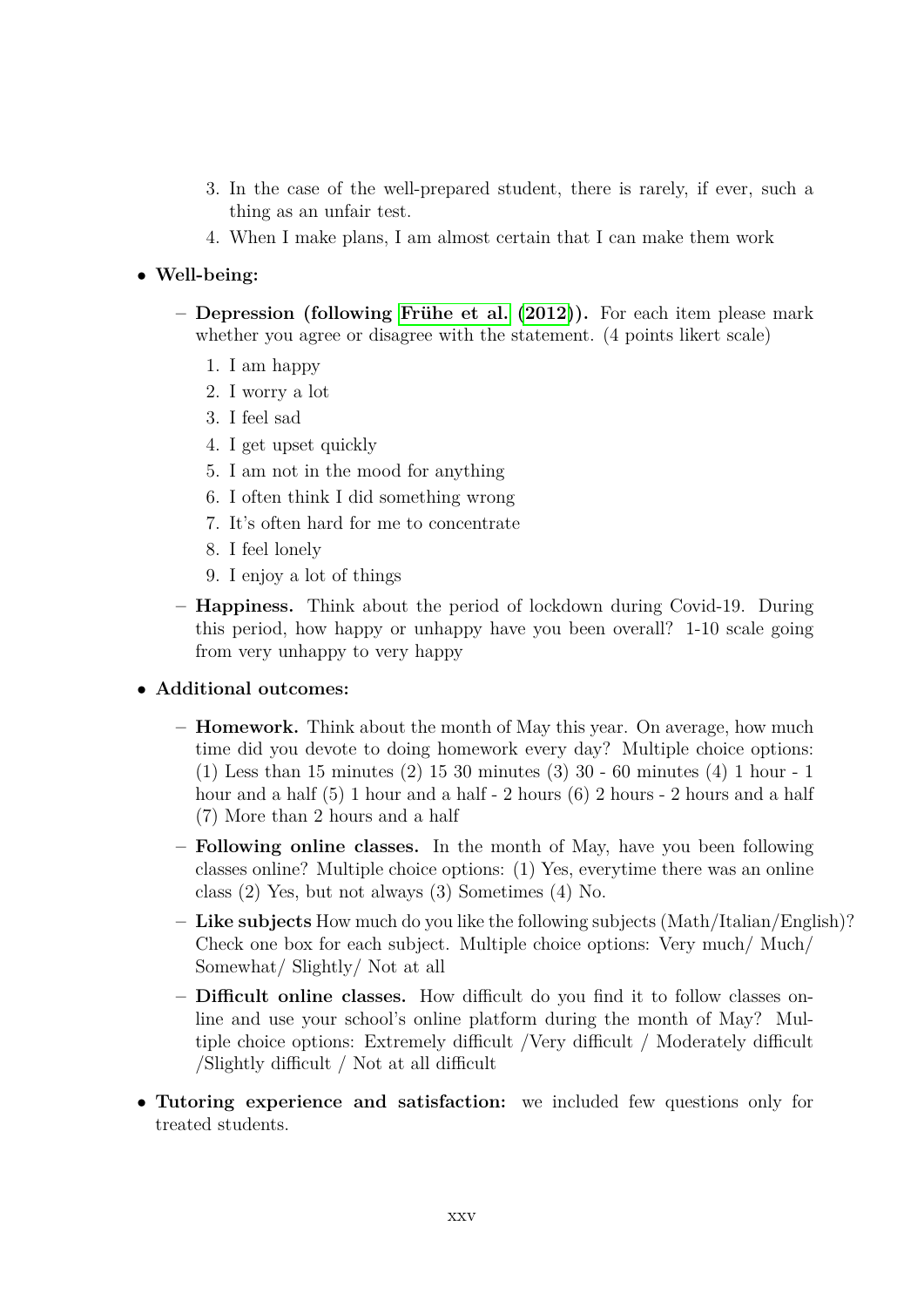3. In the case of the well-prepared student, there is rarely, if ever, such a thing as an unfair test.
4. When I make plans, I am almost certain that I can make them work

- **Well-being:**
  - **Depression (following Frühe et al. (2012)).** For each item please mark whether you agree or disagree with the statement. (4 points likert scale)
    1. I am happy
    2. I worry a lot
    3. I feel sad
    4. I get upset quickly
    5. I am not in the mood for anything
    6. I often think I did something wrong
    7. It's often hard for me to concentrate
    8. I feel lonely
    9. I enjoy a lot of things
  - **Happiness.** Think about the period of lockdown during Covid-19. During this period, how happy or unhappy have you been overall? 1-10 scale going from very unhappy to very happy

- **Additional outcomes:**
  - **Homework.** Think about the month of May this year. On average, how much time did you devote to doing homework every day? Multiple choice options: (1) Less than 15 minutes (2) 15 30 minutes (3) 30 - 60 minutes (4) 1 hour - 1 hour and a half (5) 1 hour and a half - 2 hours (6) 2 hours - 2 hours and a half (7) More than 2 hours and a half
  - **Following online classes.** In the month of May, have you been following classes online? Multiple choice options: (1) Yes, everytime there was an online class (2) Yes, but not always (3) Sometimes (4) No.
  - **Like subjects** How much do you like the following subjects (Math/Italian/English)? Check one box for each subject. Multiple choice options: Very much/ Much/ Somewhat/ Slightly/ Not at all
  - **Difficult online classes.** How difficult do you find it to follow classes online and use your school's online platform during the month of May? Multiple choice options: Extremely difficult /Very difficult / Moderately difficult /Slightly difficult / Not at all difficult

- **Tutoring experience and satisfaction:** we included few questions only for treated students.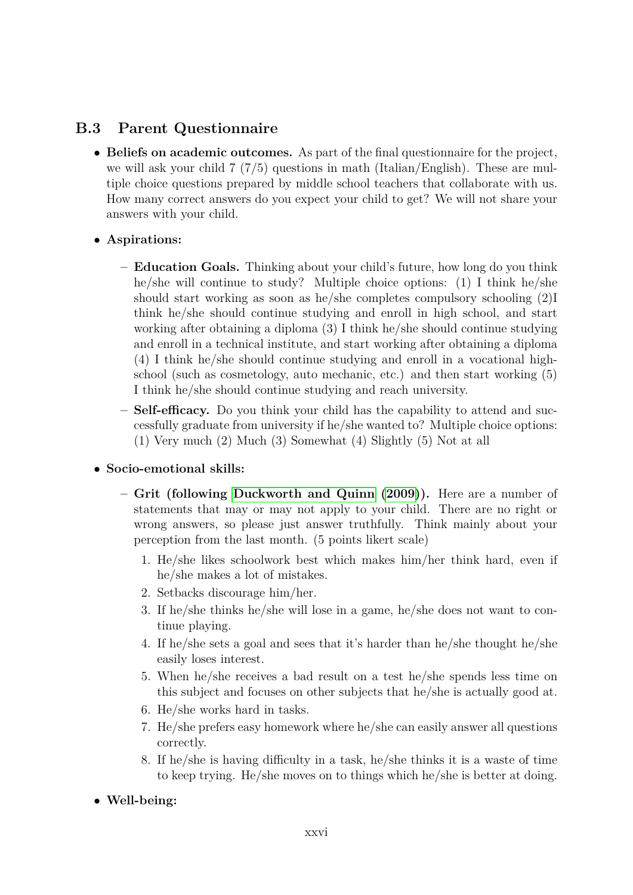## B.3 Parent Questionnaire

- **Beliefs on academic outcomes.** As part of the final questionnaire for the project, we will ask your child 7 (7/5) questions in math (Italian/English). These are multiple choice questions prepared by middle school teachers that collaborate with us. How many correct answers do you expect your child to get? We will not share your answers with your child.

- **Aspirations:**

  - **Education Goals.** Thinking about your child's future, how long do you think he/she will continue to study? Multiple choice options: (1) I think he/she should start working as soon as he/she completes compulsory schooling (2)I think he/she should continue studying and enroll in high school, and start working after obtaining a diploma (3) I think he/she should continue studying and enroll in a technical institute, and start working after obtaining a diploma (4) I think he/she should continue studying and enroll in a vocational high-school (such as cosmetology, auto mechanic, etc.) and then start working (5) I think he/she should continue studying and reach university.

  - **Self-efficacy.** Do you think your child has the capability to attend and successfully graduate from university if he/she wanted to? Multiple choice options: (1) Very much (2) Much (3) Somewhat (4) Slightly (5) Not at all

- **Socio-emotional skills:**

  - **Grit (following Duckworth and Quinn (2009)).** Here are a number of statements that may or may not apply to your child. There are no right or wrong answers, so please just answer truthfully. Think mainly about your perception from the last month. (5 points likert scale)

    1. He/she likes schoolwork best which makes him/her think hard, even if he/she makes a lot of mistakes.
    2. Setbacks discourage him/her.
    3. If he/she thinks he/she will lose in a game, he/she does not want to continue playing.
    4. If he/she sets a goal and sees that it's harder than he/she thought he/she easily loses interest.
    5. When he/she receives a bad result on a test he/she spends less time on this subject and focuses on other subjects that he/she is actually good at.
    6. He/she works hard in tasks.
    7. He/she prefers easy homework where he/she can easily answer all questions correctly.
    8. If he/she is having difficulty in a task, he/she thinks it is a waste of time to keep trying. He/she moves on to things which he/she is better at doing.

- **Well-being:**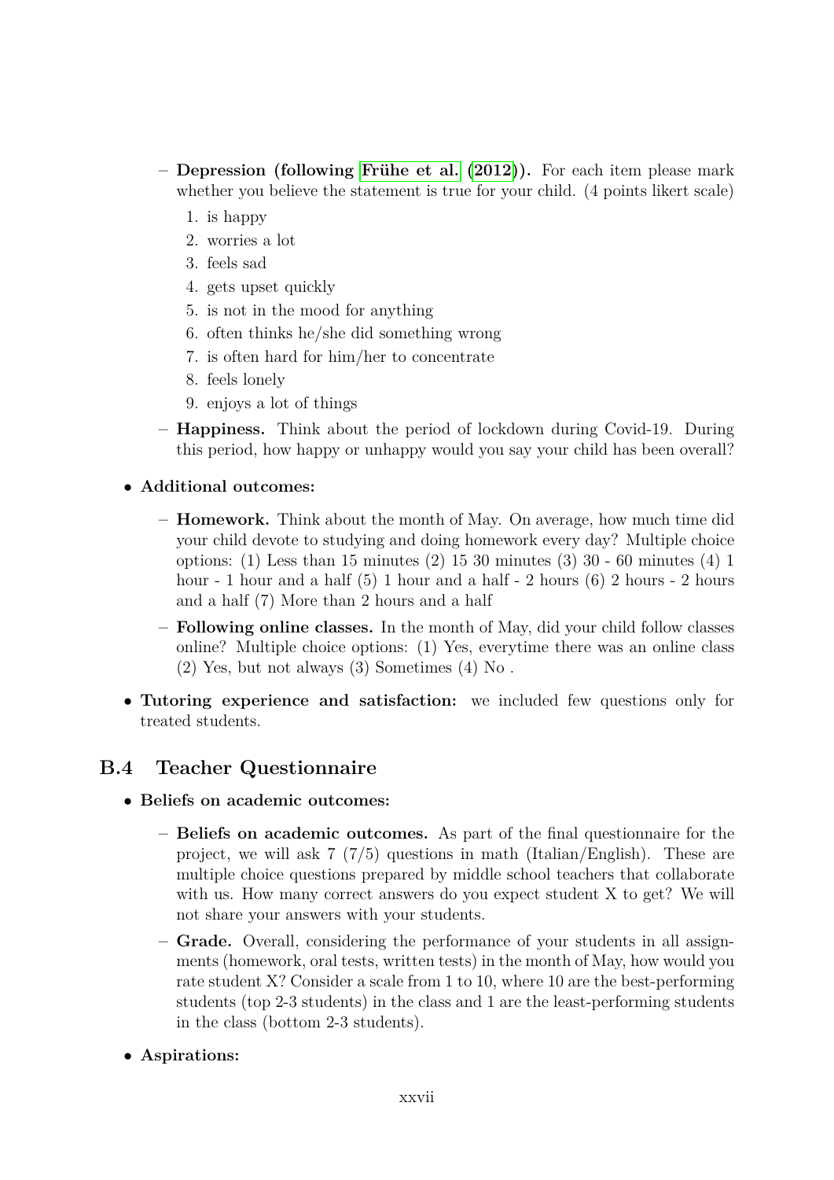- **Depression (following Frühe et al. (2012)).** For each item please mark whether you believe the statement is true for your child. (4 points likert scale)
  1. is happy
  2. worries a lot
  3. feels sad
  4. gets upset quickly
  5. is not in the mood for anything
  6. often thinks he/she did something wrong
  7. is often hard for him/her to concentrate
  8. feels lonely
  9. enjoys a lot of things
- **Happiness.** Think about the period of lockdown during Covid-19. During this period, how happy or unhappy would you say your child has been overall?

- **Additional outcomes:**
  - **Homework.** Think about the month of May. On average, how much time did your child devote to studying and doing homework every day? Multiple choice options: (1) Less than 15 minutes (2) 15 30 minutes (3) 30 - 60 minutes (4) 1 hour - 1 hour and a half (5) 1 hour and a half - 2 hours (6) 2 hours - 2 hours and a half (7) More than 2 hours and a half
  - **Following online classes.** In the month of May, did your child follow classes online? Multiple choice options: (1) Yes, everytime there was an online class (2) Yes, but not always (3) Sometimes (4) No .
- **Tutoring experience and satisfaction:** we included few questions only for treated students.

## B.4 Teacher Questionnaire

- **Beliefs on academic outcomes:**
  - **Beliefs on academic outcomes.** As part of the final questionnaire for the project, we will ask 7 (7/5) questions in math (Italian/English). These are multiple choice questions prepared by middle school teachers that collaborate with us. How many correct answers do you expect student X to get? We will not share your answers with your students.
  - **Grade.** Overall, considering the performance of your students in all assignments (homework, oral tests, written tests) in the month of May, how would you rate student X? Consider a scale from 1 to 10, where 10 are the best-performing students (top 2-3 students) in the class and 1 are the least-performing students in the class (bottom 2-3 students).
- **Aspirations:**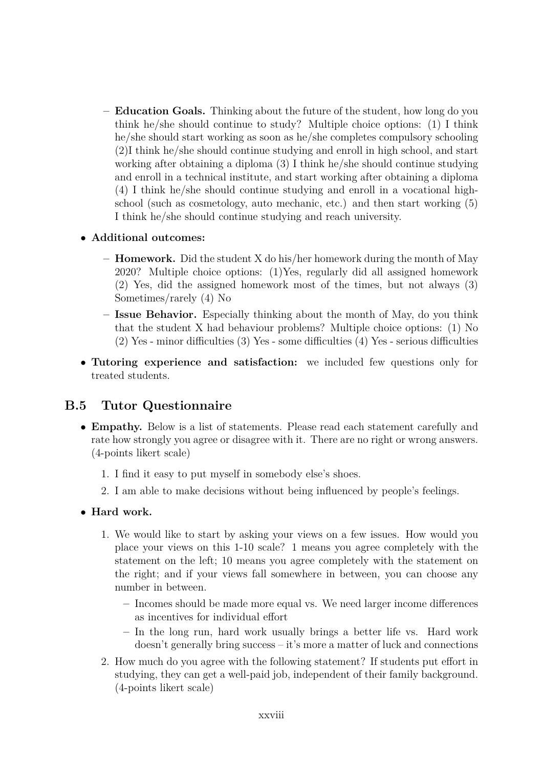- **Education Goals.** Thinking about the future of the student, how long do you think he/she should continue to study? Multiple choice options: (1) I think he/she should start working as soon as he/she completes compulsory schooling (2)I think he/she should continue studying and enroll in high school, and start working after obtaining a diploma (3) I think he/she should continue studying and enroll in a technical institute, and start working after obtaining a diploma (4) I think he/she should continue studying and enroll in a vocational high-school (such as cosmetology, auto mechanic, etc.) and then start working (5) I think he/she should continue studying and reach university.

- **Additional outcomes:**
  - **Homework.** Did the student X do his/her homework during the month of May 2020? Multiple choice options: (1)Yes, regularly did all assigned homework (2) Yes, did the assigned homework most of the times, but not always (3) Sometimes/rarely (4) No
  - **Issue Behavior.** Especially thinking about the month of May, do you think that the student X had behaviour problems? Multiple choice options: (1) No (2) Yes - minor difficulties (3) Yes - some difficulties (4) Yes - serious difficulties

- **Tutoring experience and satisfaction:** we included few questions only for treated students.

## B.5 Tutor Questionnaire

- **Empathy.** Below is a list of statements. Please read each statement carefully and rate how strongly you agree or disagree with it. There are no right or wrong answers. (4-points likert scale)
  1. I find it easy to put myself in somebody else's shoes.
  2. I am able to make decisions without being influenced by people's feelings.

- **Hard work.**
  1. We would like to start by asking your views on a few issues. How would you place your views on this 1-10 scale? 1 means you agree completely with the statement on the left; 10 means you agree completely with the statement on the right; and if your views fall somewhere in between, you can choose any number in between.
     - Incomes should be made more equal vs. We need larger income differences as incentives for individual effort
     - In the long run, hard work usually brings a better life vs. Hard work doesn't generally bring success – it's more a matter of luck and connections
  2. How much do you agree with the following statement? If students put effort in studying, they can get a well-paid job, independent of their family background. (4-points likert scale)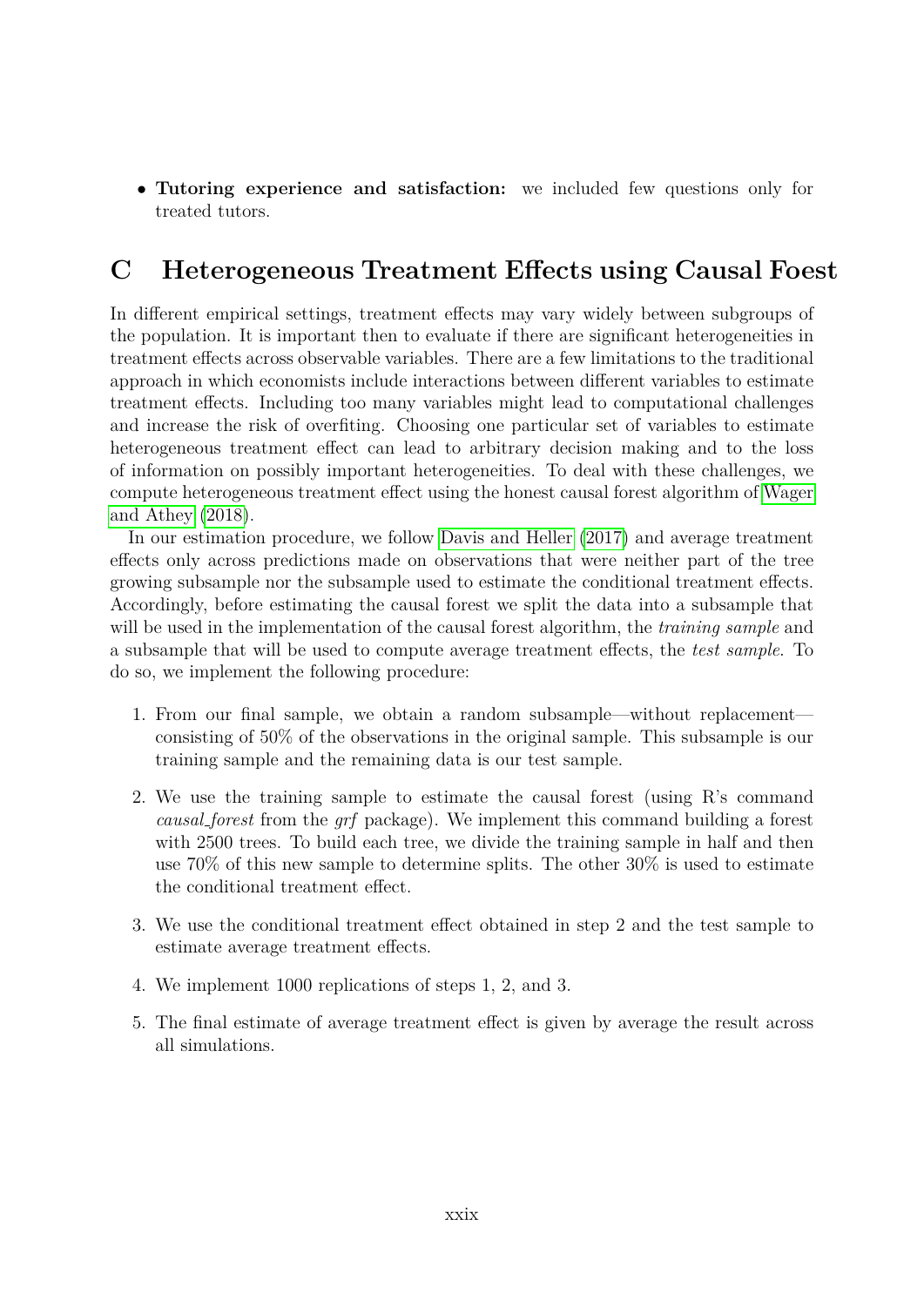- **Tutoring experience and satisfaction:** we included few questions only for treated tutors.

## C Heterogeneous Treatment Effects using Causal Foest

In different empirical settings, treatment effects may vary widely between subgroups of the population. It is important then to evaluate if there are significant heterogeneities in treatment effects across observable variables. There are a few limitations to the traditional approach in which economists include interactions between different variables to estimate treatment effects. Including too many variables might lead to computational challenges and increase the risk of overfiting. Choosing one particular set of variables to estimate heterogeneous treatment effect can lead to arbitrary decision making and to the loss of information on possibly important heterogeneities. To deal with these challenges, we compute heterogeneous treatment effect using the honest causal forest algorithm of Wager and Athey (2018).

In our estimation procedure, we follow Davis and Heller (2017) and average treatment effects only across predictions made on observations that were neither part of the tree growing subsample nor the subsample used to estimate the conditional treatment effects. Accordingly, before estimating the causal forest we split the data into a subsample that will be used in the implementation of the causal forest algorithm, the *training sample* and a subsample that will be used to compute average treatment effects, the *test sample*. To do so, we implement the following procedure:

1. From our final sample, we obtain a random subsample—without replacement—consisting of 50% of the observations in the original sample. This subsample is our training sample and the remaining data is our test sample.
2. We use the training sample to estimate the causal forest (using R's command *causal_forest* from the *grf* package). We implement this command building a forest with 2500 trees. To build each tree, we divide the training sample in half and then use 70% of this new sample to determine splits. The other 30% is used to estimate the conditional treatment effect.
3. We use the conditional treatment effect obtained in step 2 and the test sample to estimate average treatment effects.
4. We implement 1000 replications of steps 1, 2, and 3.
5. The final estimate of average treatment effect is given by average the result across all simulations.